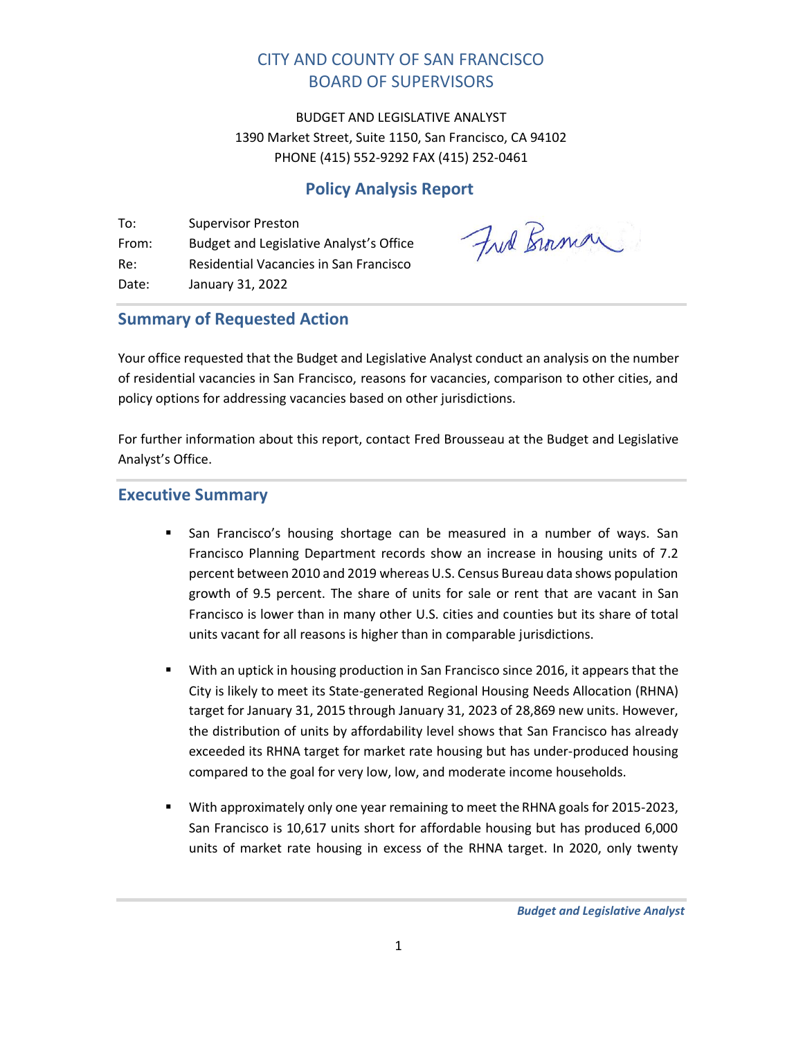# CITY AND COUNTY OF SAN FRANCISCO
# BOARD OF SUPERVISORS

BUDGET AND LEGISLATIVE ANALYST
1390 Market Street, Suite 1150, San Francisco, CA 94102
PHONE (415) 552-9292 FAX (415) 252-0461

## Policy Analysis Report

| | |
|---|---|
| To: | Supervisor Preston |
| From: | Budget and Legislative Analyst's Office |
| Re: | Residential Vacancies in San Francisco |
| Date: | January 31, 2022 |

## Summary of Requested Action

Your office requested that the Budget and Legislative Analyst conduct an analysis on the number of residential vacancies in San Francisco, reasons for vacancies, comparison to other cities, and policy options for addressing vacancies based on other jurisdictions.

For further information about this report, contact Fred Brousseau at the Budget and Legislative Analyst's Office.

## Executive Summary

- San Francisco's housing shortage can be measured in a number of ways. San Francisco Planning Department records show an increase in housing units of 7.2 percent between 2010 and 2019 whereas U.S. Census Bureau data shows population growth of 9.5 percent. The share of units for sale or rent that are vacant in San Francisco is lower than in many other U.S. cities and counties but its share of total units vacant for all reasons is higher than in comparable jurisdictions.

- With an uptick in housing production in San Francisco since 2016, it appears that the City is likely to meet its State-generated Regional Housing Needs Allocation (RHNA) target for January 31, 2015 through January 31, 2023 of 28,869 new units. However, the distribution of units by affordability level shows that San Francisco has already exceeded its RHNA target for market rate housing but has under-produced housing compared to the goal for very low, low, and moderate income households.

- With approximately only one year remaining to meet the RHNA goals for 2015-2023, San Francisco is 10,617 units short for affordable housing but has produced 6,000 units of market rate housing in excess of the RHNA target. In 2020, only twenty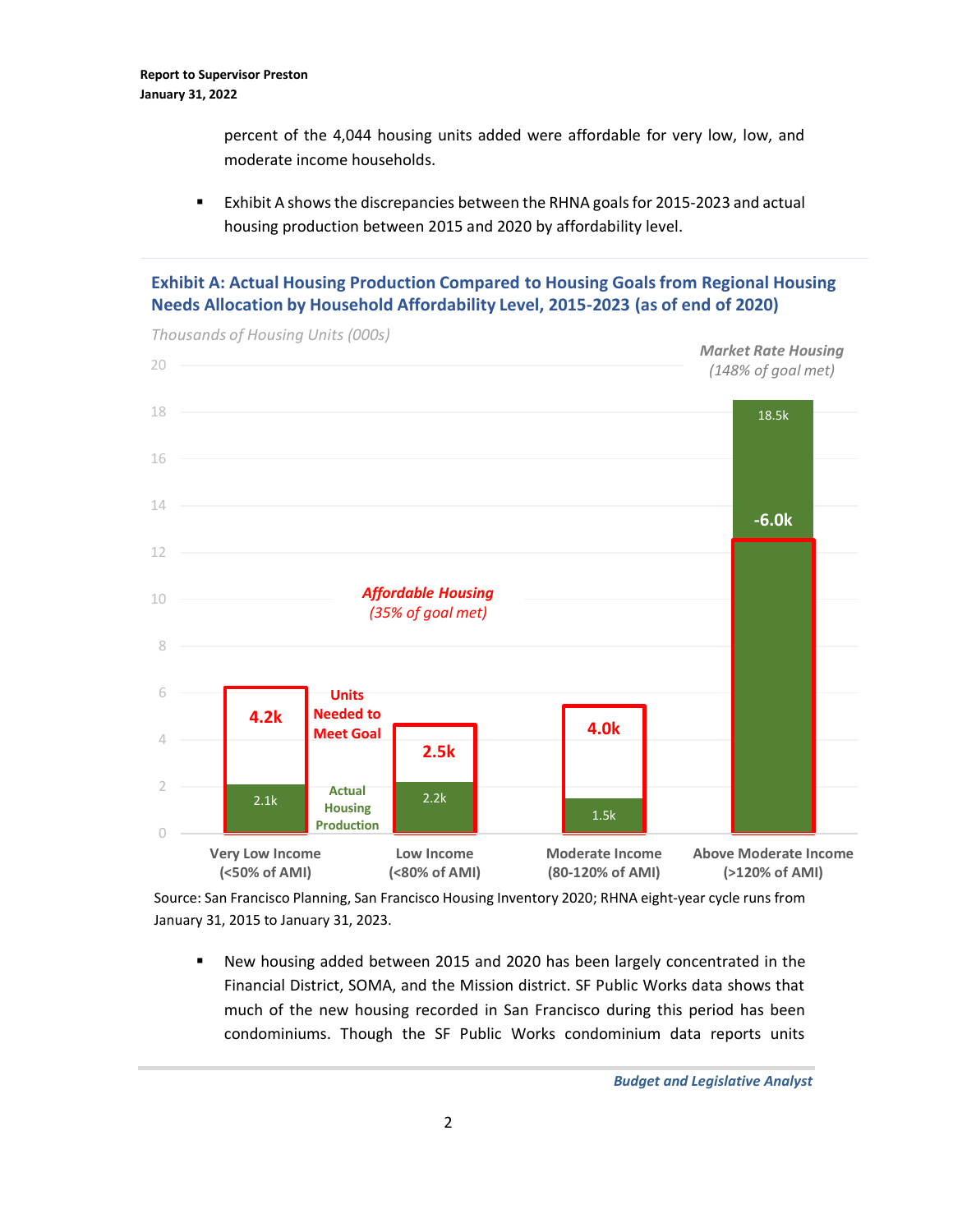percent of the 4,044 housing units added were affordable for very low, low, and moderate income households.

- Exhibit A shows the discrepancies between the RHNA goals for 2015-2023 and actual housing production between 2015 and 2020 by affordability level.

### Exhibit A: Actual Housing Production Compared to Housing Goals from Regional Housing Needs Allocation by Household Affordability Level, 2015-2023 (as of end of 2020)

*Thousands of Housing Units (000s)*

| Affordability Level | Actual Housing Production | Units Needed to Meet Goal |
|---|---|---|
| Very Low Income (<50% of AMI) | 2.1k | 4.2k |
| Low Income (<80% of AMI) | 2.2k | 2.5k |
| Moderate Income (80-120% of AMI) | 1.5k | 4.0k |
| Above Moderate Income (>120% of AMI) | 18.5k | -6.0k |

*Affordable Housing (35% of goal met)*

*Market Rate Housing (148% of goal met)*

Source: San Francisco Planning, San Francisco Housing Inventory 2020; RHNA eight-year cycle runs from January 31, 2015 to January 31, 2023.

- New housing added between 2015 and 2020 has been largely concentrated in the Financial District, SOMA, and the Mission district. SF Public Works data shows that much of the new housing recorded in San Francisco during this period has been condominiums. Though the SF Public Works condominium data reports units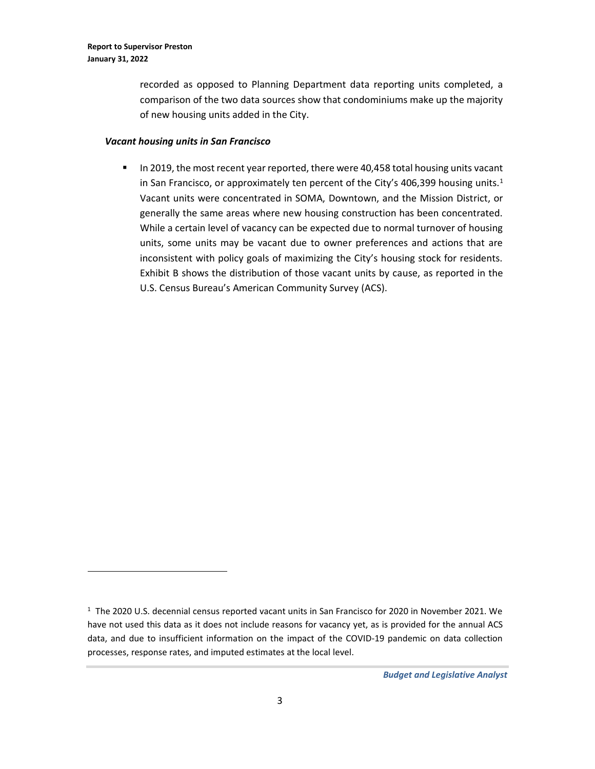recorded as opposed to Planning Department data reporting units completed, a comparison of the two data sources show that condominiums make up the majority of new housing units added in the City.

***Vacant housing units in San Francisco***

- In 2019, the most recent year reported, there were 40,458 total housing units vacant in San Francisco, or approximately ten percent of the City's 406,399 housing units.[1] Vacant units were concentrated in SOMA, Downtown, and the Mission District, or generally the same areas where new housing construction has been concentrated. While a certain level of vacancy can be expected due to normal turnover of housing units, some units may be vacant due to owner preferences and actions that are inconsistent with policy goals of maximizing the City's housing stock for residents. Exhibit B shows the distribution of those vacant units by cause, as reported in the U.S. Census Bureau's American Community Survey (ACS).

---

[1] The 2020 U.S. decennial census reported vacant units in San Francisco for 2020 in November 2021. We have not used this data as it does not include reasons for vacancy yet, as is provided for the annual ACS data, and due to insufficient information on the impact of the COVID-19 pandemic on data collection processes, response rates, and imputed estimates at the local level.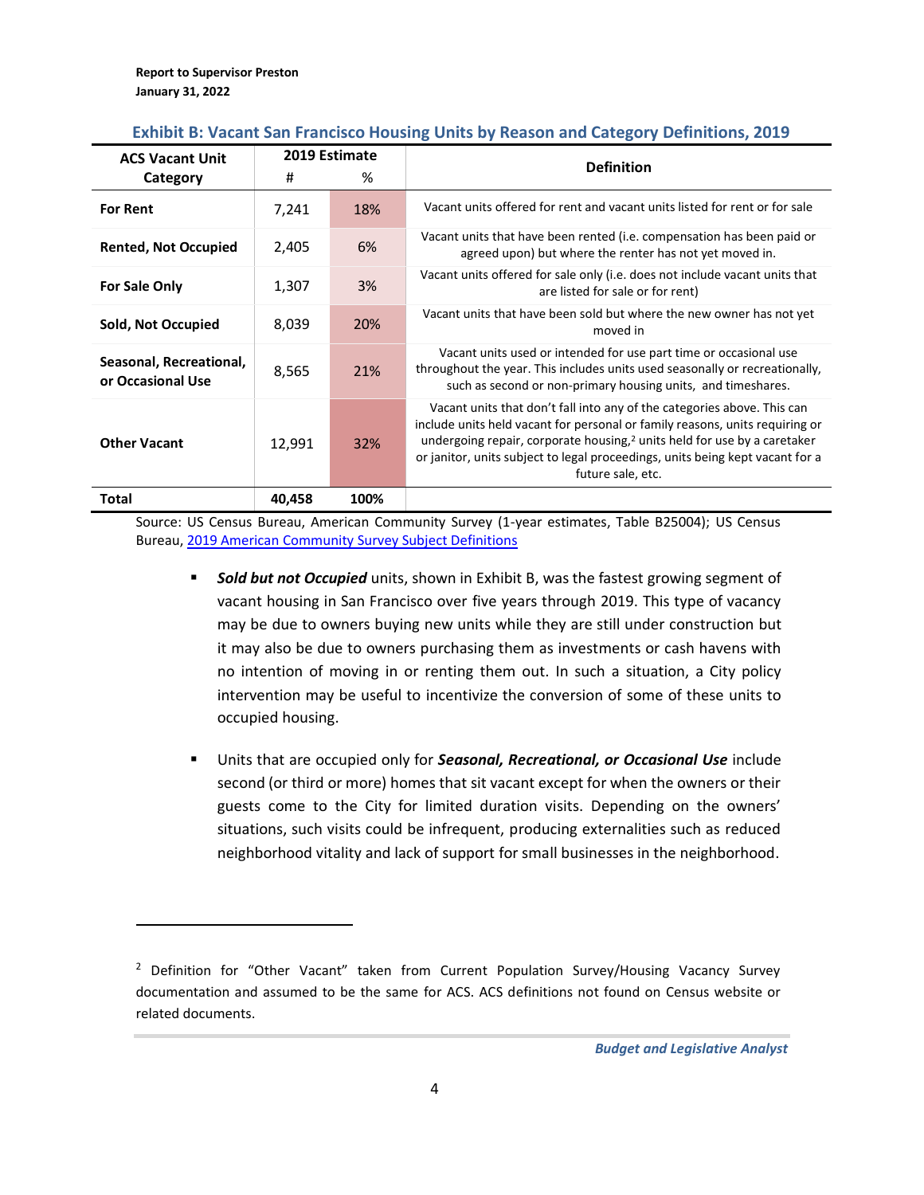### Exhibit B: Vacant San Francisco Housing Units by Reason and Category Definitions, 2019

| ACS Vacant Unit Category | 2019 Estimate # | 2019 Estimate % | Definition |
|---|---|---|---|
| **For Rent** | 7,241 | 18% | Vacant units offered for rent and vacant units listed for rent or for sale |
| **Rented, Not Occupied** | 2,405 | 6% | Vacant units that have been rented (i.e. compensation has been paid or agreed upon) but where the renter has not yet moved in. |
| **For Sale Only** | 1,307 | 3% | Vacant units offered for sale only (i.e. does not include vacant units that are listed for sale or for rent) |
| **Sold, Not Occupied** | 8,039 | 20% | Vacant units that have been sold but where the new owner has not yet moved in |
| **Seasonal, Recreational, or Occasional Use** | 8,565 | 21% | Vacant units used or intended for use part time or occasional use throughout the year. This includes units used seasonally or recreationally, such as second or non-primary housing units, and timeshares. |
| **Other Vacant** | 12,991 | 32% | Vacant units that don't fall into any of the categories above. This can include units held vacant for personal or family reasons, units requiring or undergoing repair, corporate housing,[2] units held for use by a caretaker or janitor, units subject to legal proceedings, units being kept vacant for a future sale, etc. |
| **Total** | **40,458** | **100%** | |

Source: US Census Bureau, American Community Survey (1-year estimates, Table B25004); US Census Bureau, 2019 American Community Survey Subject Definitions

- ***Sold but not Occupied*** units, shown in Exhibit B, was the fastest growing segment of vacant housing in San Francisco over five years through 2019. This type of vacancy may be due to owners buying new units while they are still under construction but it may also be due to owners purchasing them as investments or cash havens with no intention of moving in or renting them out. In such a situation, a City policy intervention may be useful to incentivize the conversion of some of these units to occupied housing.

- Units that are occupied only for ***Seasonal, Recreational, or Occasional Use*** include second (or third or more) homes that sit vacant except for when the owners or their guests come to the City for limited duration visits. Depending on the owners' situations, such visits could be infrequent, producing externalities such as reduced neighborhood vitality and lack of support for small businesses in the neighborhood.

---

[2] Definition for "Other Vacant" taken from Current Population Survey/Housing Vacancy Survey documentation and assumed to be the same for ACS. ACS definitions not found on Census website or related documents.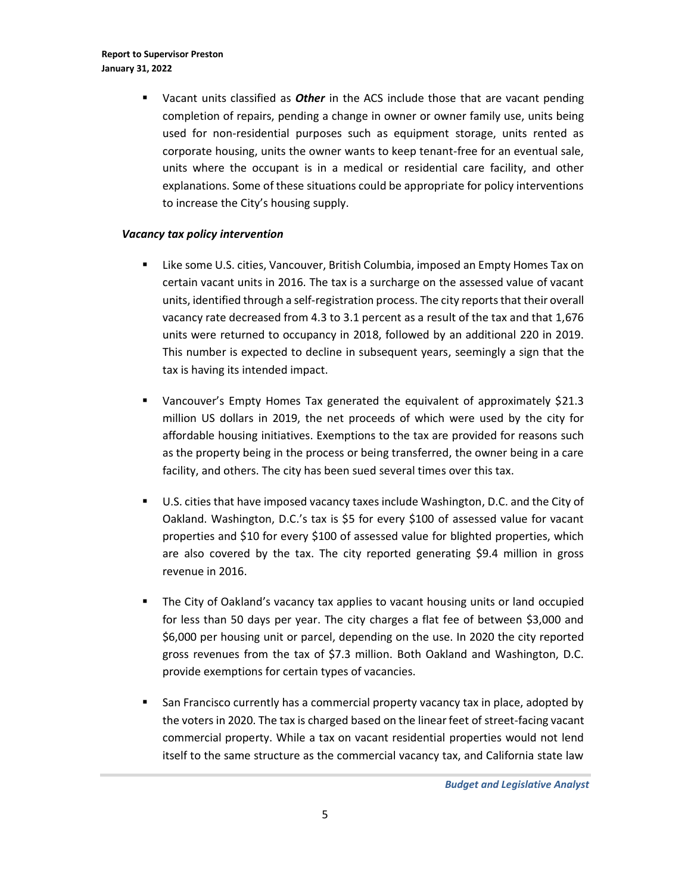- Vacant units classified as ***Other*** in the ACS include those that are vacant pending completion of repairs, pending a change in owner or owner family use, units being used for non-residential purposes such as equipment storage, units rented as corporate housing, units the owner wants to keep tenant-free for an eventual sale, units where the occupant is in a medical or residential care facility, and other explanations. Some of these situations could be appropriate for policy interventions to increase the City's housing supply.

***Vacancy tax policy intervention***

- Like some U.S. cities, Vancouver, British Columbia, imposed an Empty Homes Tax on certain vacant units in 2016. The tax is a surcharge on the assessed value of vacant units, identified through a self-registration process. The city reports that their overall vacancy rate decreased from 4.3 to 3.1 percent as a result of the tax and that 1,676 units were returned to occupancy in 2018, followed by an additional 220 in 2019. This number is expected to decline in subsequent years, seemingly a sign that the tax is having its intended impact.

- Vancouver's Empty Homes Tax generated the equivalent of approximately $21.3 million US dollars in 2019, the net proceeds of which were used by the city for affordable housing initiatives. Exemptions to the tax are provided for reasons such as the property being in the process or being transferred, the owner being in a care facility, and others. The city has been sued several times over this tax.

- U.S. cities that have imposed vacancy taxes include Washington, D.C. and the City of Oakland. Washington, D.C.'s tax is $5 for every $100 of assessed value for vacant properties and $10 for every $100 of assessed value for blighted properties, which are also covered by the tax. The city reported generating $9.4 million in gross revenue in 2016.

- The City of Oakland's vacancy tax applies to vacant housing units or land occupied for less than 50 days per year. The city charges a flat fee of between $3,000 and $6,000 per housing unit or parcel, depending on the use. In 2020 the city reported gross revenues from the tax of $7.3 million. Both Oakland and Washington, D.C. provide exemptions for certain types of vacancies.

- San Francisco currently has a commercial property vacancy tax in place, adopted by the voters in 2020. The tax is charged based on the linear feet of street-facing vacant commercial property. While a tax on vacant residential properties would not lend itself to the same structure as the commercial vacancy tax, and California state law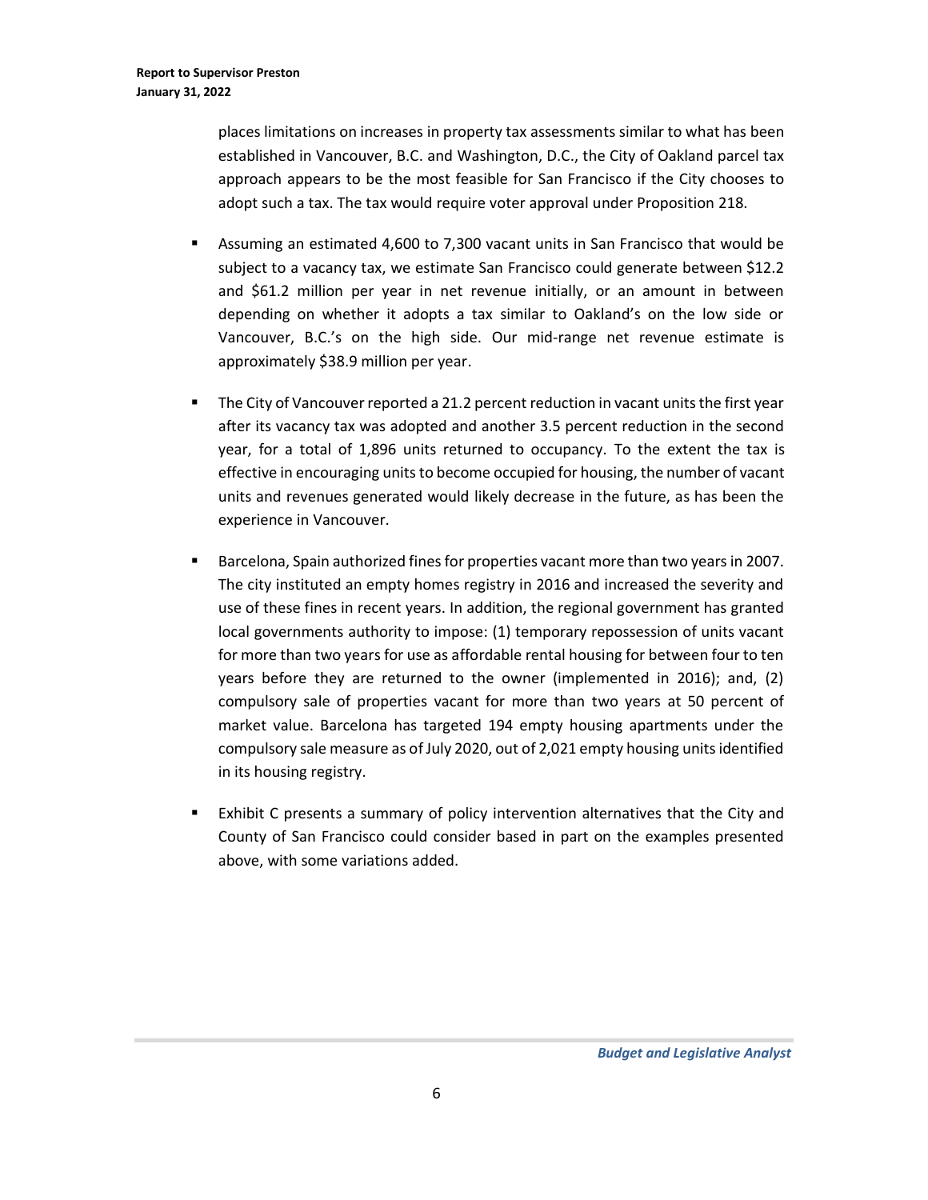places limitations on increases in property tax assessments similar to what has been established in Vancouver, B.C. and Washington, D.C., the City of Oakland parcel tax approach appears to be the most feasible for San Francisco if the City chooses to adopt such a tax. The tax would require voter approval under Proposition 218.

- Assuming an estimated 4,600 to 7,300 vacant units in San Francisco that would be subject to a vacancy tax, we estimate San Francisco could generate between $12.2 and $61.2 million per year in net revenue initially, or an amount in between depending on whether it adopts a tax similar to Oakland's on the low side or Vancouver, B.C.'s on the high side. Our mid-range net revenue estimate is approximately $38.9 million per year.

- The City of Vancouver reported a 21.2 percent reduction in vacant units the first year after its vacancy tax was adopted and another 3.5 percent reduction in the second year, for a total of 1,896 units returned to occupancy. To the extent the tax is effective in encouraging units to become occupied for housing, the number of vacant units and revenues generated would likely decrease in the future, as has been the experience in Vancouver.

- Barcelona, Spain authorized fines for properties vacant more than two years in 2007. The city instituted an empty homes registry in 2016 and increased the severity and use of these fines in recent years. In addition, the regional government has granted local governments authority to impose: (1) temporary repossession of units vacant for more than two years for use as affordable rental housing for between four to ten years before they are returned to the owner (implemented in 2016); and, (2) compulsory sale of properties vacant for more than two years at 50 percent of market value. Barcelona has targeted 194 empty housing apartments under the compulsory sale measure as of July 2020, out of 2,021 empty housing units identified in its housing registry.

- Exhibit C presents a summary of policy intervention alternatives that the City and County of San Francisco could consider based in part on the examples presented above, with some variations added.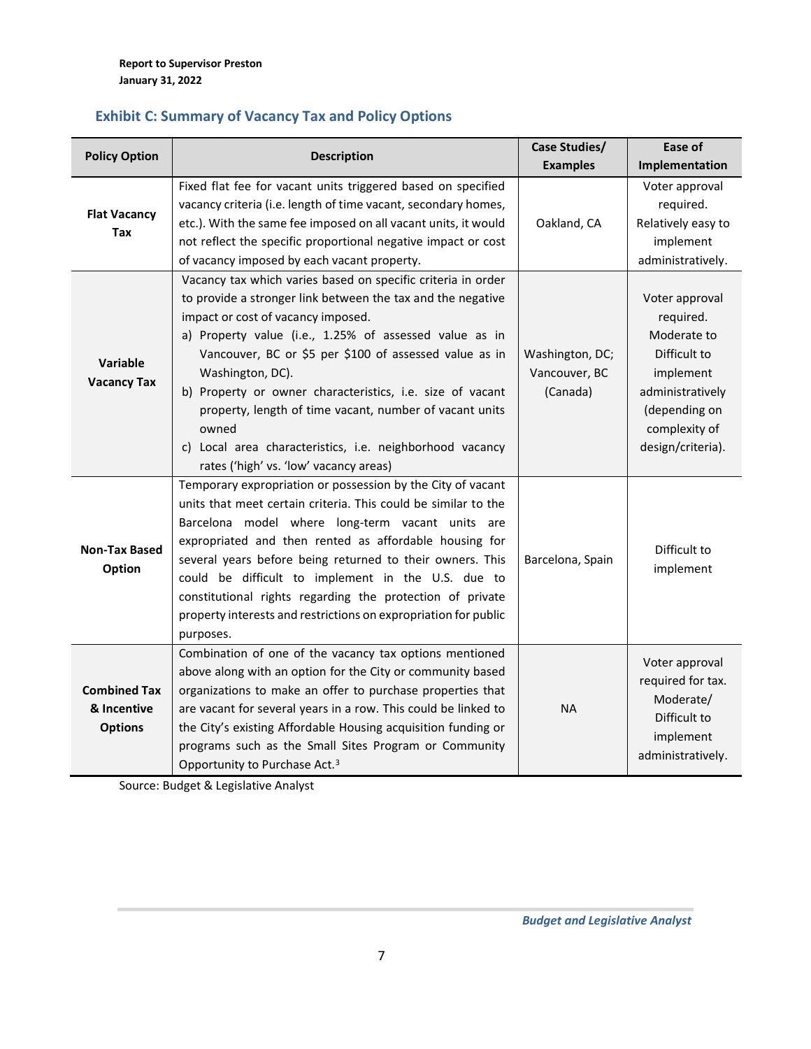Report to Supervisor Preston
January 31, 2022

## Exhibit C: Summary of Vacancy Tax and Policy Options

| Policy Option | Description | Case Studies/ Examples | Ease of Implementation |
|---|---|---|---|
| **Flat Vacancy Tax** | Fixed flat fee for vacant units triggered based on specified vacancy criteria (i.e. length of time vacant, secondary homes, etc.). With the same fee imposed on all vacant units, it would not reflect the specific proportional negative impact or cost of vacancy imposed by each vacant property. | Oakland, CA | Voter approval required. Relatively easy to implement administratively. |
| **Variable Vacancy Tax** | Vacancy tax which varies based on specific criteria in order to provide a stronger link between the tax and the negative impact or cost of vacancy imposed.<br>a) Property value (i.e., 1.25% of assessed value as in Vancouver, BC or $5 per $100 of assessed value as in Washington, DC).<br>b) Property or owner characteristics, i.e. size of vacant property, length of time vacant, number of vacant units owned<br>c) Local area characteristics, i.e. neighborhood vacancy rates ('high' vs. 'low' vacancy areas) | Washington, DC; Vancouver, BC (Canada) | Voter approval required. Moderate to Difficult to implement administratively (depending on complexity of design/criteria). |
| **Non-Tax Based Option** | Temporary expropriation or possession by the City of vacant units that meet certain criteria. This could be similar to the Barcelona model where long-term vacant units are expropriated and then rented as affordable housing for several years before being returned to their owners. This could be difficult to implement in the U.S. due to constitutional rights regarding the protection of private property interests and restrictions on expropriation for public purposes. | Barcelona, Spain | Difficult to implement |
| **Combined Tax & Incentive Options** | Combination of one of the vacancy tax options mentioned above along with an option for the City or community based organizations to make an offer to purchase properties that are vacant for several years in a row. This could be linked to the City's existing Affordable Housing acquisition funding or programs such as the Small Sites Program or Community Opportunity to Purchase Act.[3] | NA | Voter approval required for tax. Moderate/ Difficult to implement administratively. |

Source: Budget & Legislative Analyst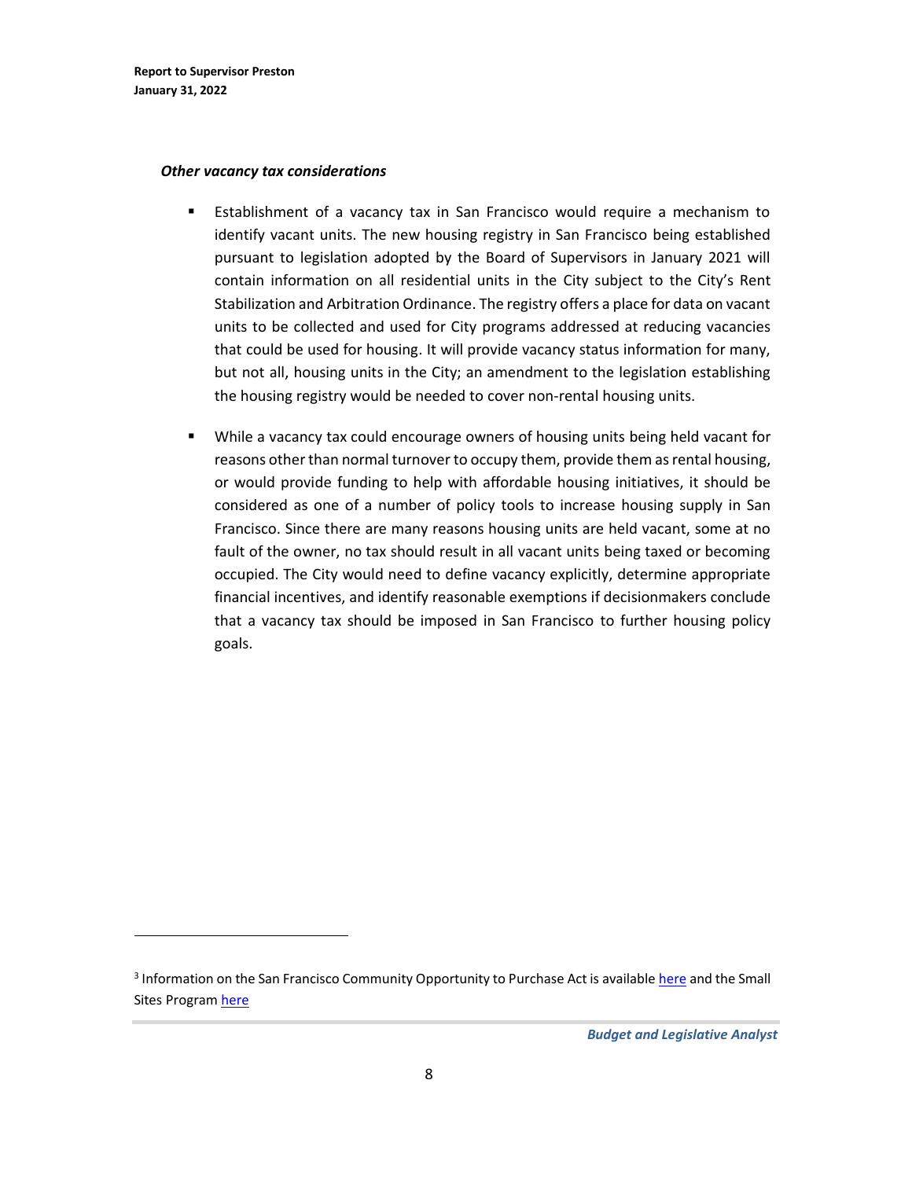### *Other vacancy tax considerations*

- Establishment of a vacancy tax in San Francisco would require a mechanism to identify vacant units. The new housing registry in San Francisco being established pursuant to legislation adopted by the Board of Supervisors in January 2021 will contain information on all residential units in the City subject to the City's Rent Stabilization and Arbitration Ordinance. The registry offers a place for data on vacant units to be collected and used for City programs addressed at reducing vacancies that could be used for housing. It will provide vacancy status information for many, but not all, housing units in the City; an amendment to the legislation establishing the housing registry would be needed to cover non-rental housing units.

- While a vacancy tax could encourage owners of housing units being held vacant for reasons other than normal turnover to occupy them, provide them as rental housing, or would provide funding to help with affordable housing initiatives, it should be considered as one of a number of policy tools to increase housing supply in San Francisco. Since there are many reasons housing units are held vacant, some at no fault of the owner, no tax should result in all vacant units being taxed or becoming occupied. The City would need to define vacancy explicitly, determine appropriate financial incentives, and identify reasonable exemptions if decisionmakers conclude that a vacancy tax should be imposed in San Francisco to further housing policy goals.

---

[3] Information on the San Francisco Community Opportunity to Purchase Act is available here and the Small Sites Program here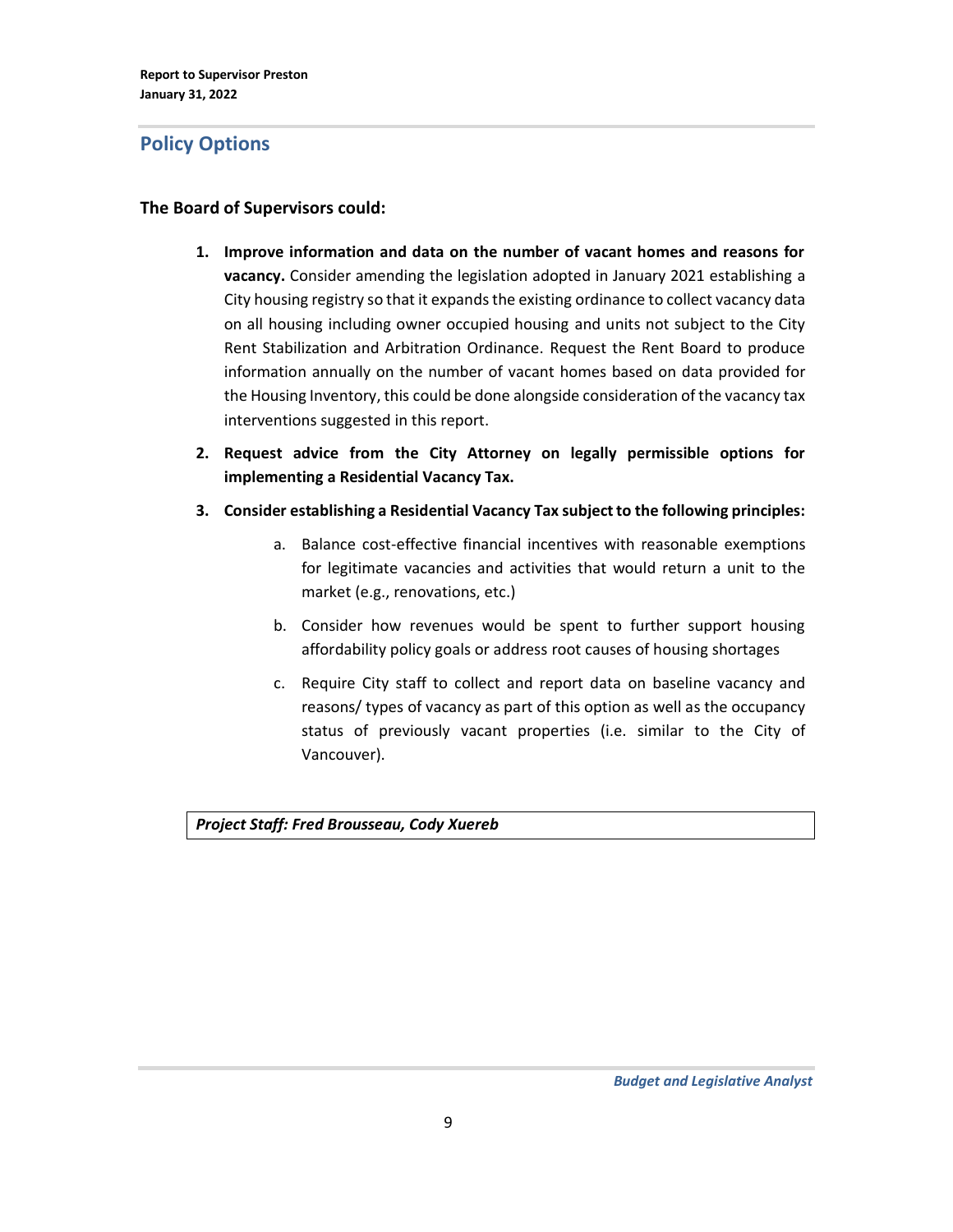## Policy Options

**The Board of Supervisors could:**

1. **Improve information and data on the number of vacant homes and reasons for vacancy.** Consider amending the legislation adopted in January 2021 establishing a City housing registry so that it expands the existing ordinance to collect vacancy data on all housing including owner occupied housing and units not subject to the City Rent Stabilization and Arbitration Ordinance. Request the Rent Board to produce information annually on the number of vacant homes based on data provided for the Housing Inventory, this could be done alongside consideration of the vacancy tax interventions suggested in this report.

2. **Request advice from the City Attorney on legally permissible options for implementing a Residential Vacancy Tax.**

3. **Consider establishing a Residential Vacancy Tax subject to the following principles:**

   a. Balance cost-effective financial incentives with reasonable exemptions for legitimate vacancies and activities that would return a unit to the market (e.g., renovations, etc.)

   b. Consider how revenues would be spent to further support housing affordability policy goals or address root causes of housing shortages

   c. Require City staff to collect and report data on baseline vacancy and reasons/ types of vacancy as part of this option as well as the occupancy status of previously vacant properties (i.e. similar to the City of Vancouver).

***Project Staff: Fred Brousseau, Cody Xuereb***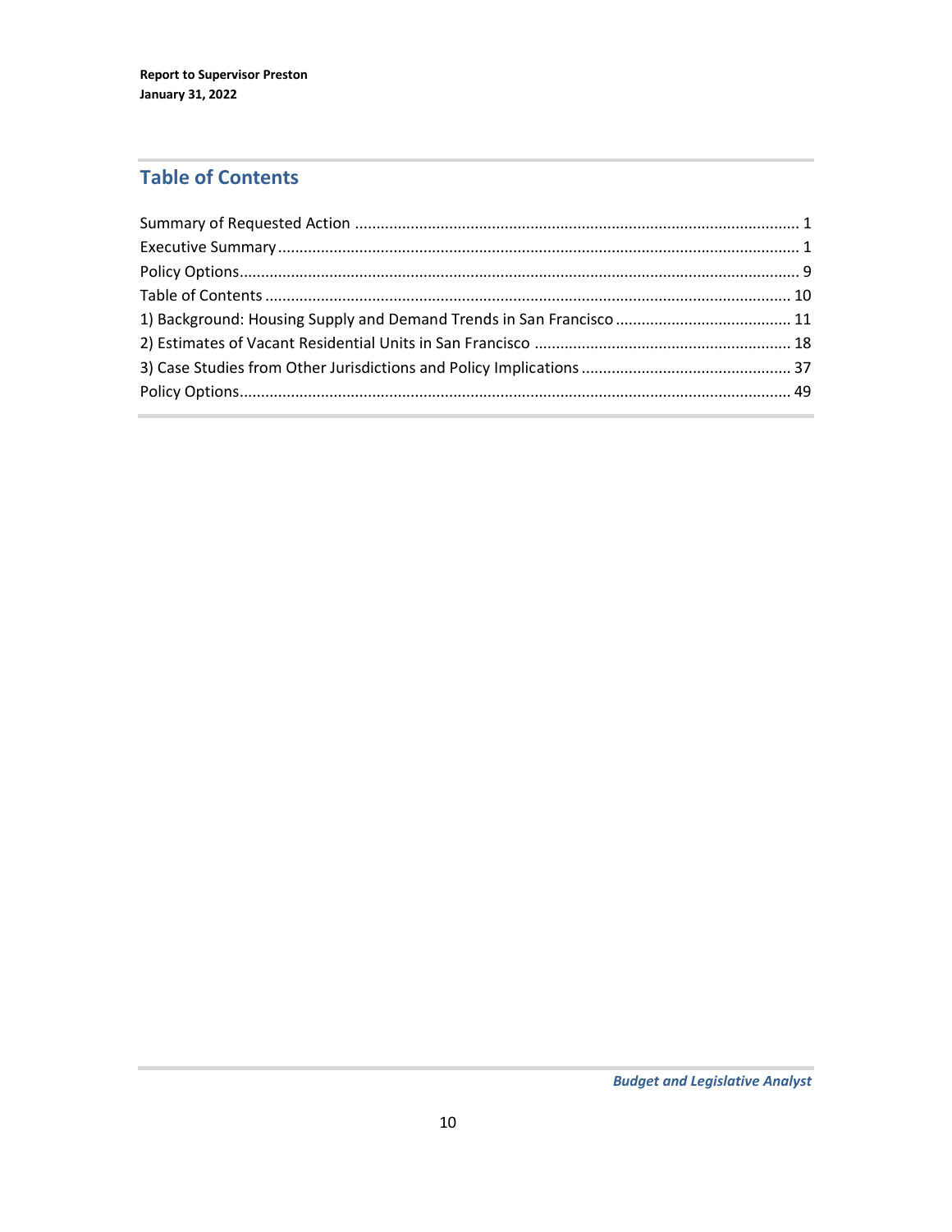## Table of Contents

Summary of Requested Action ........................................................................................................ 1

Executive Summary ........................................................................................................................ 1

Policy Options ................................................................................................................................. 9

Table of Contents .......................................................................................................................... 10

1) Background: Housing Supply and Demand Trends in San Francisco ......................................... 11

2) Estimates of Vacant Residential Units in San Francisco ............................................................ 18

3) Case Studies from Other Jurisdictions and Policy Implications ................................................. 37

Policy Options ............................................................................................................................... 49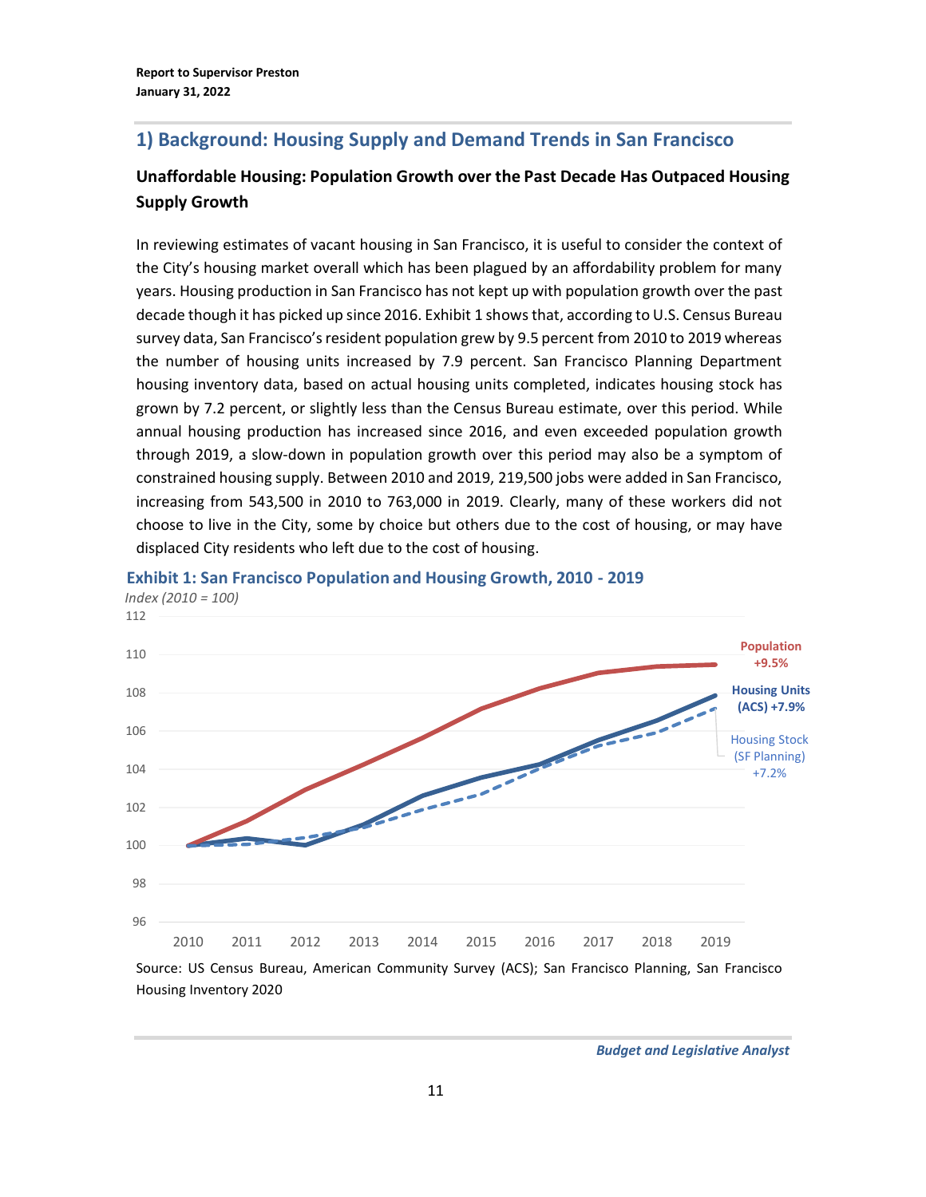## 1) Background: Housing Supply and Demand Trends in San Francisco

### Unaffordable Housing: Population Growth over the Past Decade Has Outpaced Housing Supply Growth

In reviewing estimates of vacant housing in San Francisco, it is useful to consider the context of the City's housing market overall which has been plagued by an affordability problem for many years. Housing production in San Francisco has not kept up with population growth over the past decade though it has picked up since 2016. Exhibit 1 shows that, according to U.S. Census Bureau survey data, San Francisco's resident population grew by 9.5 percent from 2010 to 2019 whereas the number of housing units increased by 7.9 percent. San Francisco Planning Department housing inventory data, based on actual housing units completed, indicates housing stock has grown by 7.2 percent, or slightly less than the Census Bureau estimate, over this period. While annual housing production has increased since 2016, and even exceeded population growth through 2019, a slow-down in population growth over this period may also be a symptom of constrained housing supply. Between 2010 and 2019, 219,500 jobs were added in San Francisco, increasing from 543,500 in 2010 to 763,000 in 2019. Clearly, many of these workers did not choose to live in the City, some by choice but others due to the cost of housing, or may have displaced City residents who left due to the cost of housing.

**Exhibit 1: San Francisco Population and Housing Growth, 2010 - 2019**

*Index (2010 = 100)*

Population +9.5%

Housing Units (ACS) +7.9%

Housing Stock (SF Planning) +7.2%

Source: US Census Bureau, American Community Survey (ACS); San Francisco Planning, San Francisco Housing Inventory 2020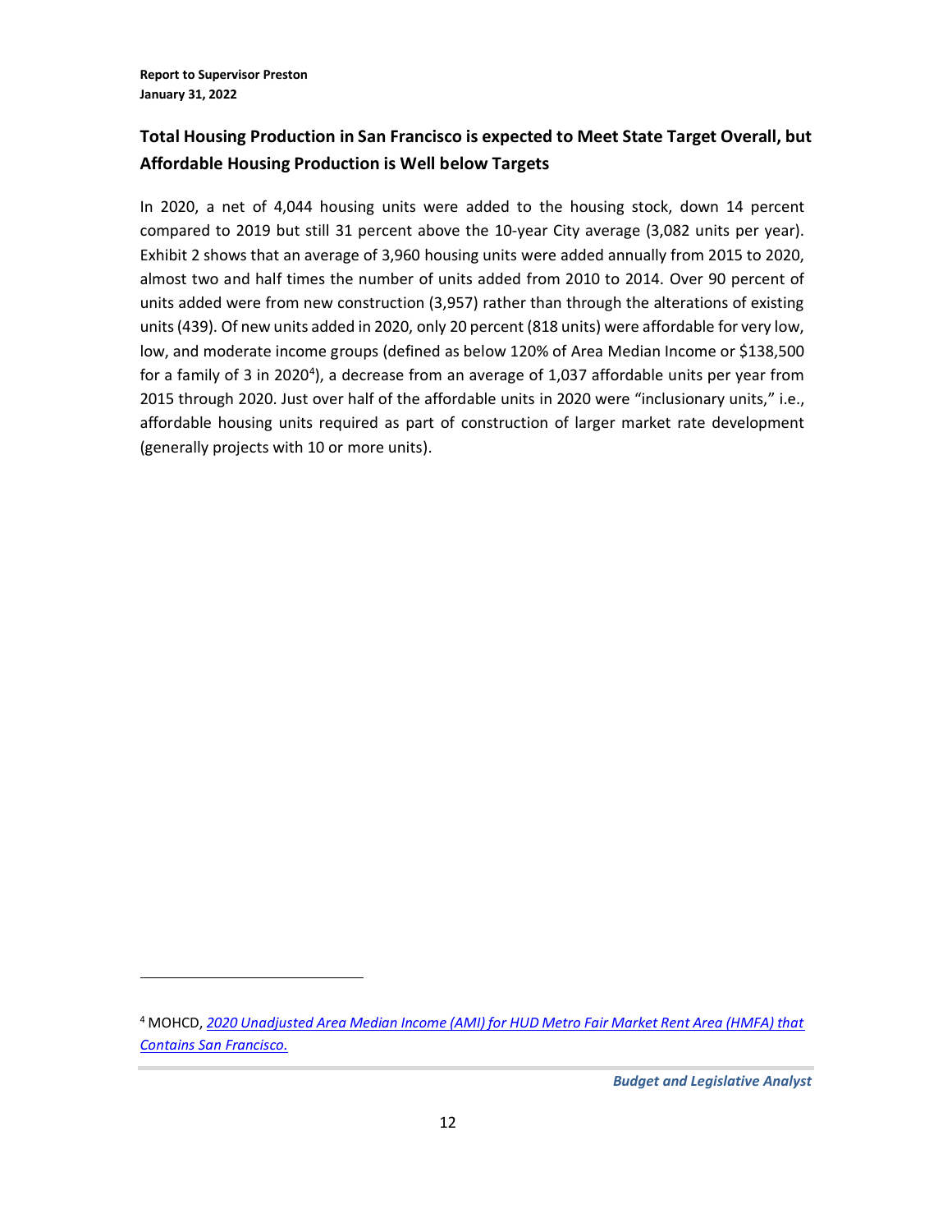## Total Housing Production in San Francisco is expected to Meet State Target Overall, but Affordable Housing Production is Well below Targets

In 2020, a net of 4,044 housing units were added to the housing stock, down 14 percent compared to 2019 but still 31 percent above the 10-year City average (3,082 units per year). Exhibit 2 shows that an average of 3,960 housing units were added annually from 2015 to 2020, almost two and half times the number of units added from 2010 to 2014. Over 90 percent of units added were from new construction (3,957) rather than through the alterations of existing units (439). Of new units added in 2020, only 20 percent (818 units) were affordable for very low, low, and moderate income groups (defined as below 120% of Area Median Income or $138,500 for a family of 3 in 2020[4]), a decrease from an average of 1,037 affordable units per year from 2015 through 2020. Just over half of the affordable units in 2020 were "inclusionary units," i.e., affordable housing units required as part of construction of larger market rate development (generally projects with 10 or more units).

---

[4] MOHCD, *2020 Unadjusted Area Median Income (AMI) for HUD Metro Fair Market Rent Area (HMFA) that Contains San Francisco.*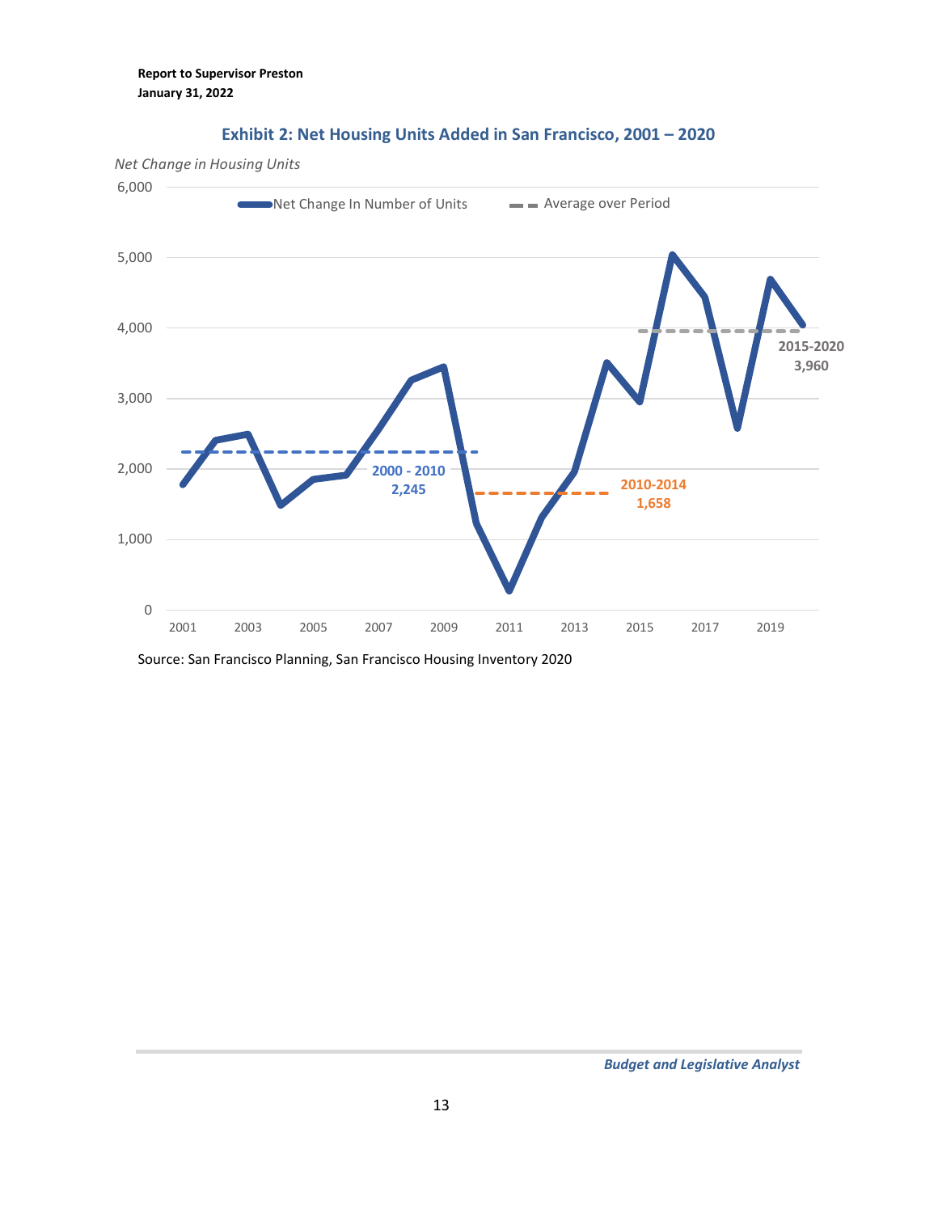### Exhibit 2: Net Housing Units Added in San Francisco, 2001 – 2020

*Net Change in Housing Units*

Legend: Net Change In Number of Units; Average over Period

Period averages shown:

- 2000 - 2010: 2,245
- 2010-2014: 1,658
- 2015-2020: 3,960

Source: San Francisco Planning, San Francisco Housing Inventory 2020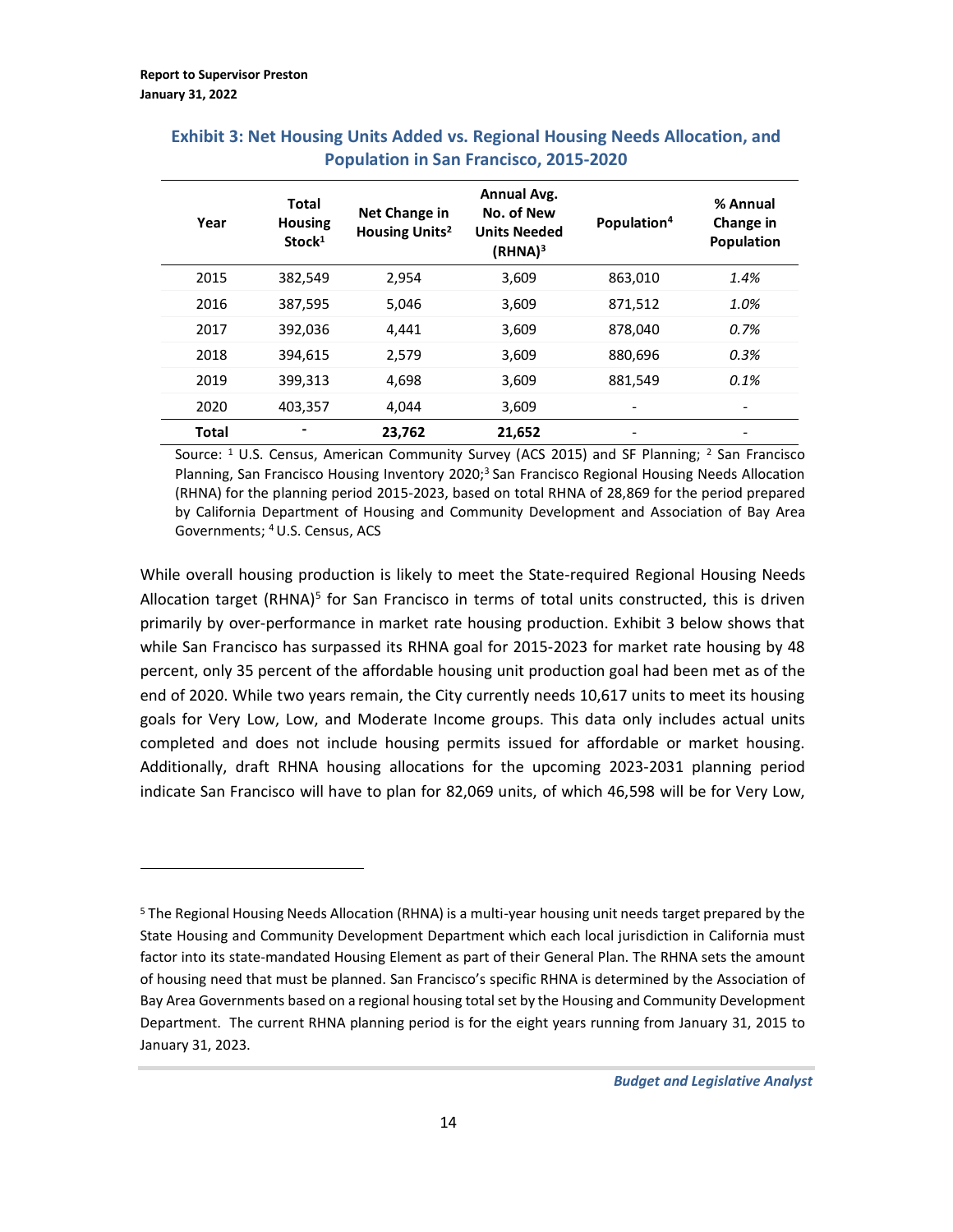### Exhibit 3: Net Housing Units Added vs. Regional Housing Needs Allocation, and Population in San Francisco, 2015-2020

| Year | Total Housing Stock[1] | Net Change in Housing Units[2] | Annual Avg. No. of New Units Needed (RHNA)[3] | Population[4] | % Annual Change in Population |
|---|---|---|---|---|---|
| 2015 | 382,549 | 2,954 | 3,609 | 863,010 | *1.4%* |
| 2016 | 387,595 | 5,046 | 3,609 | 871,512 | *1.0%* |
| 2017 | 392,036 | 4,441 | 3,609 | 878,040 | *0.7%* |
| 2018 | 394,615 | 2,579 | 3,609 | 880,696 | *0.3%* |
| 2019 | 399,313 | 4,698 | 3,609 | 881,549 | *0.1%* |
| 2020 | 403,357 | 4,044 | 3,609 | - | - |
| **Total** | **-** | **23,762** | **21,652** | - | - |

Source: [1] U.S. Census, American Community Survey (ACS 2015) and SF Planning; [2] San Francisco Planning, San Francisco Housing Inventory 2020;[3] San Francisco Regional Housing Needs Allocation (RHNA) for the planning period 2015-2023, based on total RHNA of 28,869 for the period prepared by California Department of Housing and Community Development and Association of Bay Area Governments; [4] U.S. Census, ACS

While overall housing production is likely to meet the State-required Regional Housing Needs Allocation target (RHNA)[5] for San Francisco in terms of total units constructed, this is driven primarily by over-performance in market rate housing production. Exhibit 3 below shows that while San Francisco has surpassed its RHNA goal for 2015-2023 for market rate housing by 48 percent, only 35 percent of the affordable housing unit production goal had been met as of the end of 2020. While two years remain, the City currently needs 10,617 units to meet its housing goals for Very Low, Low, and Moderate Income groups. This data only includes actual units completed and does not include housing permits issued for affordable or market housing. Additionally, draft RHNA housing allocations for the upcoming 2023-2031 planning period indicate San Francisco will have to plan for 82,069 units, of which 46,598 will be for Very Low,

---

[5] The Regional Housing Needs Allocation (RHNA) is a multi-year housing unit needs target prepared by the State Housing and Community Development Department which each local jurisdiction in California must factor into its state-mandated Housing Element as part of their General Plan. The RHNA sets the amount of housing need that must be planned. San Francisco's specific RHNA is determined by the Association of Bay Area Governments based on a regional housing total set by the Housing and Community Development Department. The current RHNA planning period is for the eight years running from January 31, 2015 to January 31, 2023.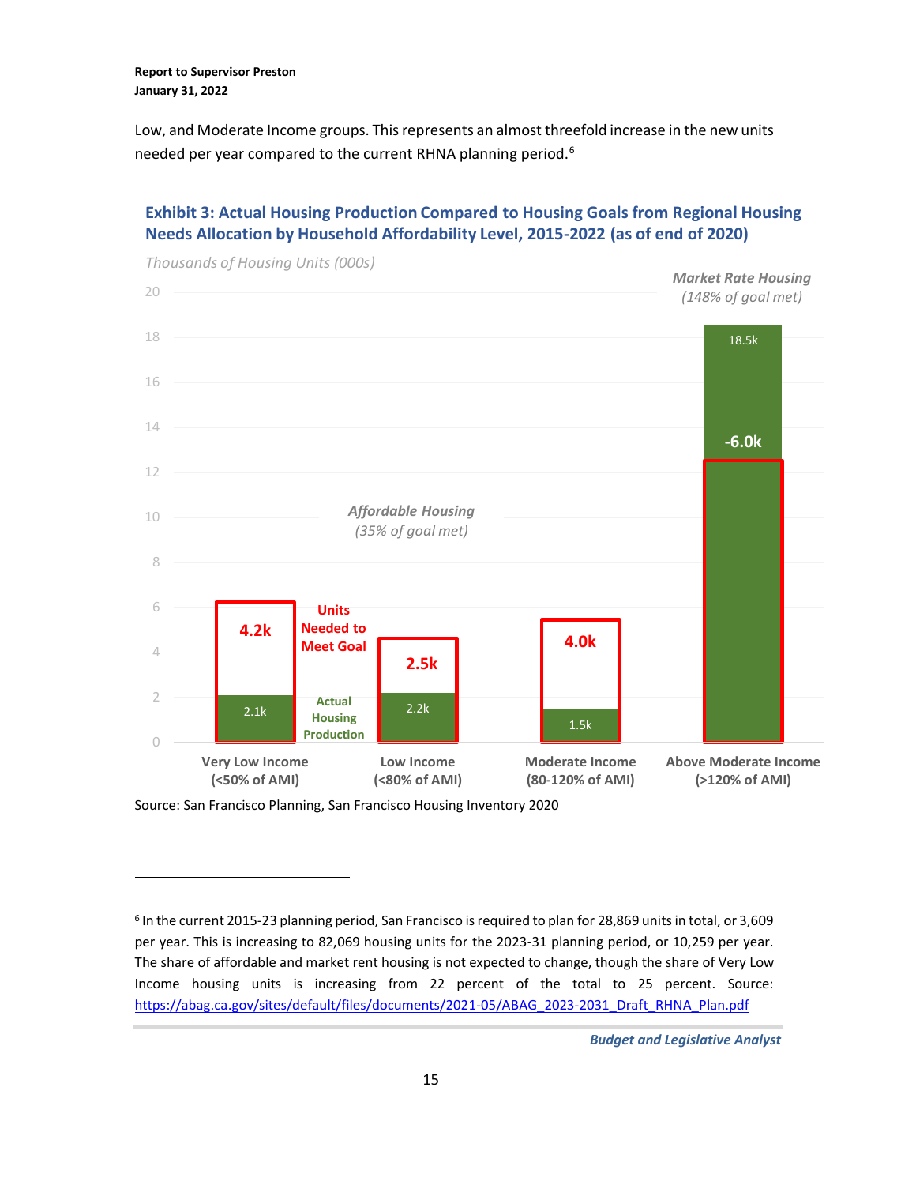Low, and Moderate Income groups. This represents an almost threefold increase in the new units needed per year compared to the current RHNA planning period.[6]

### Exhibit 3: Actual Housing Production Compared to Housing Goals from Regional Housing Needs Allocation by Household Affordability Level, 2015-2022 (as of end of 2020)

*Thousands of Housing Units (000s)*

| | Very Low Income (<50% of AMI) | Low Income (<80% of AMI) | Moderate Income (80-120% of AMI) | Above Moderate Income (>120% of AMI) |
|---|---|---|---|---|
| Actual Housing Production | 2.1k | 2.2k | 1.5k | 18.5k |
| Units Needed to Meet Goal | 4.2k | 2.5k | 4.0k | -6.0k |

*Affordable Housing (35% of goal met)*

*Market Rate Housing (148% of goal met)*

Source: San Francisco Planning, San Francisco Housing Inventory 2020

---

[6] In the current 2015-23 planning period, San Francisco is required to plan for 28,869 units in total, or 3,609 per year. This is increasing to 82,069 housing units for the 2023-31 planning period, or 10,259 per year. The share of affordable and market rent housing is not expected to change, though the share of Very Low Income housing units is increasing from 22 percent of the total to 25 percent. Source: https://abag.ca.gov/sites/default/files/documents/2021-05/ABAG_2023-2031_Draft_RHNA_Plan.pdf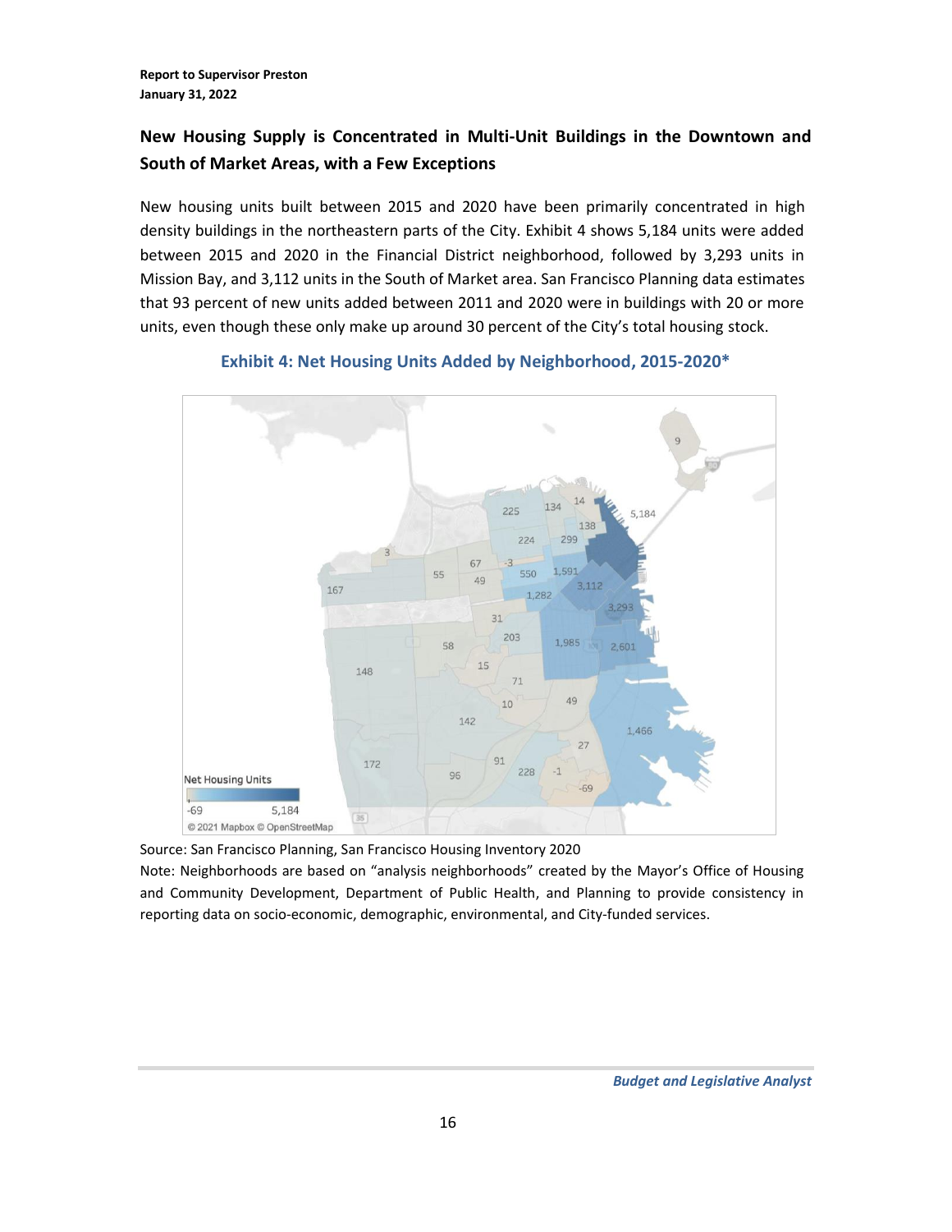## New Housing Supply is Concentrated in Multi-Unit Buildings in the Downtown and South of Market Areas, with a Few Exceptions

New housing units built between 2015 and 2020 have been primarily concentrated in high density buildings in the northeastern parts of the City. Exhibit 4 shows 5,184 units were added between 2015 and 2020 in the Financial District neighborhood, followed by 3,293 units in Mission Bay, and 3,112 units in the South of Market area. San Francisco Planning data estimates that 93 percent of new units added between 2011 and 2020 were in buildings with 20 or more units, even though these only make up around 30 percent of the City's total housing stock.

**Exhibit 4: Net Housing Units Added by Neighborhood, 2015-2020***

Source: San Francisco Planning, San Francisco Housing Inventory 2020

Note: Neighborhoods are based on "analysis neighborhoods" created by the Mayor's Office of Housing and Community Development, Department of Public Health, and Planning to provide consistency in reporting data on socio-economic, demographic, environmental, and City-funded services.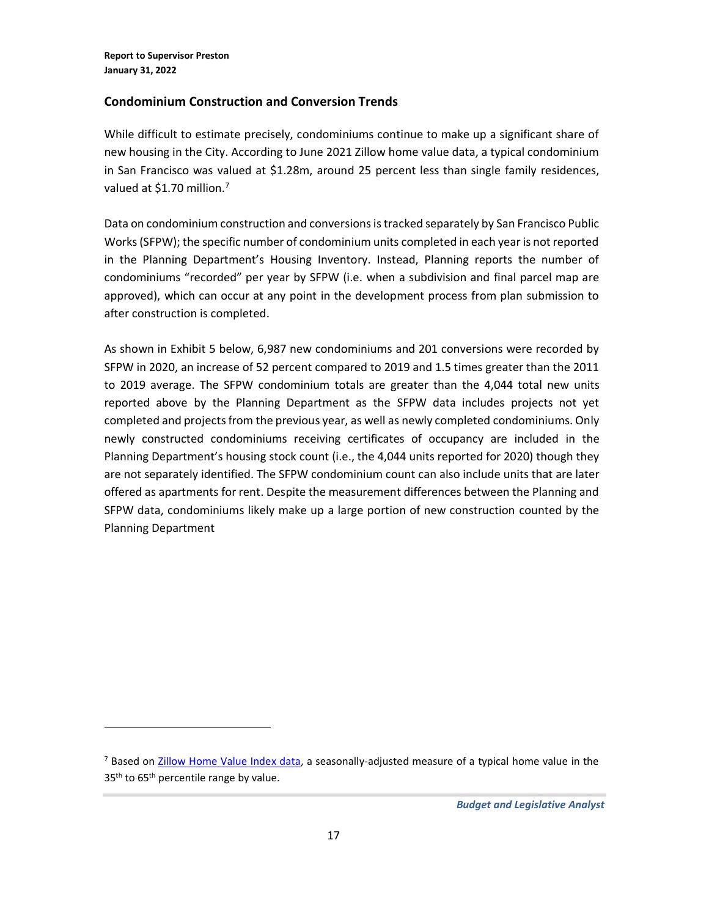## Condominium Construction and Conversion Trends

While difficult to estimate precisely, condominiums continue to make up a significant share of new housing in the City. According to June 2021 Zillow home value data, a typical condominium in San Francisco was valued at $1.28m, around 25 percent less than single family residences, valued at $1.70 million.[7]

Data on condominium construction and conversions is tracked separately by San Francisco Public Works (SFPW); the specific number of condominium units completed in each year is not reported in the Planning Department's Housing Inventory. Instead, Planning reports the number of condominiums "recorded" per year by SFPW (i.e. when a subdivision and final parcel map are approved), which can occur at any point in the development process from plan submission to after construction is completed.

As shown in Exhibit 5 below, 6,987 new condominiums and 201 conversions were recorded by SFPW in 2020, an increase of 52 percent compared to 2019 and 1.5 times greater than the 2011 to 2019 average. The SFPW condominium totals are greater than the 4,044 total new units reported above by the Planning Department as the SFPW data includes projects not yet completed and projects from the previous year, as well as newly completed condominiums. Only newly constructed condominiums receiving certificates of occupancy are included in the Planning Department's housing stock count (i.e., the 4,044 units reported for 2020) though they are not separately identified. The SFPW condominium count can also include units that are later offered as apartments for rent. Despite the measurement differences between the Planning and SFPW data, condominiums likely make up a large portion of new construction counted by the Planning Department

---

[7] Based on [Zillow Home Value Index data](), a seasonally-adjusted measure of a typical home value in the 35th to 65th percentile range by value.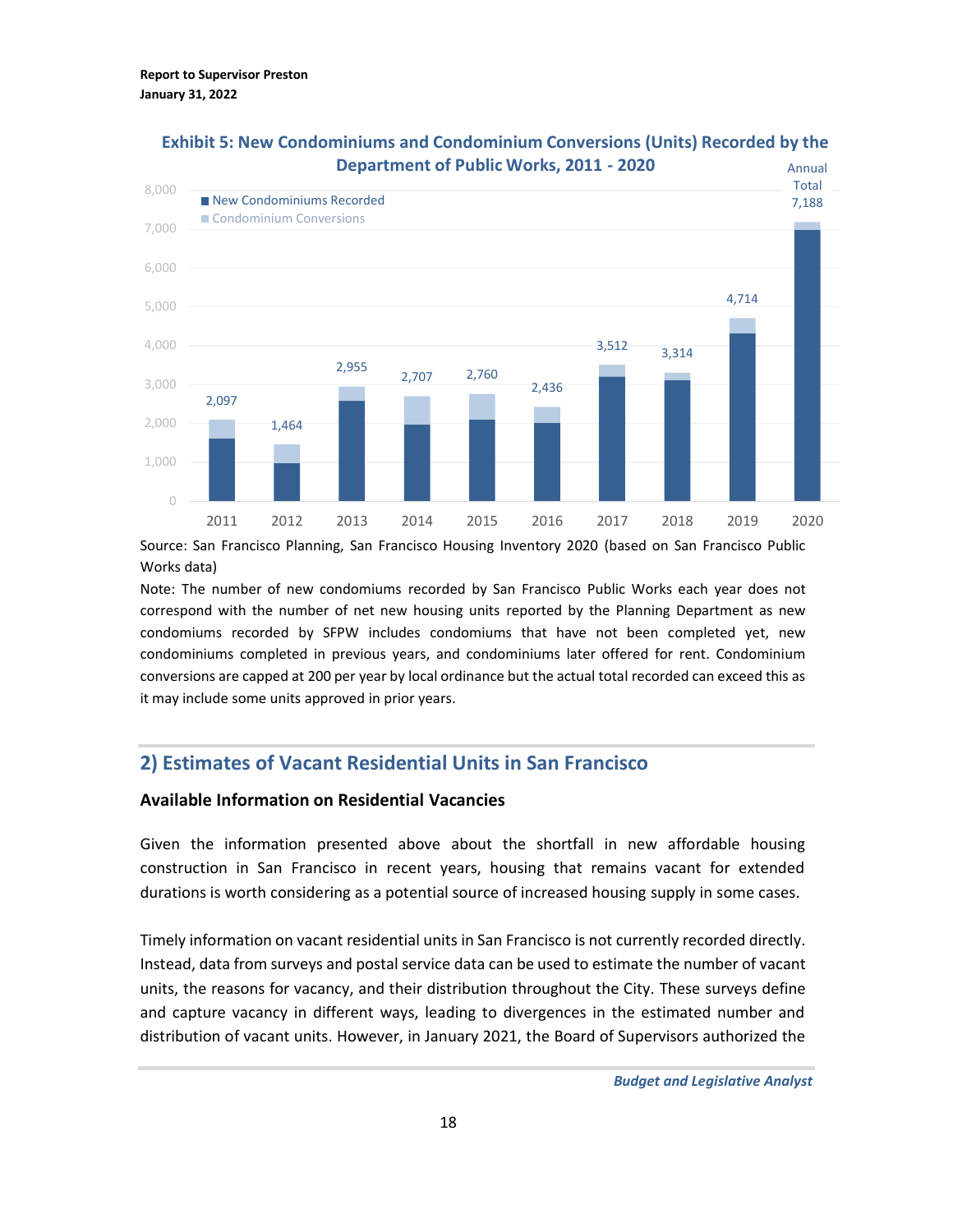**Exhibit 5: New Condominiums and Condominium Conversions (Units) Recorded by the Department of Public Works, 2011 - 2020**

| Year | Annual Total |
| --- | --- |
| 2011 | 2,097 |
| 2012 | 1,464 |
| 2013 | 2,955 |
| 2014 | 2,707 |
| 2015 | 2,760 |
| 2016 | 2,436 |
| 2017 | 3,512 |
| 2018 | 3,314 |
| 2019 | 4,714 |
| 2020 | 7,188 |

Source: San Francisco Planning, San Francisco Housing Inventory 2020 (based on San Francisco Public Works data)

Note: The number of new condomiums recorded by San Francisco Public Works each year does not correspond with the number of net new housing units reported by the Planning Department as new condomiums recorded by SFPW includes condomiums that have not been completed yet, new condominiums completed in previous years, and condominiums later offered for rent. Condominium conversions are capped at 200 per year by local ordinance but the actual total recorded can exceed this as it may include some units approved in prior years.

## 2) Estimates of Vacant Residential Units in San Francisco

### Available Information on Residential Vacancies

Given the information presented above about the shortfall in new affordable housing construction in San Francisco in recent years, housing that remains vacant for extended durations is worth considering as a potential source of increased housing supply in some cases.

Timely information on vacant residential units in San Francisco is not currently recorded directly. Instead, data from surveys and postal service data can be used to estimate the number of vacant units, the reasons for vacancy, and their distribution throughout the City. These surveys define and capture vacancy in different ways, leading to divergences in the estimated number and distribution of vacant units. However, in January 2021, the Board of Supervisors authorized the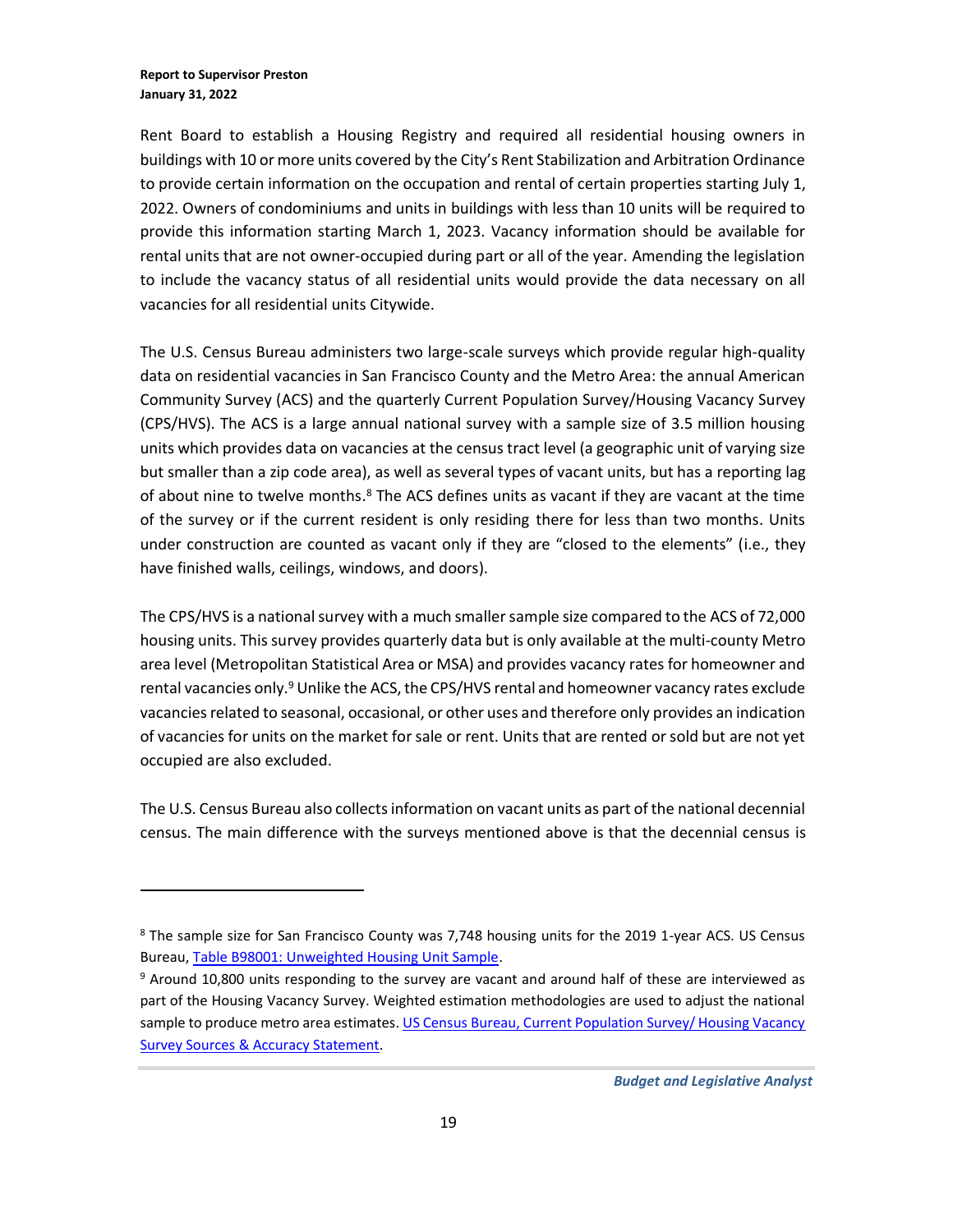Rent Board to establish a Housing Registry and required all residential housing owners in buildings with 10 or more units covered by the City's Rent Stabilization and Arbitration Ordinance to provide certain information on the occupation and rental of certain properties starting July 1, 2022. Owners of condominiums and units in buildings with less than 10 units will be required to provide this information starting March 1, 2023. Vacancy information should be available for rental units that are not owner-occupied during part or all of the year. Amending the legislation to include the vacancy status of all residential units would provide the data necessary on all vacancies for all residential units Citywide.

The U.S. Census Bureau administers two large-scale surveys which provide regular high-quality data on residential vacancies in San Francisco County and the Metro Area: the annual American Community Survey (ACS) and the quarterly Current Population Survey/Housing Vacancy Survey (CPS/HVS). The ACS is a large annual national survey with a sample size of 3.5 million housing units which provides data on vacancies at the census tract level (a geographic unit of varying size but smaller than a zip code area), as well as several types of vacant units, but has a reporting lag of about nine to twelve months.[8] The ACS defines units as vacant if they are vacant at the time of the survey or if the current resident is only residing there for less than two months. Units under construction are counted as vacant only if they are "closed to the elements" (i.e., they have finished walls, ceilings, windows, and doors).

The CPS/HVS is a national survey with a much smaller sample size compared to the ACS of 72,000 housing units. This survey provides quarterly data but is only available at the multi-county Metro area level (Metropolitan Statistical Area or MSA) and provides vacancy rates for homeowner and rental vacancies only.[9] Unlike the ACS, the CPS/HVS rental and homeowner vacancy rates exclude vacancies related to seasonal, occasional, or other uses and therefore only provides an indication of vacancies for units on the market for sale or rent. Units that are rented or sold but are not yet occupied are also excluded.

The U.S. Census Bureau also collects information on vacant units as part of the national decennial census. The main difference with the surveys mentioned above is that the decennial census is

---

[8] The sample size for San Francisco County was 7,748 housing units for the 2019 1-year ACS. US Census Bureau, [Table B98001: Unweighted Housing Unit Sample](Table B98001: Unweighted Housing Unit Sample).

[9] Around 10,800 units responding to the survey are vacant and around half of these are interviewed as part of the Housing Vacancy Survey. Weighted estimation methodologies are used to adjust the national sample to produce metro area estimates. US Census Bureau, Current Population Survey/ Housing Vacancy Survey Sources & Accuracy Statement.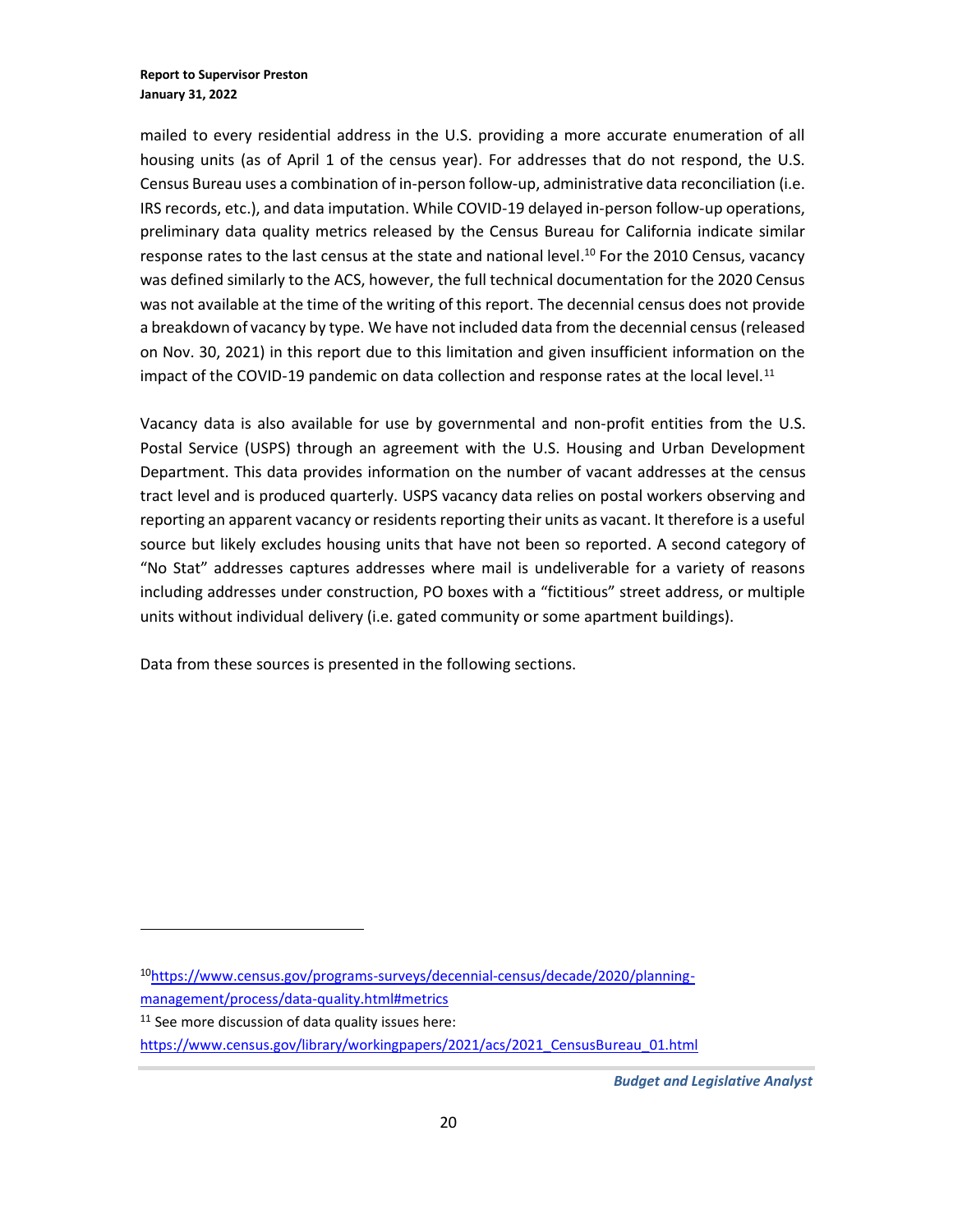mailed to every residential address in the U.S. providing a more accurate enumeration of all housing units (as of April 1 of the census year). For addresses that do not respond, the U.S. Census Bureau uses a combination of in-person follow-up, administrative data reconciliation (i.e. IRS records, etc.), and data imputation. While COVID-19 delayed in-person follow-up operations, preliminary data quality metrics released by the Census Bureau for California indicate similar response rates to the last census at the state and national level.[10] For the 2010 Census, vacancy was defined similarly to the ACS, however, the full technical documentation for the 2020 Census was not available at the time of the writing of this report. The decennial census does not provide a breakdown of vacancy by type. We have not included data from the decennial census (released on Nov. 30, 2021) in this report due to this limitation and given insufficient information on the impact of the COVID-19 pandemic on data collection and response rates at the local level.[11]

Vacancy data is also available for use by governmental and non-profit entities from the U.S. Postal Service (USPS) through an agreement with the U.S. Housing and Urban Development Department. This data provides information on the number of vacant addresses at the census tract level and is produced quarterly. USPS vacancy data relies on postal workers observing and reporting an apparent vacancy or residents reporting their units as vacant. It therefore is a useful source but likely excludes housing units that have not been so reported. A second category of "No Stat" addresses captures addresses where mail is undeliverable for a variety of reasons including addresses under construction, PO boxes with a "fictitious" street address, or multiple units without individual delivery (i.e. gated community or some apartment buildings).

Data from these sources is presented in the following sections.

---

[10] https://www.census.gov/programs-surveys/decennial-census/decade/2020/planning-management/process/data-quality.html#metrics

[11] See more discussion of data quality issues here: https://www.census.gov/library/workingpapers/2021/acs/2021_CensusBureau_01.html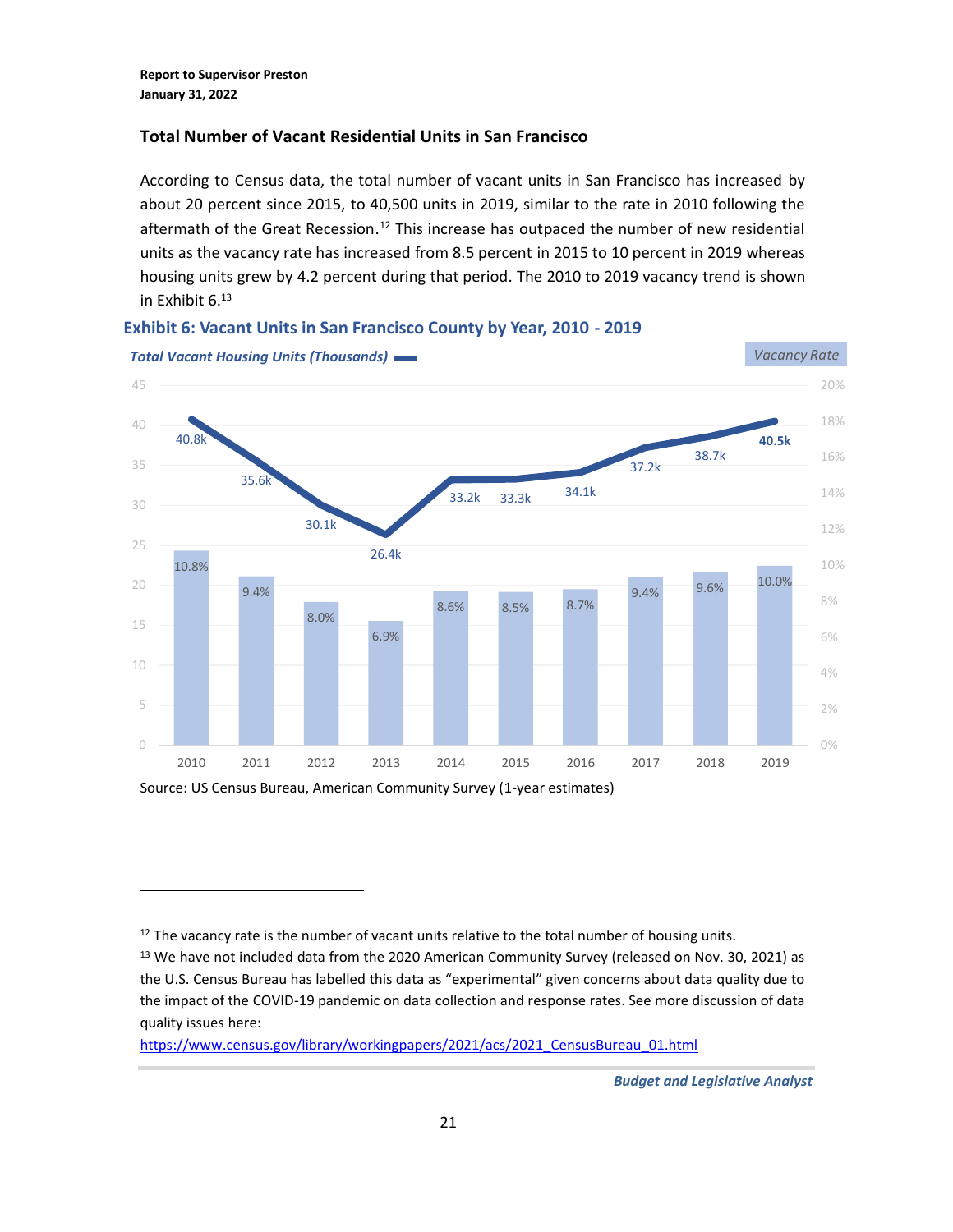### Total Number of Vacant Residential Units in San Francisco

According to Census data, the total number of vacant units in San Francisco has increased by about 20 percent since 2015, to 40,500 units in 2019, similar to the rate in 2010 following the aftermath of the Great Recession.[12] This increase has outpaced the number of new residential units as the vacancy rate has increased from 8.5 percent in 2015 to 10 percent in 2019 whereas housing units grew by 4.2 percent during that period. The 2010 to 2019 vacancy trend is shown in Exhibit 6.[13]

**Exhibit 6: Vacant Units in San Francisco County by Year, 2010 - 2019**

| Year | Total Vacant Housing Units (Thousands) | Vacancy Rate |
|---|---|---|
| 2010 | 40.8k | 10.8% |
| 2011 | 35.6k | 9.4% |
| 2012 | 30.1k | 8.0% |
| 2013 | 26.4k | 6.9% |
| 2014 | 33.2k | 8.6% |
| 2015 | 33.3k | 8.5% |
| 2016 | 34.1k | 8.7% |
| 2017 | 37.2k | 9.4% |
| 2018 | 38.7k | 9.6% |
| 2019 | 40.5k | 10.0% |

Source: US Census Bureau, American Community Survey (1-year estimates)

[12] The vacancy rate is the number of vacant units relative to the total number of housing units.

[13] We have not included data from the 2020 American Community Survey (released on Nov. 30, 2021) as the U.S. Census Bureau has labelled this data as "experimental" given concerns about data quality due to the impact of the COVID-19 pandemic on data collection and response rates. See more discussion of data quality issues here: https://www.census.gov/library/workingpapers/2021/acs/2021_CensusBureau_01.html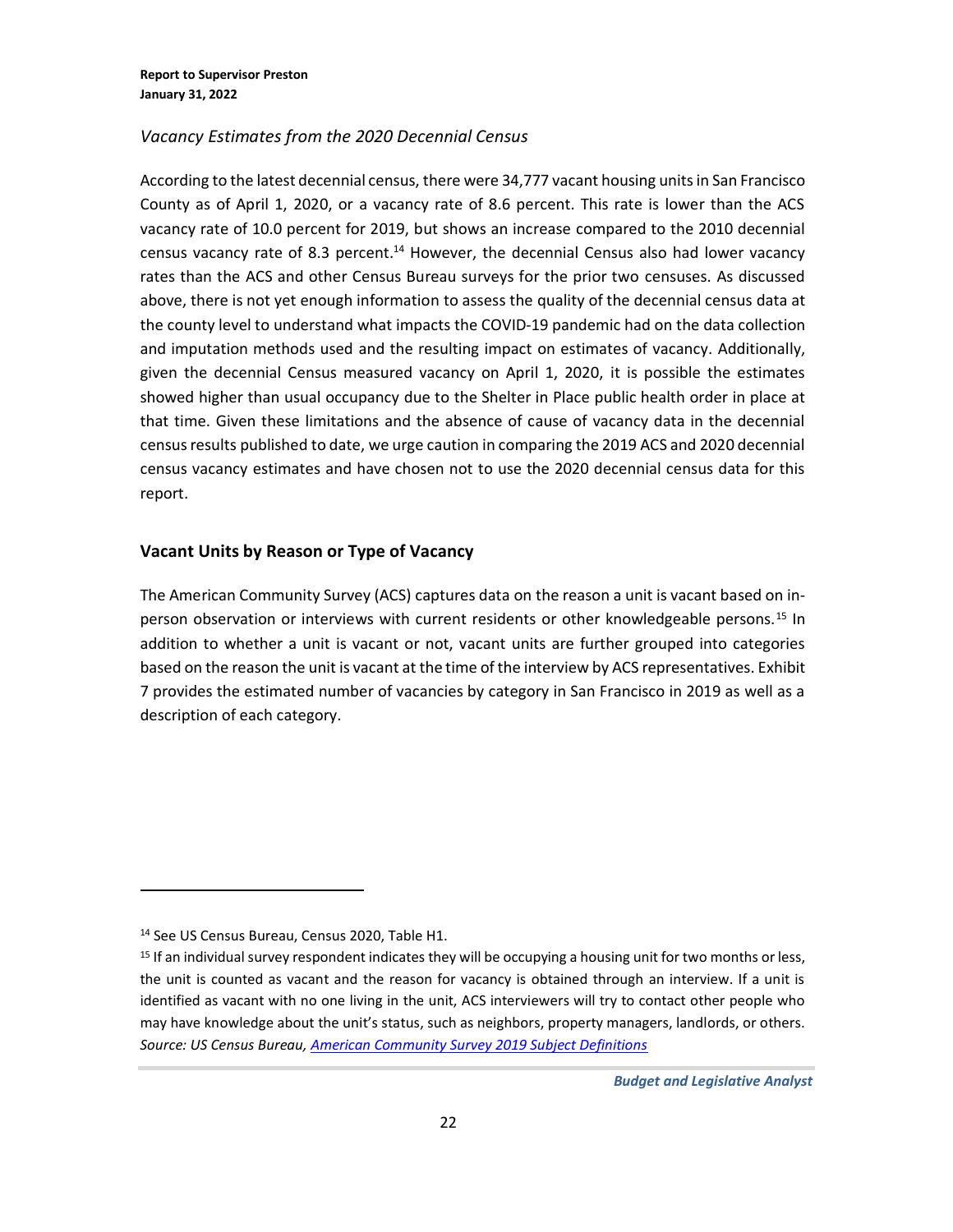### *Vacancy Estimates from the 2020 Decennial Census*

According to the latest decennial census, there were 34,777 vacant housing units in San Francisco County as of April 1, 2020, or a vacancy rate of 8.6 percent. This rate is lower than the ACS vacancy rate of 10.0 percent for 2019, but shows an increase compared to the 2010 decennial census vacancy rate of 8.3 percent.[14] However, the decennial Census also had lower vacancy rates than the ACS and other Census Bureau surveys for the prior two censuses. As discussed above, there is not yet enough information to assess the quality of the decennial census data at the county level to understand what impacts the COVID-19 pandemic had on the data collection and imputation methods used and the resulting impact on estimates of vacancy. Additionally, given the decennial Census measured vacancy on April 1, 2020, it is possible the estimates showed higher than usual occupancy due to the Shelter in Place public health order in place at that time. Given these limitations and the absence of cause of vacancy data in the decennial census results published to date, we urge caution in comparing the 2019 ACS and 2020 decennial census vacancy estimates and have chosen not to use the 2020 decennial census data for this report.

## Vacant Units by Reason or Type of Vacancy

The American Community Survey (ACS) captures data on the reason a unit is vacant based on in-person observation or interviews with current residents or other knowledgeable persons.[15] In addition to whether a unit is vacant or not, vacant units are further grouped into categories based on the reason the unit is vacant at the time of the interview by ACS representatives. Exhibit 7 provides the estimated number of vacancies by category in San Francisco in 2019 as well as a description of each category.

---

[14] See US Census Bureau, Census 2020, Table H1.

[15] If an individual survey respondent indicates they will be occupying a housing unit for two months or less, the unit is counted as vacant and the reason for vacancy is obtained through an interview. If a unit is identified as vacant with no one living in the unit, ACS interviewers will try to contact other people who may have knowledge about the unit's status, such as neighbors, property managers, landlords, or others. *Source: US Census Bureau, American Community Survey 2019 Subject Definitions*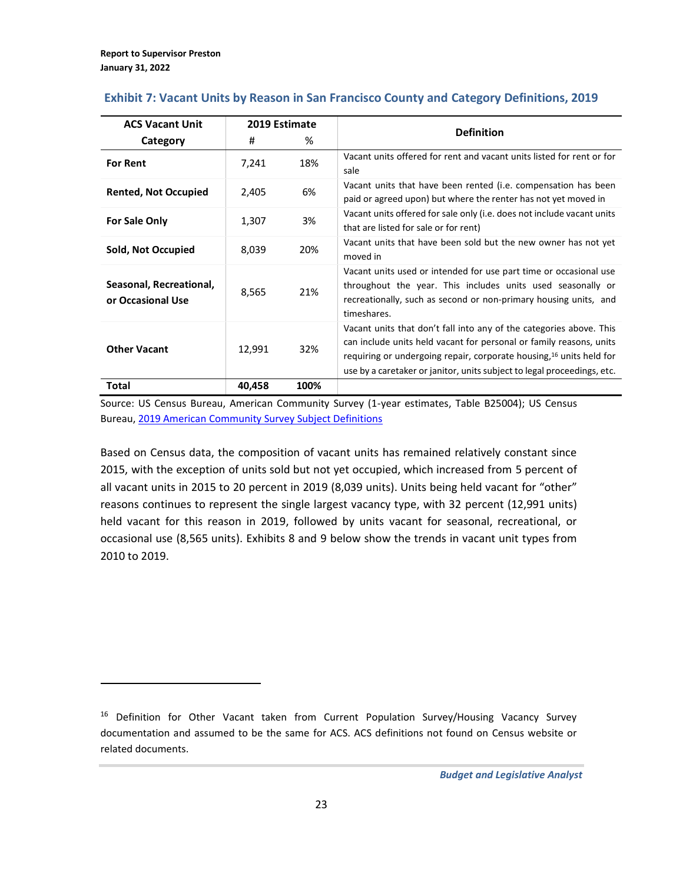### Exhibit 7: Vacant Units by Reason in San Francisco County and Category Definitions, 2019

| ACS Vacant Unit Category | 2019 Estimate # | 2019 Estimate % | Definition |
|---|---|---|---|
| **For Rent** | 7,241 | 18% | Vacant units offered for rent and vacant units listed for rent or for sale |
| **Rented, Not Occupied** | 2,405 | 6% | Vacant units that have been rented (i.e. compensation has been paid or agreed upon) but where the renter has not yet moved in |
| **For Sale Only** | 1,307 | 3% | Vacant units offered for sale only (i.e. does not include vacant units that are listed for sale or for rent) |
| **Sold, Not Occupied** | 8,039 | 20% | Vacant units that have been sold but the new owner has not yet moved in |
| **Seasonal, Recreational, or Occasional Use** | 8,565 | 21% | Vacant units used or intended for use part time or occasional use throughout the year. This includes units used seasonally or recreationally, such as second or non-primary housing units, and timeshares. |
| **Other Vacant** | 12,991 | 32% | Vacant units that don't fall into any of the categories above. This can include units held vacant for personal or family reasons, units requiring or undergoing repair, corporate housing,[16] units held for use by a caretaker or janitor, units subject to legal proceedings, etc. |
| **Total** | **40,458** | **100%** | |

Source: US Census Bureau, American Community Survey (1-year estimates, Table B25004); US Census Bureau, 2019 American Community Survey Subject Definitions

Based on Census data, the composition of vacant units has remained relatively constant since 2015, with the exception of units sold but not yet occupied, which increased from 5 percent of all vacant units in 2015 to 20 percent in 2019 (8,039 units). Units being held vacant for "other" reasons continues to represent the single largest vacancy type, with 32 percent (12,991 units) held vacant for this reason in 2019, followed by units vacant for seasonal, recreational, or occasional use (8,565 units). Exhibits 8 and 9 below show the trends in vacant unit types from 2010 to 2019.

[16] Definition for Other Vacant taken from Current Population Survey/Housing Vacancy Survey documentation and assumed to be the same for ACS. ACS definitions not found on Census website or related documents.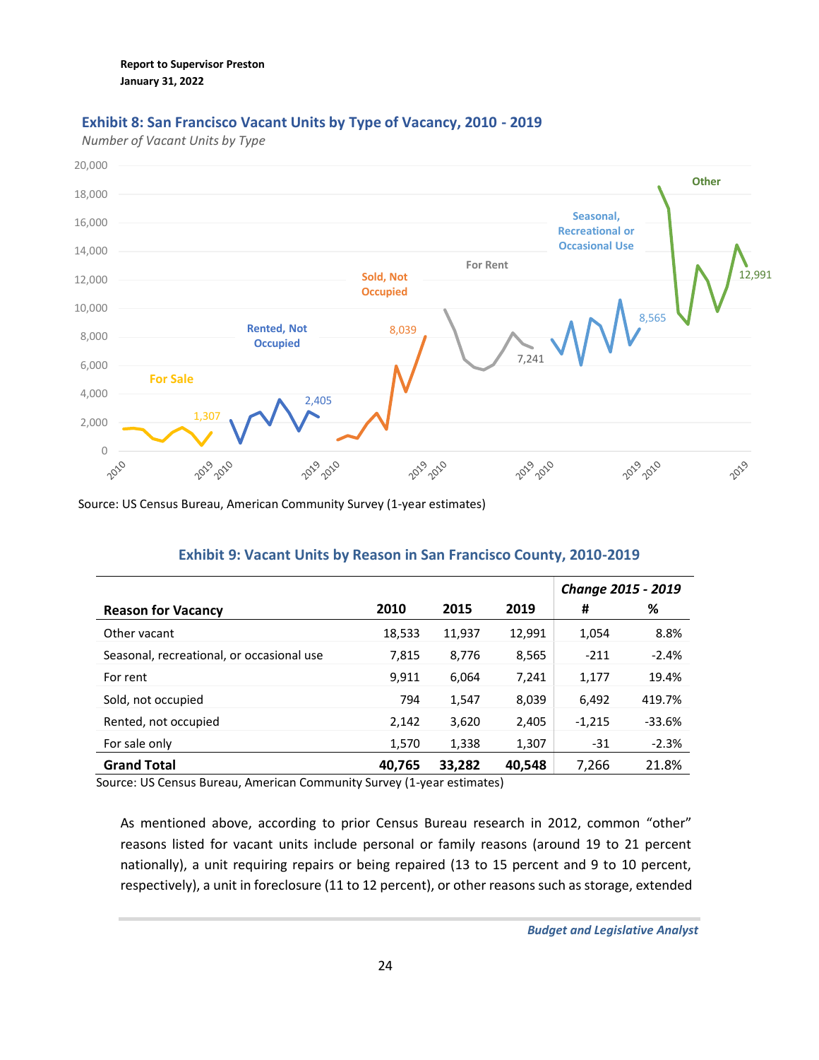### Exhibit 8: San Francisco Vacant Units by Type of Vacancy, 2010 - 2019

*Number of Vacant Units by Type*

Source: US Census Bureau, American Community Survey (1-year estimates)

### Exhibit 9: Vacant Units by Reason in San Francisco County, 2010-2019

| Reason for Vacancy | 2010 | 2015 | 2019 | *Change 2015 - 2019* # | % |
|---|---|---|---|---|---|
| Other vacant | 18,533 | 11,937 | 12,991 | 1,054 | 8.8% |
| Seasonal, recreational, or occasional use | 7,815 | 8,776 | 8,565 | -211 | -2.4% |
| For rent | 9,911 | 6,064 | 7,241 | 1,177 | 19.4% |
| Sold, not occupied | 794 | 1,547 | 8,039 | 6,492 | 419.7% |
| Rented, not occupied | 2,142 | 3,620 | 2,405 | -1,215 | -33.6% |
| For sale only | 1,570 | 1,338 | 1,307 | -31 | -2.3% |
| **Grand Total** | **40,765** | **33,282** | **40,548** | 7,266 | 21.8% |

Source: US Census Bureau, American Community Survey (1-year estimates)

As mentioned above, according to prior Census Bureau research in 2012, common "other" reasons listed for vacant units include personal or family reasons (around 19 to 21 percent nationally), a unit requiring repairs or being repaired (13 to 15 percent and 9 to 10 percent, respectively), a unit in foreclosure (11 to 12 percent), or other reasons such as storage, extended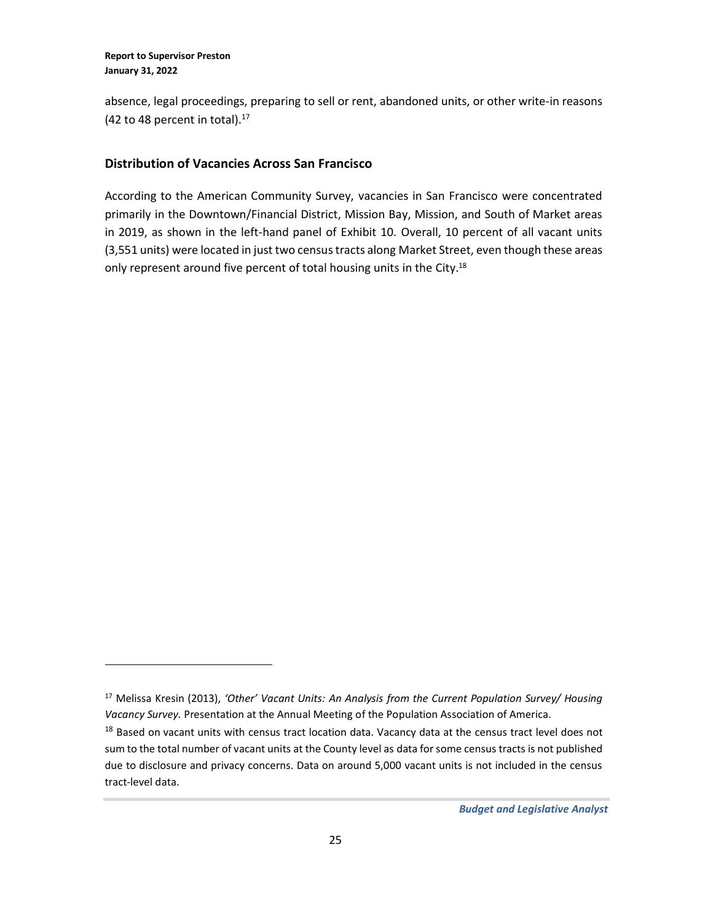absence, legal proceedings, preparing to sell or rent, abandoned units, or other write-in reasons (42 to 48 percent in total).[17]

## Distribution of Vacancies Across San Francisco

According to the American Community Survey, vacancies in San Francisco were concentrated primarily in the Downtown/Financial District, Mission Bay, Mission, and South of Market areas in 2019, as shown in the left-hand panel of Exhibit 10. Overall, 10 percent of all vacant units (3,551 units) were located in just two census tracts along Market Street, even though these areas only represent around five percent of total housing units in the City.[18]

---

[17] Melissa Kresin (2013), *'Other' Vacant Units: An Analysis from the Current Population Survey/ Housing Vacancy Survey.* Presentation at the Annual Meeting of the Population Association of America.

[18] Based on vacant units with census tract location data. Vacancy data at the census tract level does not sum to the total number of vacant units at the County level as data for some census tracts is not published due to disclosure and privacy concerns. Data on around 5,000 vacant units is not included in the census tract-level data.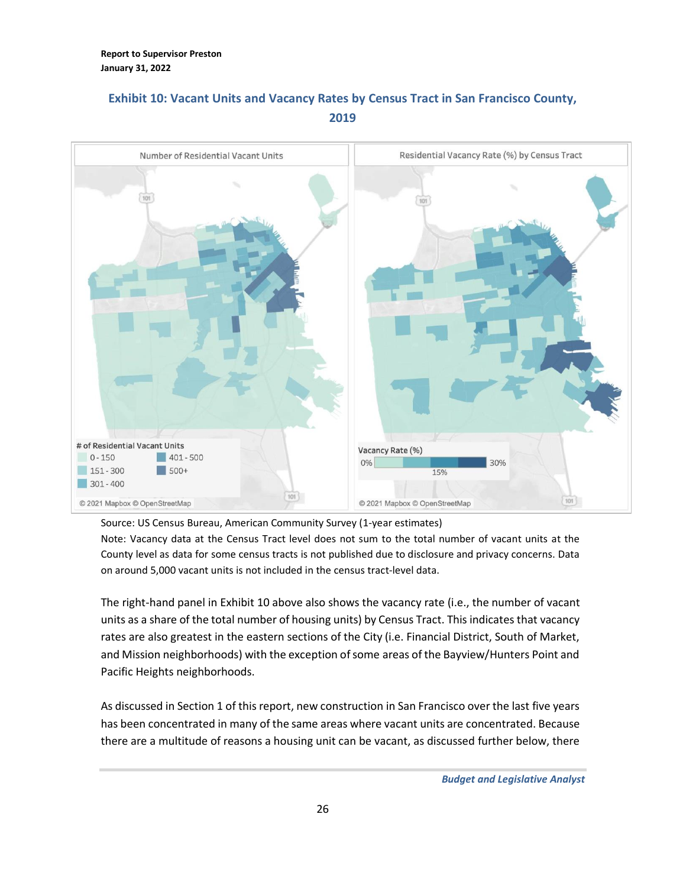### Exhibit 10: Vacant Units and Vacancy Rates by Census Tract in San Francisco County, 2019

Source: US Census Bureau, American Community Survey (1-year estimates)

Note: Vacancy data at the Census Tract level does not sum to the total number of vacant units at the County level as data for some census tracts is not published due to disclosure and privacy concerns. Data on around 5,000 vacant units is not included in the census tract-level data.

The right-hand panel in Exhibit 10 above also shows the vacancy rate (i.e., the number of vacant units as a share of the total number of housing units) by Census Tract. This indicates that vacancy rates are also greatest in the eastern sections of the City (i.e. Financial District, South of Market, and Mission neighborhoods) with the exception of some areas of the Bayview/Hunters Point and Pacific Heights neighborhoods.

As discussed in Section 1 of this report, new construction in San Francisco over the last five years has been concentrated in many of the same areas where vacant units are concentrated. Because there are a multitude of reasons a housing unit can be vacant, as discussed further below, there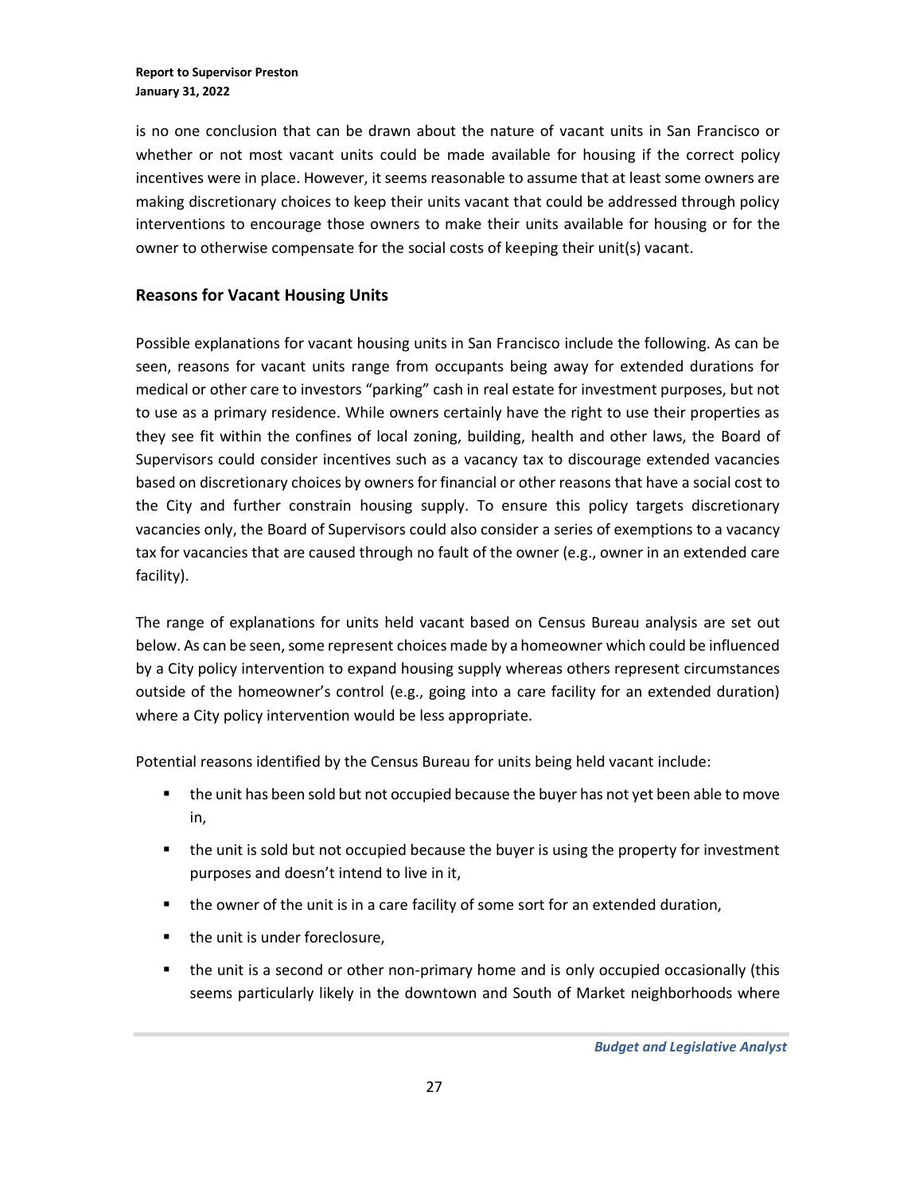is no one conclusion that can be drawn about the nature of vacant units in San Francisco or whether or not most vacant units could be made available for housing if the correct policy incentives were in place. However, it seems reasonable to assume that at least some owners are making discretionary choices to keep their units vacant that could be addressed through policy interventions to encourage those owners to make their units available for housing or for the owner to otherwise compensate for the social costs of keeping their unit(s) vacant.

## Reasons for Vacant Housing Units

Possible explanations for vacant housing units in San Francisco include the following. As can be seen, reasons for vacant units range from occupants being away for extended durations for medical or other care to investors "parking" cash in real estate for investment purposes, but not to use as a primary residence. While owners certainly have the right to use their properties as they see fit within the confines of local zoning, building, health and other laws, the Board of Supervisors could consider incentives such as a vacancy tax to discourage extended vacancies based on discretionary choices by owners for financial or other reasons that have a social cost to the City and further constrain housing supply. To ensure this policy targets discretionary vacancies only, the Board of Supervisors could also consider a series of exemptions to a vacancy tax for vacancies that are caused through no fault of the owner (e.g., owner in an extended care facility).

The range of explanations for units held vacant based on Census Bureau analysis are set out below. As can be seen, some represent choices made by a homeowner which could be influenced by a City policy intervention to expand housing supply whereas others represent circumstances outside of the homeowner's control (e.g., going into a care facility for an extended duration) where a City policy intervention would be less appropriate.

Potential reasons identified by the Census Bureau for units being held vacant include:

- the unit has been sold but not occupied because the buyer has not yet been able to move in,
- the unit is sold but not occupied because the buyer is using the property for investment purposes and doesn't intend to live in it,
- the owner of the unit is in a care facility of some sort for an extended duration,
- the unit is under foreclosure,
- the unit is a second or other non-primary home and is only occupied occasionally (this seems particularly likely in the downtown and South of Market neighborhoods where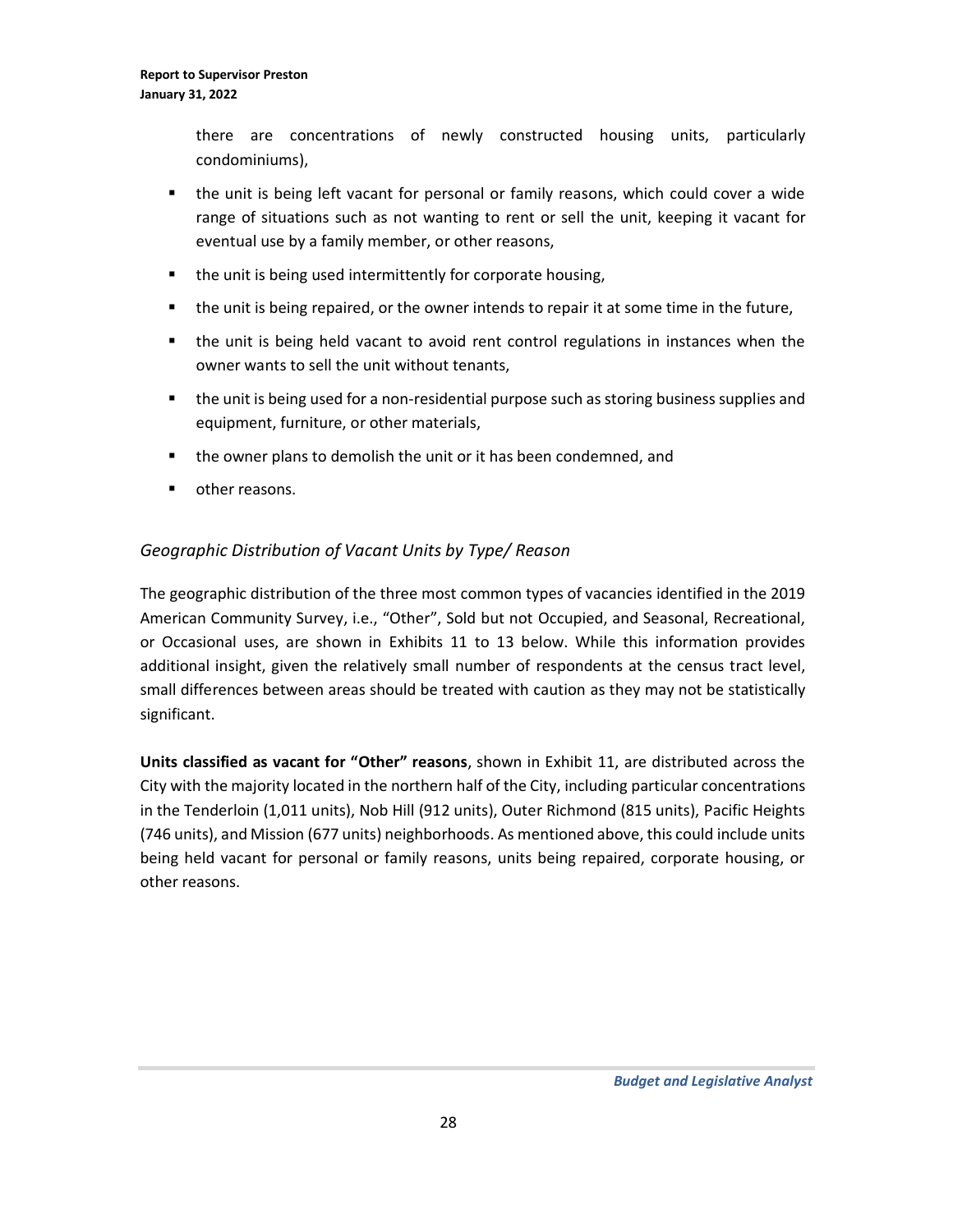there are concentrations of newly constructed housing units, particularly condominiums),

- the unit is being left vacant for personal or family reasons, which could cover a wide range of situations such as not wanting to rent or sell the unit, keeping it vacant for eventual use by a family member, or other reasons,
- the unit is being used intermittently for corporate housing,
- the unit is being repaired, or the owner intends to repair it at some time in the future,
- the unit is being held vacant to avoid rent control regulations in instances when the owner wants to sell the unit without tenants,
- the unit is being used for a non-residential purpose such as storing business supplies and equipment, furniture, or other materials,
- the owner plans to demolish the unit or it has been condemned, and
- other reasons.

### *Geographic Distribution of Vacant Units by Type/ Reason*

The geographic distribution of the three most common types of vacancies identified in the 2019 American Community Survey, i.e., "Other", Sold but not Occupied, and Seasonal, Recreational, or Occasional uses, are shown in Exhibits 11 to 13 below. While this information provides additional insight, given the relatively small number of respondents at the census tract level, small differences between areas should be treated with caution as they may not be statistically significant.

**Units classified as vacant for "Other" reasons**, shown in Exhibit 11, are distributed across the City with the majority located in the northern half of the City, including particular concentrations in the Tenderloin (1,011 units), Nob Hill (912 units), Outer Richmond (815 units), Pacific Heights (746 units), and Mission (677 units) neighborhoods. As mentioned above, this could include units being held vacant for personal or family reasons, units being repaired, corporate housing, or other reasons.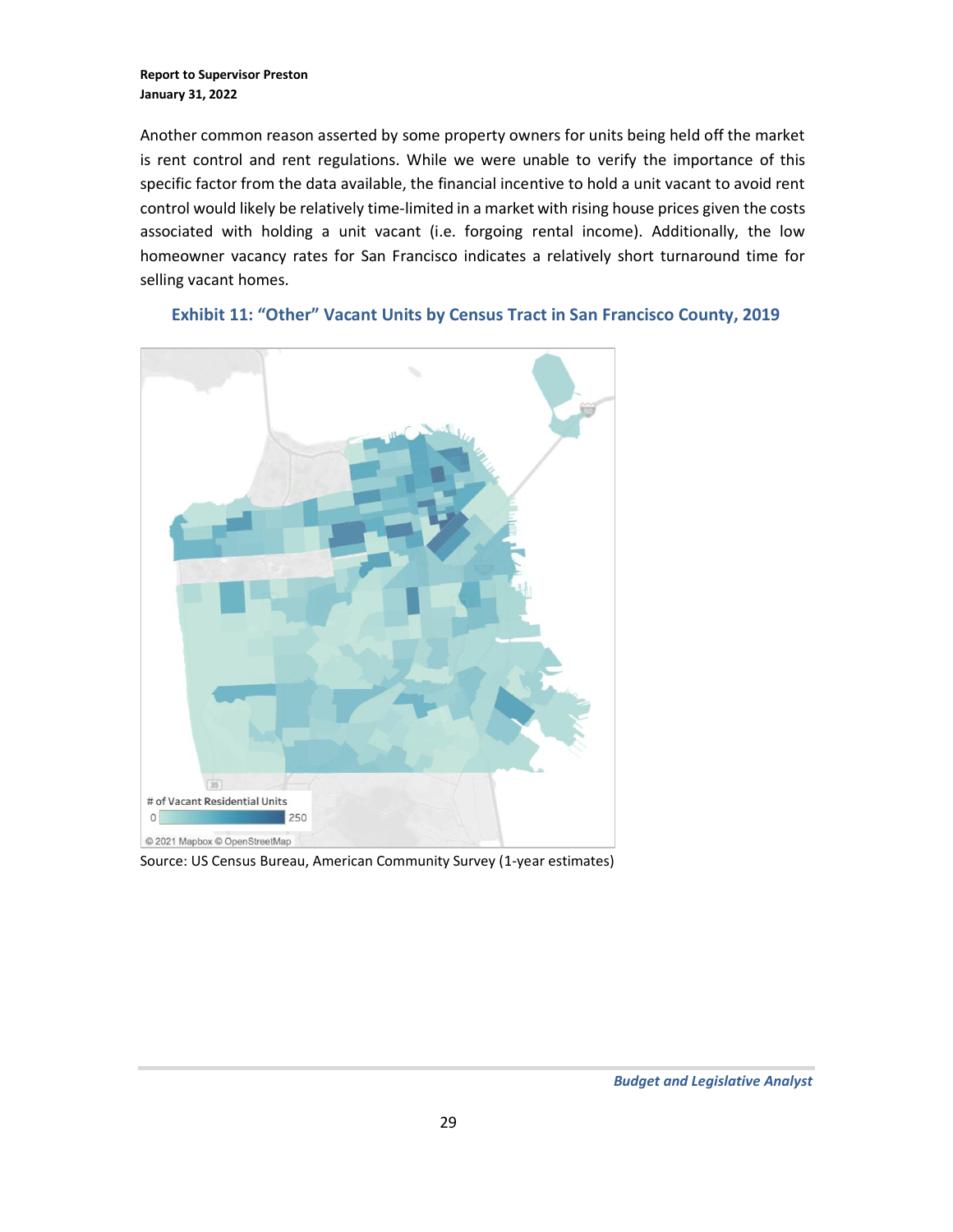Another common reason asserted by some property owners for units being held off the market is rent control and rent regulations. While we were unable to verify the importance of this specific factor from the data available, the financial incentive to hold a unit vacant to avoid rent control would likely be relatively time-limited in a market with rising house prices given the costs associated with holding a unit vacant (i.e. forgoing rental income). Additionally, the low homeowner vacancy rates for San Francisco indicates a relatively short turnaround time for selling vacant homes.

### Exhibit 11: "Other" Vacant Units by Census Tract in San Francisco County, 2019

Source: US Census Bureau, American Community Survey (1-year estimates)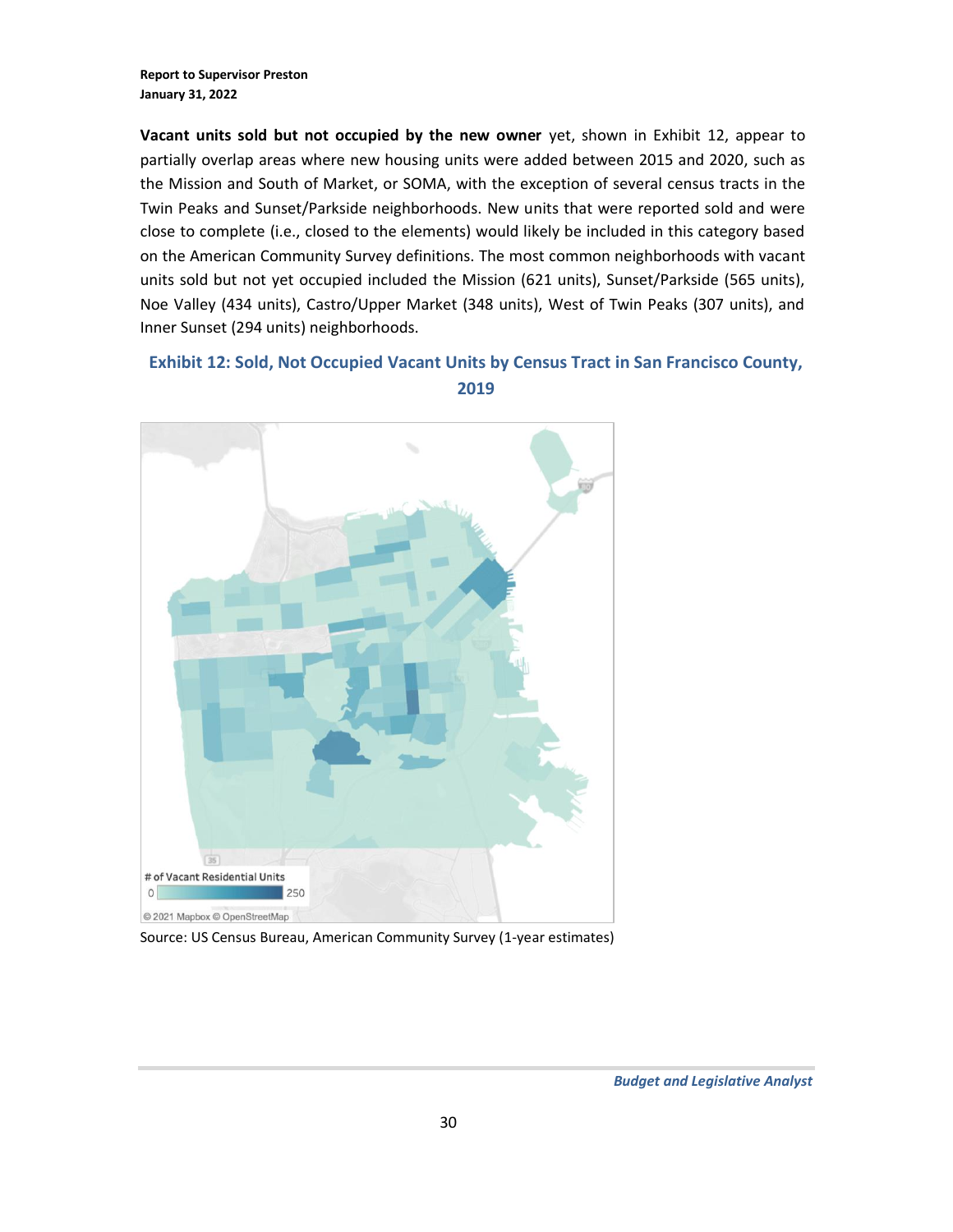**Vacant units sold but not occupied by the new owner** yet, shown in Exhibit 12, appear to partially overlap areas where new housing units were added between 2015 and 2020, such as the Mission and South of Market, or SOMA, with the exception of several census tracts in the Twin Peaks and Sunset/Parkside neighborhoods. New units that were reported sold and were close to complete (i.e., closed to the elements) would likely be included in this category based on the American Community Survey definitions. The most common neighborhoods with vacant units sold but not yet occupied included the Mission (621 units), Sunset/Parkside (565 units), Noe Valley (434 units), Castro/Upper Market (348 units), West of Twin Peaks (307 units), and Inner Sunset (294 units) neighborhoods.

### Exhibit 12: Sold, Not Occupied Vacant Units by Census Tract in San Francisco County, 2019

Source: US Census Bureau, American Community Survey (1-year estimates)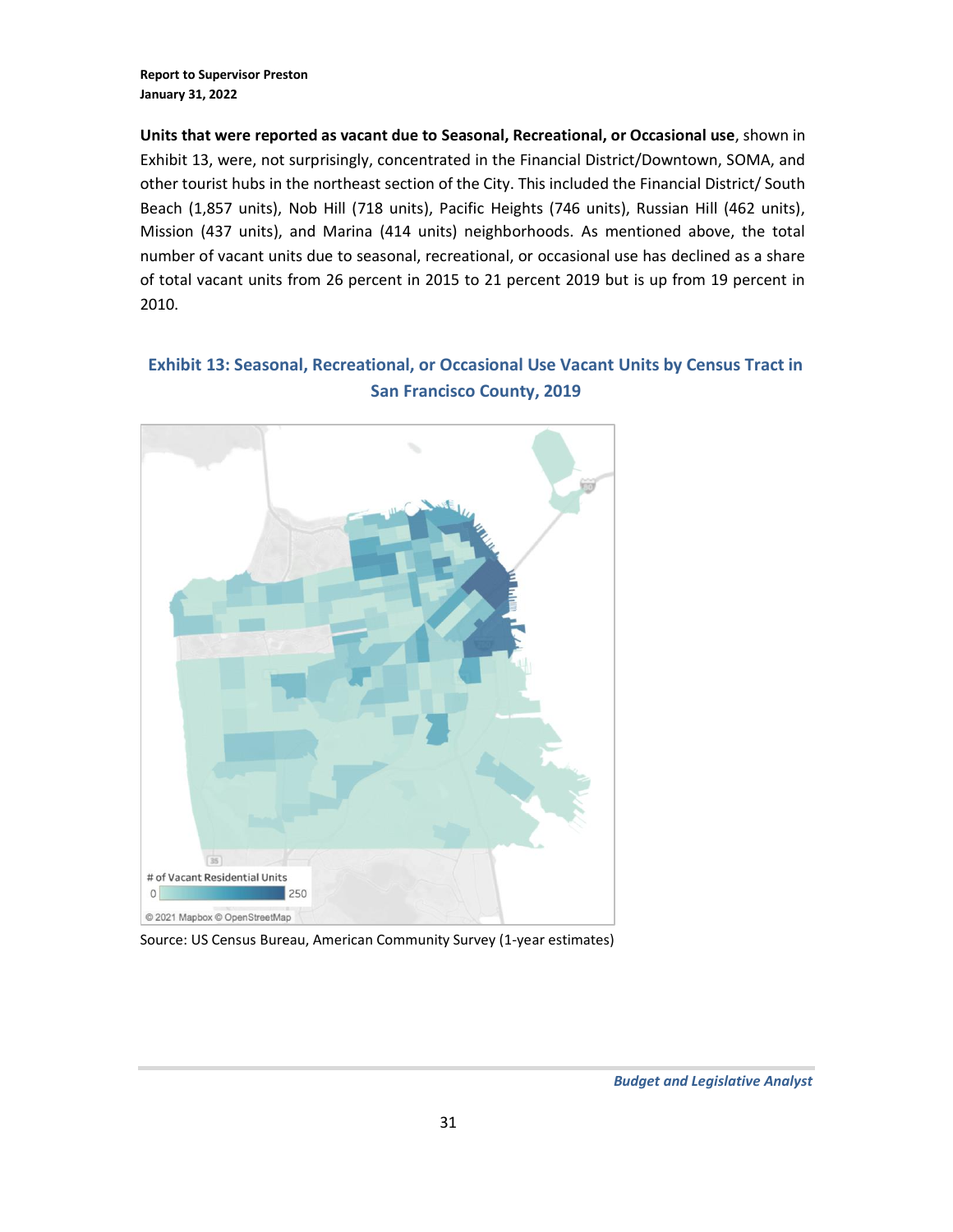**Units that were reported as vacant due to Seasonal, Recreational, or Occasional use**, shown in Exhibit 13, were, not surprisingly, concentrated in the Financial District/Downtown, SOMA, and other tourist hubs in the northeast section of the City. This included the Financial District/ South Beach (1,857 units), Nob Hill (718 units), Pacific Heights (746 units), Russian Hill (462 units), Mission (437 units), and Marina (414 units) neighborhoods. As mentioned above, the total number of vacant units due to seasonal, recreational, or occasional use has declined as a share of total vacant units from 26 percent in 2015 to 21 percent 2019 but is up from 19 percent in 2010.

## Exhibit 13: Seasonal, Recreational, or Occasional Use Vacant Units by Census Tract in San Francisco County, 2019

Source: US Census Bureau, American Community Survey (1-year estimates)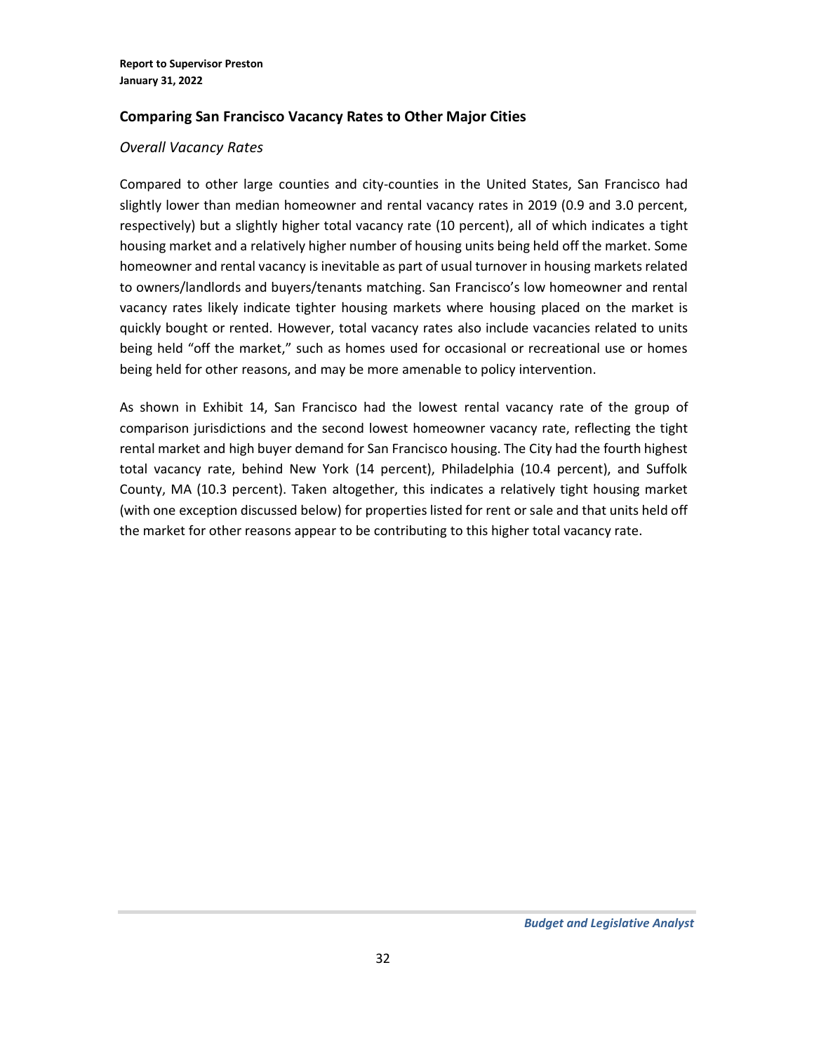## Comparing San Francisco Vacancy Rates to Other Major Cities

### *Overall Vacancy Rates*

Compared to other large counties and city-counties in the United States, San Francisco had slightly lower than median homeowner and rental vacancy rates in 2019 (0.9 and 3.0 percent, respectively) but a slightly higher total vacancy rate (10 percent), all of which indicates a tight housing market and a relatively higher number of housing units being held off the market. Some homeowner and rental vacancy is inevitable as part of usual turnover in housing markets related to owners/landlords and buyers/tenants matching. San Francisco's low homeowner and rental vacancy rates likely indicate tighter housing markets where housing placed on the market is quickly bought or rented. However, total vacancy rates also include vacancies related to units being held "off the market," such as homes used for occasional or recreational use or homes being held for other reasons, and may be more amenable to policy intervention.

As shown in Exhibit 14, San Francisco had the lowest rental vacancy rate of the group of comparison jurisdictions and the second lowest homeowner vacancy rate, reflecting the tight rental market and high buyer demand for San Francisco housing. The City had the fourth highest total vacancy rate, behind New York (14 percent), Philadelphia (10.4 percent), and Suffolk County, MA (10.3 percent). Taken altogether, this indicates a relatively tight housing market (with one exception discussed below) for properties listed for rent or sale and that units held off the market for other reasons appear to be contributing to this higher total vacancy rate.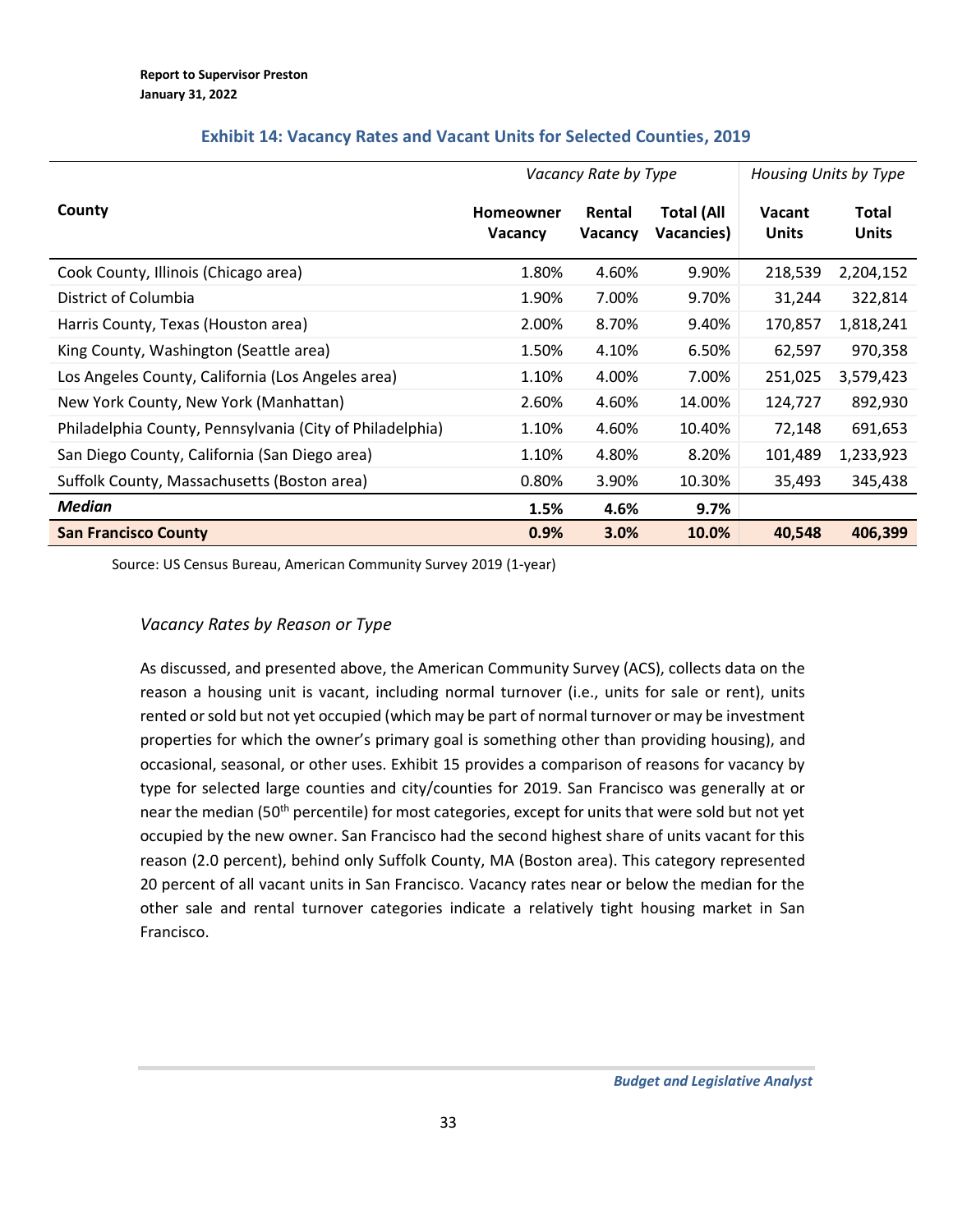### Exhibit 14: Vacancy Rates and Vacant Units for Selected Counties, 2019

| County | *Vacancy Rate by Type* | | | *Housing Units by Type* | |
|---|---|---|---|---|---|
| | **Homeowner Vacancy** | **Rental Vacancy** | **Total (All Vacancies)** | **Vacant Units** | **Total Units** |
| Cook County, Illinois (Chicago area) | 1.80% | 4.60% | 9.90% | 218,539 | 2,204,152 |
| District of Columbia | 1.90% | 7.00% | 9.70% | 31,244 | 322,814 |
| Harris County, Texas (Houston area) | 2.00% | 8.70% | 9.40% | 170,857 | 1,818,241 |
| King County, Washington (Seattle area) | 1.50% | 4.10% | 6.50% | 62,597 | 970,358 |
| Los Angeles County, California (Los Angeles area) | 1.10% | 4.00% | 7.00% | 251,025 | 3,579,423 |
| New York County, New York (Manhattan) | 2.60% | 4.60% | 14.00% | 124,727 | 892,930 |
| Philadelphia County, Pennsylvania (City of Philadelphia) | 1.10% | 4.60% | 10.40% | 72,148 | 691,653 |
| San Diego County, California (San Diego area) | 1.10% | 4.80% | 8.20% | 101,489 | 1,233,923 |
| Suffolk County, Massachusetts (Boston area) | 0.80% | 3.90% | 10.30% | 35,493 | 345,438 |
| ***Median*** | **1.5%** | **4.6%** | **9.7%** | | |
| **San Francisco County** | **0.9%** | **3.0%** | **10.0%** | **40,548** | **406,399** |

Source: US Census Bureau, American Community Survey 2019 (1-year)

*Vacancy Rates by Reason or Type*

As discussed, and presented above, the American Community Survey (ACS), collects data on the reason a housing unit is vacant, including normal turnover (i.e., units for sale or rent), units rented or sold but not yet occupied (which may be part of normal turnover or may be investment properties for which the owner's primary goal is something other than providing housing), and occasional, seasonal, or other uses. Exhibit 15 provides a comparison of reasons for vacancy by type for selected large counties and city/counties for 2019. San Francisco was generally at or near the median (50th percentile) for most categories, except for units that were sold but not yet occupied by the new owner. San Francisco had the second highest share of units vacant for this reason (2.0 percent), behind only Suffolk County, MA (Boston area). This category represented 20 percent of all vacant units in San Francisco. Vacancy rates near or below the median for the other sale and rental turnover categories indicate a relatively tight housing market in San Francisco.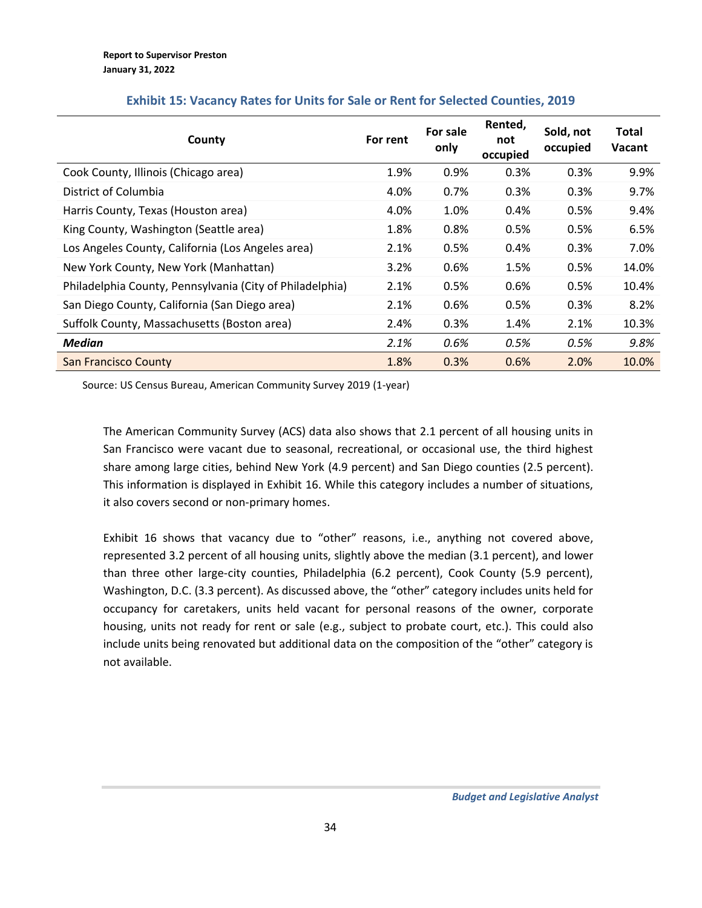### Exhibit 15: Vacancy Rates for Units for Sale or Rent for Selected Counties, 2019

| County | For rent | For sale only | Rented, not occupied | Sold, not occupied | Total Vacant |
|---|---|---|---|---|---|
| Cook County, Illinois (Chicago area) | 1.9% | 0.9% | 0.3% | 0.3% | 9.9% |
| District of Columbia | 4.0% | 0.7% | 0.3% | 0.3% | 9.7% |
| Harris County, Texas (Houston area) | 4.0% | 1.0% | 0.4% | 0.5% | 9.4% |
| King County, Washington (Seattle area) | 1.8% | 0.8% | 0.5% | 0.5% | 6.5% |
| Los Angeles County, California (Los Angeles area) | 2.1% | 0.5% | 0.4% | 0.3% | 7.0% |
| New York County, New York (Manhattan) | 3.2% | 0.6% | 1.5% | 0.5% | 14.0% |
| Philadelphia County, Pennsylvania (City of Philadelphia) | 2.1% | 0.5% | 0.6% | 0.5% | 10.4% |
| San Diego County, California (San Diego area) | 2.1% | 0.6% | 0.5% | 0.3% | 8.2% |
| Suffolk County, Massachusetts (Boston area) | 2.4% | 0.3% | 1.4% | 2.1% | 10.3% |
| ***Median*** | *2.1%* | *0.6%* | *0.5%* | *0.5%* | *9.8%* |
| San Francisco County | 1.8% | 0.3% | 0.6% | 2.0% | 10.0% |

Source: US Census Bureau, American Community Survey 2019 (1-year)

The American Community Survey (ACS) data also shows that 2.1 percent of all housing units in San Francisco were vacant due to seasonal, recreational, or occasional use, the third highest share among large cities, behind New York (4.9 percent) and San Diego counties (2.5 percent). This information is displayed in Exhibit 16. While this category includes a number of situations, it also covers second or non-primary homes.

Exhibit 16 shows that vacancy due to "other" reasons, i.e., anything not covered above, represented 3.2 percent of all housing units, slightly above the median (3.1 percent), and lower than three other large-city counties, Philadelphia (6.2 percent), Cook County (5.9 percent), Washington, D.C. (3.3 percent). As discussed above, the "other" category includes units held for occupancy for caretakers, units held vacant for personal reasons of the owner, corporate housing, units not ready for rent or sale (e.g., subject to probate court, etc.). This could also include units being renovated but additional data on the composition of the "other" category is not available.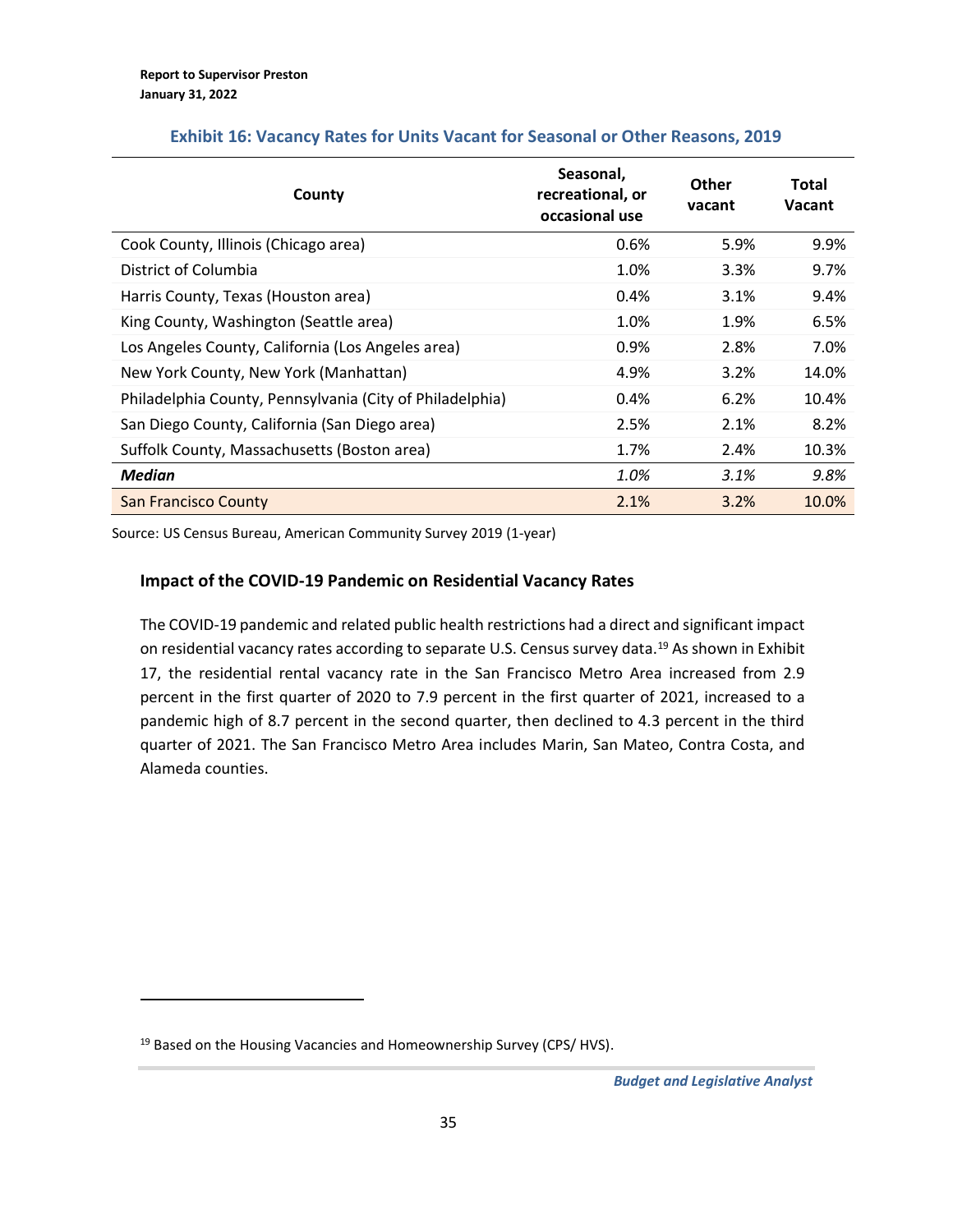**Exhibit 16: Vacancy Rates for Units Vacant for Seasonal or Other Reasons, 2019**

| County | Seasonal, recreational, or occasional use | Other vacant | Total Vacant |
|---|---|---|---|
| Cook County, Illinois (Chicago area) | 0.6% | 5.9% | 9.9% |
| District of Columbia | 1.0% | 3.3% | 9.7% |
| Harris County, Texas (Houston area) | 0.4% | 3.1% | 9.4% |
| King County, Washington (Seattle area) | 1.0% | 1.9% | 6.5% |
| Los Angeles County, California (Los Angeles area) | 0.9% | 2.8% | 7.0% |
| New York County, New York (Manhattan) | 4.9% | 3.2% | 14.0% |
| Philadelphia County, Pennsylvania (City of Philadelphia) | 0.4% | 6.2% | 10.4% |
| San Diego County, California (San Diego area) | 2.5% | 2.1% | 8.2% |
| Suffolk County, Massachusetts (Boston area) | 1.7% | 2.4% | 10.3% |
| ***Median*** | *1.0%* | *3.1%* | *9.8%* |
| San Francisco County | 2.1% | 3.2% | 10.0% |

Source: US Census Bureau, American Community Survey 2019 (1-year)

### Impact of the COVID-19 Pandemic on Residential Vacancy Rates

The COVID-19 pandemic and related public health restrictions had a direct and significant impact on residential vacancy rates according to separate U.S. Census survey data.[19] As shown in Exhibit 17, the residential rental vacancy rate in the San Francisco Metro Area increased from 2.9 percent in the first quarter of 2020 to 7.9 percent in the first quarter of 2021, increased to a pandemic high of 8.7 percent in the second quarter, then declined to 4.3 percent in the third quarter of 2021. The San Francisco Metro Area includes Marin, San Mateo, Contra Costa, and Alameda counties.

[19] Based on the Housing Vacancies and Homeownership Survey (CPS/ HVS).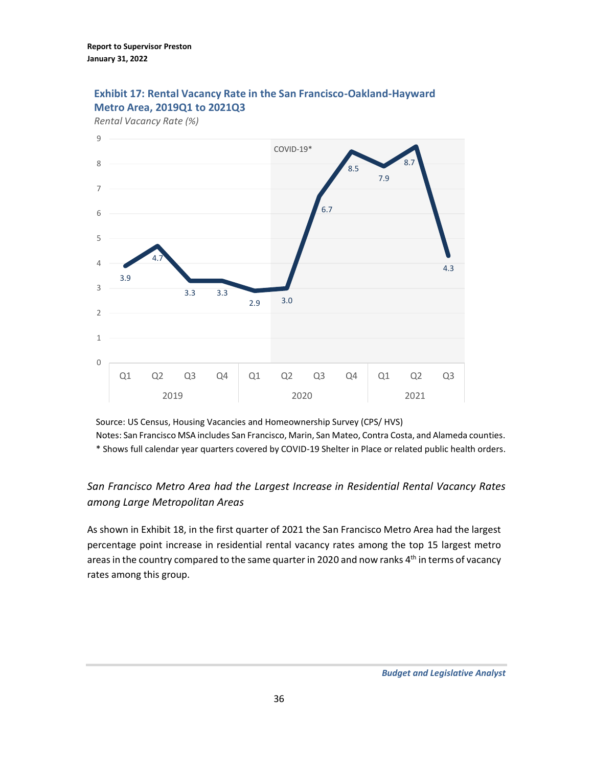**Exhibit 17: Rental Vacancy Rate in the San Francisco-Oakland-Hayward Metro Area, 2019Q1 to 2021Q3**

*Rental Vacancy Rate (%)*

| Year | Quarter | Rental Vacancy Rate (%) |
|---|---|---|
| 2019 | Q1 | 3.9 |
| 2019 | Q2 | 4.7 |
| 2019 | Q3 | 3.3 |
| 2019 | Q4 | 3.3 |
| 2020 | Q1 | 2.9 |
| 2020 | Q2 | 3.0 |
| 2020 | Q3 | 6.7 |
| 2020 | Q4 | 8.5 |
| 2021 | Q1 | 7.9 |
| 2021 | Q2 | 8.7 |
| 2021 | Q3 | 4.3 |

COVID-19* (2020 Q2 through 2021 Q3)

Source: US Census, Housing Vacancies and Homeownership Survey (CPS/ HVS)

Notes: San Francisco MSA includes San Francisco, Marin, San Mateo, Contra Costa, and Alameda counties.

* Shows full calendar year quarters covered by COVID-19 Shelter in Place or related public health orders.

### *San Francisco Metro Area had the Largest Increase in Residential Rental Vacancy Rates among Large Metropolitan Areas*

As shown in Exhibit 18, in the first quarter of 2021 the San Francisco Metro Area had the largest percentage point increase in residential rental vacancy rates among the top 15 largest metro areas in the country compared to the same quarter in 2020 and now ranks 4th in terms of vacancy rates among this group.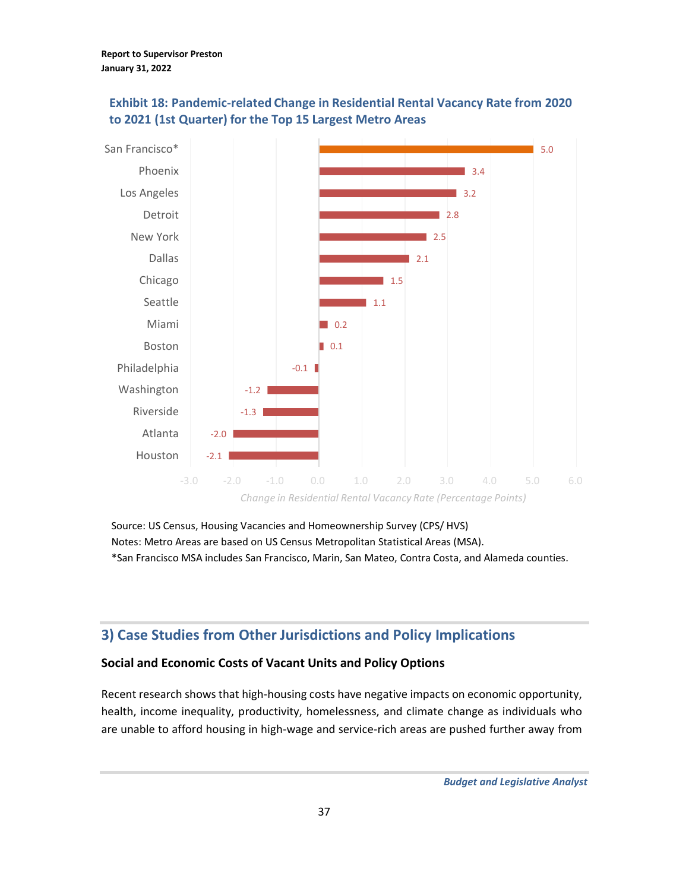**Exhibit 18: Pandemic-related Change in Residential Rental Vacancy Rate from 2020 to 2021 (1st Quarter) for the Top 15 Largest Metro Areas**

| Metro Area | Change in Residential Rental Vacancy Rate (Percentage Points) |
|---|---|
| San Francisco* | 5.0 |
| Phoenix | 3.4 |
| Los Angeles | 3.2 |
| Detroit | 2.8 |
| New York | 2.5 |
| Dallas | 2.1 |
| Chicago | 1.5 |
| Seattle | 1.1 |
| Miami | 0.2 |
| Boston | 0.1 |
| Philadelphia | -0.1 |
| Washington | -1.2 |
| Riverside | -1.3 |
| Atlanta | -2.0 |
| Houston | -2.1 |

Source: US Census, Housing Vacancies and Homeownership Survey (CPS/ HVS)
Notes: Metro Areas are based on US Census Metropolitan Statistical Areas (MSA).
*San Francisco MSA includes San Francisco, Marin, San Mateo, Contra Costa, and Alameda counties.

## 3) Case Studies from Other Jurisdictions and Policy Implications

### Social and Economic Costs of Vacant Units and Policy Options

Recent research shows that high-housing costs have negative impacts on economic opportunity, health, income inequality, productivity, homelessness, and climate change as individuals who are unable to afford housing in high-wage and service-rich areas are pushed further away from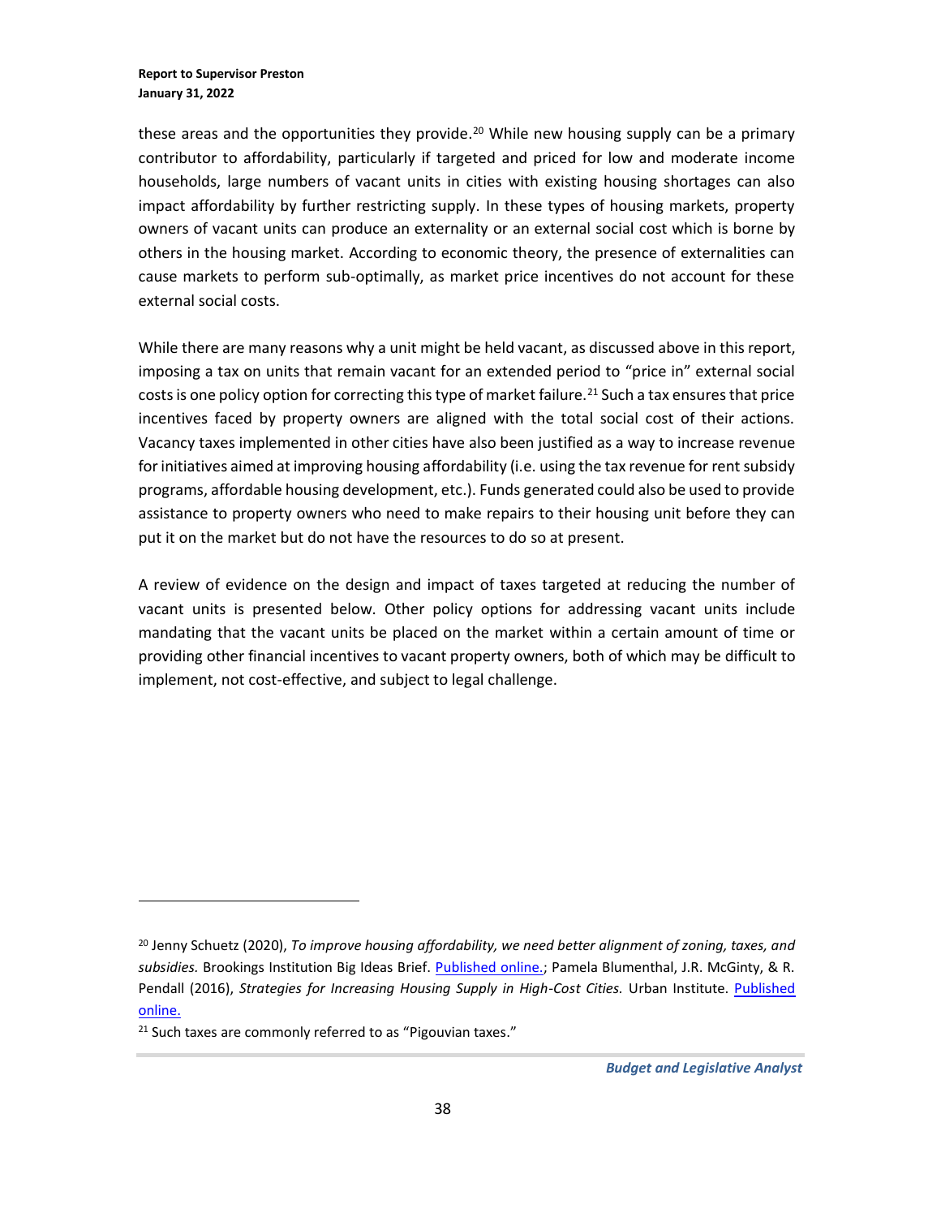these areas and the opportunities they provide.[20] While new housing supply can be a primary contributor to affordability, particularly if targeted and priced for low and moderate income households, large numbers of vacant units in cities with existing housing shortages can also impact affordability by further restricting supply. In these types of housing markets, property owners of vacant units can produce an externality or an external social cost which is borne by others in the housing market. According to economic theory, the presence of externalities can cause markets to perform sub-optimally, as market price incentives do not account for these external social costs.

While there are many reasons why a unit might be held vacant, as discussed above in this report, imposing a tax on units that remain vacant for an extended period to "price in" external social costs is one policy option for correcting this type of market failure.[21] Such a tax ensures that price incentives faced by property owners are aligned with the total social cost of their actions. Vacancy taxes implemented in other cities have also been justified as a way to increase revenue for initiatives aimed at improving housing affordability (i.e. using the tax revenue for rent subsidy programs, affordable housing development, etc.). Funds generated could also be used to provide assistance to property owners who need to make repairs to their housing unit before they can put it on the market but do not have the resources to do so at present.

A review of evidence on the design and impact of taxes targeted at reducing the number of vacant units is presented below. Other policy options for addressing vacant units include mandating that the vacant units be placed on the market within a certain amount of time or providing other financial incentives to vacant property owners, both of which may be difficult to implement, not cost-effective, and subject to legal challenge.

---

[20] Jenny Schuetz (2020), *To improve housing affordability, we need better alignment of zoning, taxes, and subsidies.* Brookings Institution Big Ideas Brief. Published online.; Pamela Blumenthal, J.R. McGinty, & R. Pendall (2016), *Strategies for Increasing Housing Supply in High-Cost Cities.* Urban Institute. Published online.

[21] Such taxes are commonly referred to as "Pigouvian taxes."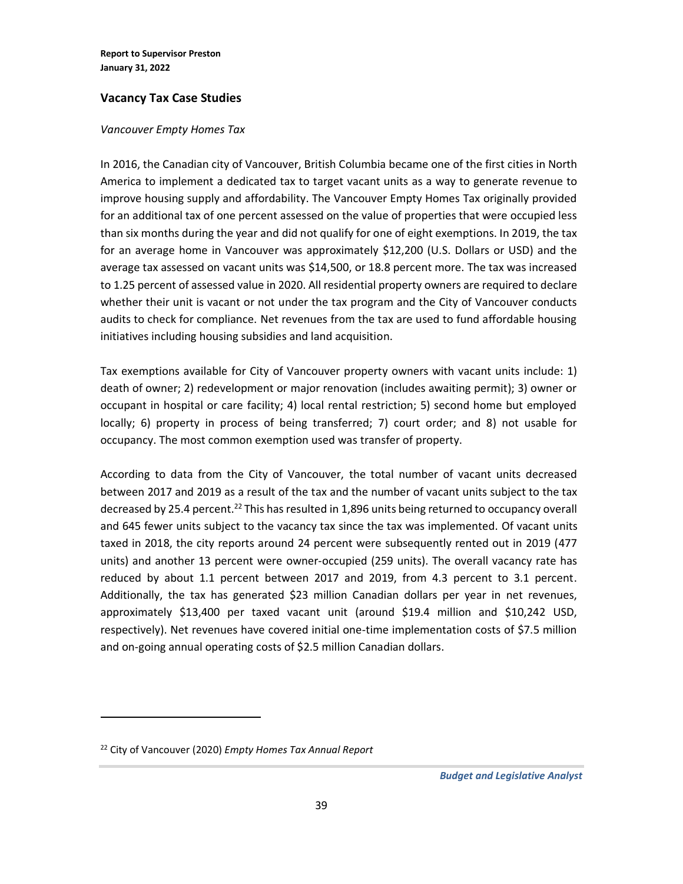## Vacancy Tax Case Studies

*Vancouver Empty Homes Tax*

In 2016, the Canadian city of Vancouver, British Columbia became one of the first cities in North America to implement a dedicated tax to target vacant units as a way to generate revenue to improve housing supply and affordability. The Vancouver Empty Homes Tax originally provided for an additional tax of one percent assessed on the value of properties that were occupied less than six months during the year and did not qualify for one of eight exemptions. In 2019, the tax for an average home in Vancouver was approximately $12,200 (U.S. Dollars or USD) and the average tax assessed on vacant units was $14,500, or 18.8 percent more. The tax was increased to 1.25 percent of assessed value in 2020. All residential property owners are required to declare whether their unit is vacant or not under the tax program and the City of Vancouver conducts audits to check for compliance. Net revenues from the tax are used to fund affordable housing initiatives including housing subsidies and land acquisition.

Tax exemptions available for City of Vancouver property owners with vacant units include: 1) death of owner; 2) redevelopment or major renovation (includes awaiting permit); 3) owner or occupant in hospital or care facility; 4) local rental restriction; 5) second home but employed locally; 6) property in process of being transferred; 7) court order; and 8) not usable for occupancy. The most common exemption used was transfer of property.

According to data from the City of Vancouver, the total number of vacant units decreased between 2017 and 2019 as a result of the tax and the number of vacant units subject to the tax decreased by 25.4 percent.[22] This has resulted in 1,896 units being returned to occupancy overall and 645 fewer units subject to the vacancy tax since the tax was implemented. Of vacant units taxed in 2018, the city reports around 24 percent were subsequently rented out in 2019 (477 units) and another 13 percent were owner-occupied (259 units). The overall vacancy rate has reduced by about 1.1 percent between 2017 and 2019, from 4.3 percent to 3.1 percent. Additionally, the tax has generated $23 million Canadian dollars per year in net revenues, approximately $13,400 per taxed vacant unit (around $19.4 million and $10,242 USD, respectively). Net revenues have covered initial one-time implementation costs of $7.5 million and on-going annual operating costs of $2.5 million Canadian dollars.

[22] City of Vancouver (2020) *Empty Homes Tax Annual Report*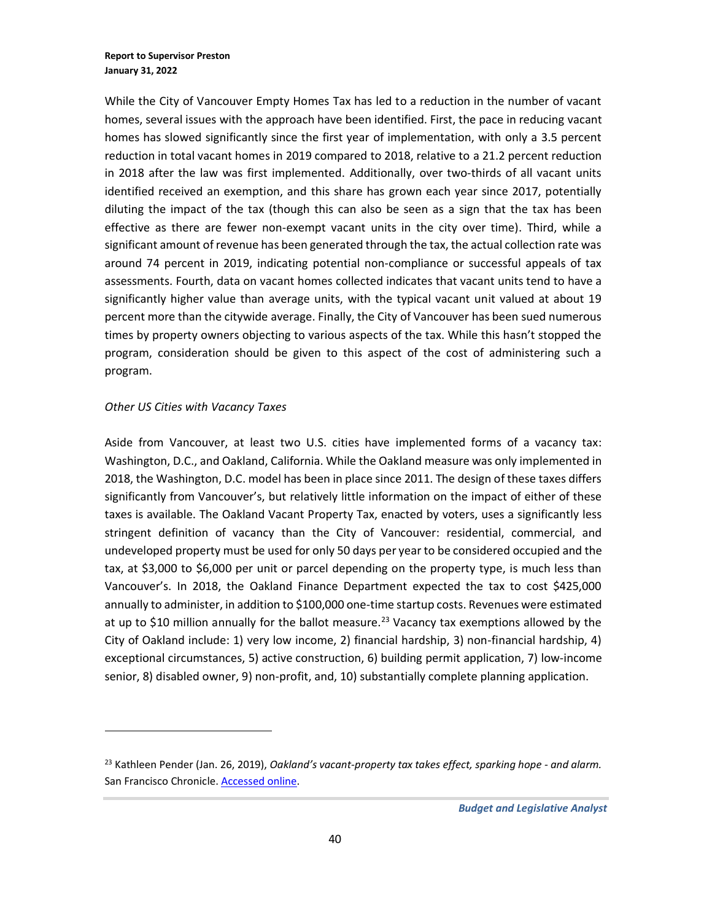While the City of Vancouver Empty Homes Tax has led to a reduction in the number of vacant homes, several issues with the approach have been identified. First, the pace in reducing vacant homes has slowed significantly since the first year of implementation, with only a 3.5 percent reduction in total vacant homes in 2019 compared to 2018, relative to a 21.2 percent reduction in 2018 after the law was first implemented. Additionally, over two-thirds of all vacant units identified received an exemption, and this share has grown each year since 2017, potentially diluting the impact of the tax (though this can also be seen as a sign that the tax has been effective as there are fewer non-exempt vacant units in the city over time). Third, while a significant amount of revenue has been generated through the tax, the actual collection rate was around 74 percent in 2019, indicating potential non-compliance or successful appeals of tax assessments. Fourth, data on vacant homes collected indicates that vacant units tend to have a significantly higher value than average units, with the typical vacant unit valued at about 19 percent more than the citywide average. Finally, the City of Vancouver has been sued numerous times by property owners objecting to various aspects of the tax. While this hasn't stopped the program, consideration should be given to this aspect of the cost of administering such a program.

*Other US Cities with Vacancy Taxes*

Aside from Vancouver, at least two U.S. cities have implemented forms of a vacancy tax: Washington, D.C., and Oakland, California. While the Oakland measure was only implemented in 2018, the Washington, D.C. model has been in place since 2011. The design of these taxes differs significantly from Vancouver's, but relatively little information on the impact of either of these taxes is available. The Oakland Vacant Property Tax, enacted by voters, uses a significantly less stringent definition of vacancy than the City of Vancouver: residential, commercial, and undeveloped property must be used for only 50 days per year to be considered occupied and the tax, at $3,000 to $6,000 per unit or parcel depending on the property type, is much less than Vancouver's. In 2018, the Oakland Finance Department expected the tax to cost $425,000 annually to administer, in addition to $100,000 one-time startup costs. Revenues were estimated at up to $10 million annually for the ballot measure.[23] Vacancy tax exemptions allowed by the City of Oakland include: 1) very low income, 2) financial hardship, 3) non-financial hardship, 4) exceptional circumstances, 5) active construction, 6) building permit application, 7) low-income senior, 8) disabled owner, 9) non-profit, and, 10) substantially complete planning application.

---

[23] Kathleen Pender (Jan. 26, 2019), *Oakland's vacant-property tax takes effect, sparking hope - and alarm.* San Francisco Chronicle. Accessed online.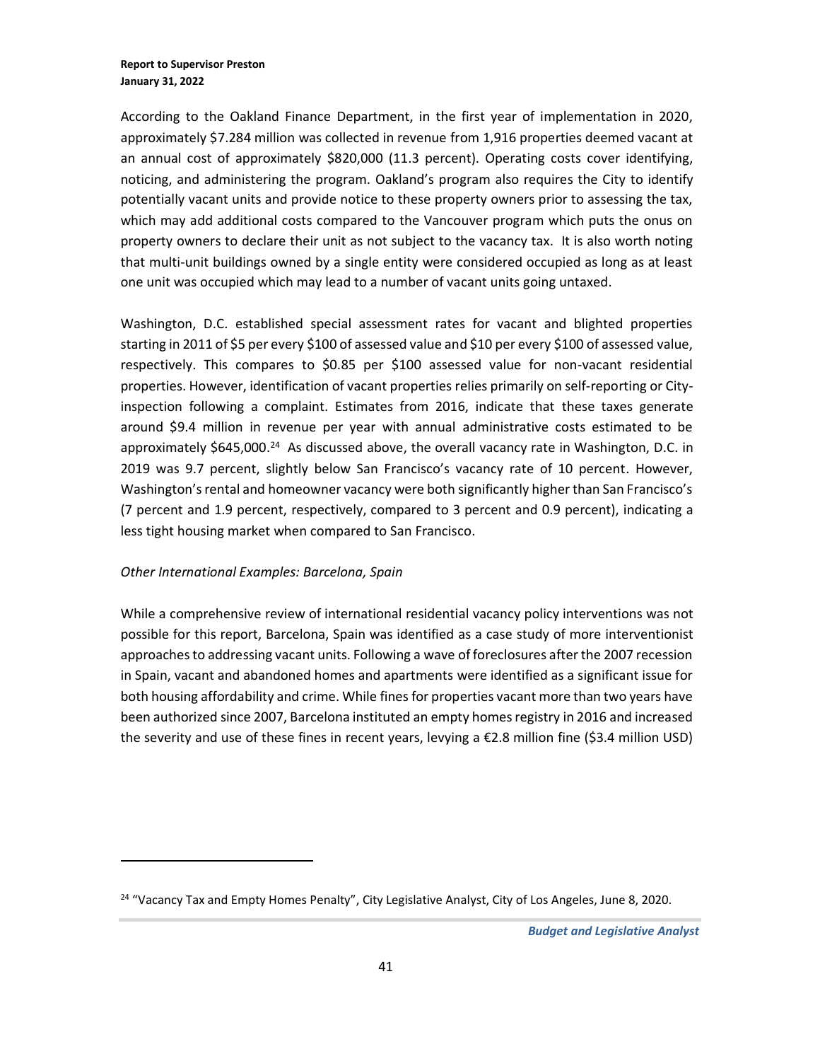According to the Oakland Finance Department, in the first year of implementation in 2020, approximately $7.284 million was collected in revenue from 1,916 properties deemed vacant at an annual cost of approximately $820,000 (11.3 percent). Operating costs cover identifying, noticing, and administering the program. Oakland's program also requires the City to identify potentially vacant units and provide notice to these property owners prior to assessing the tax, which may add additional costs compared to the Vancouver program which puts the onus on property owners to declare their unit as not subject to the vacancy tax. It is also worth noting that multi-unit buildings owned by a single entity were considered occupied as long as at least one unit was occupied which may lead to a number of vacant units going untaxed.

Washington, D.C. established special assessment rates for vacant and blighted properties starting in 2011 of $5 per every $100 of assessed value and $10 per every $100 of assessed value, respectively. This compares to $0.85 per $100 assessed value for non-vacant residential properties. However, identification of vacant properties relies primarily on self-reporting or City-inspection following a complaint. Estimates from 2016, indicate that these taxes generate around $9.4 million in revenue per year with annual administrative costs estimated to be approximately $645,000.[24] As discussed above, the overall vacancy rate in Washington, D.C. in 2019 was 9.7 percent, slightly below San Francisco's vacancy rate of 10 percent. However, Washington's rental and homeowner vacancy were both significantly higher than San Francisco's (7 percent and 1.9 percent, respectively, compared to 3 percent and 0.9 percent), indicating a less tight housing market when compared to San Francisco.

*Other International Examples: Barcelona, Spain*

While a comprehensive review of international residential vacancy policy interventions was not possible for this report, Barcelona, Spain was identified as a case study of more interventionist approaches to addressing vacant units. Following a wave of foreclosures after the 2007 recession in Spain, vacant and abandoned homes and apartments were identified as a significant issue for both housing affordability and crime. While fines for properties vacant more than two years have been authorized since 2007, Barcelona instituted an empty homes registry in 2016 and increased the severity and use of these fines in recent years, levying a €2.8 million fine ($3.4 million USD)

[24] "Vacancy Tax and Empty Homes Penalty", City Legislative Analyst, City of Los Angeles, June 8, 2020.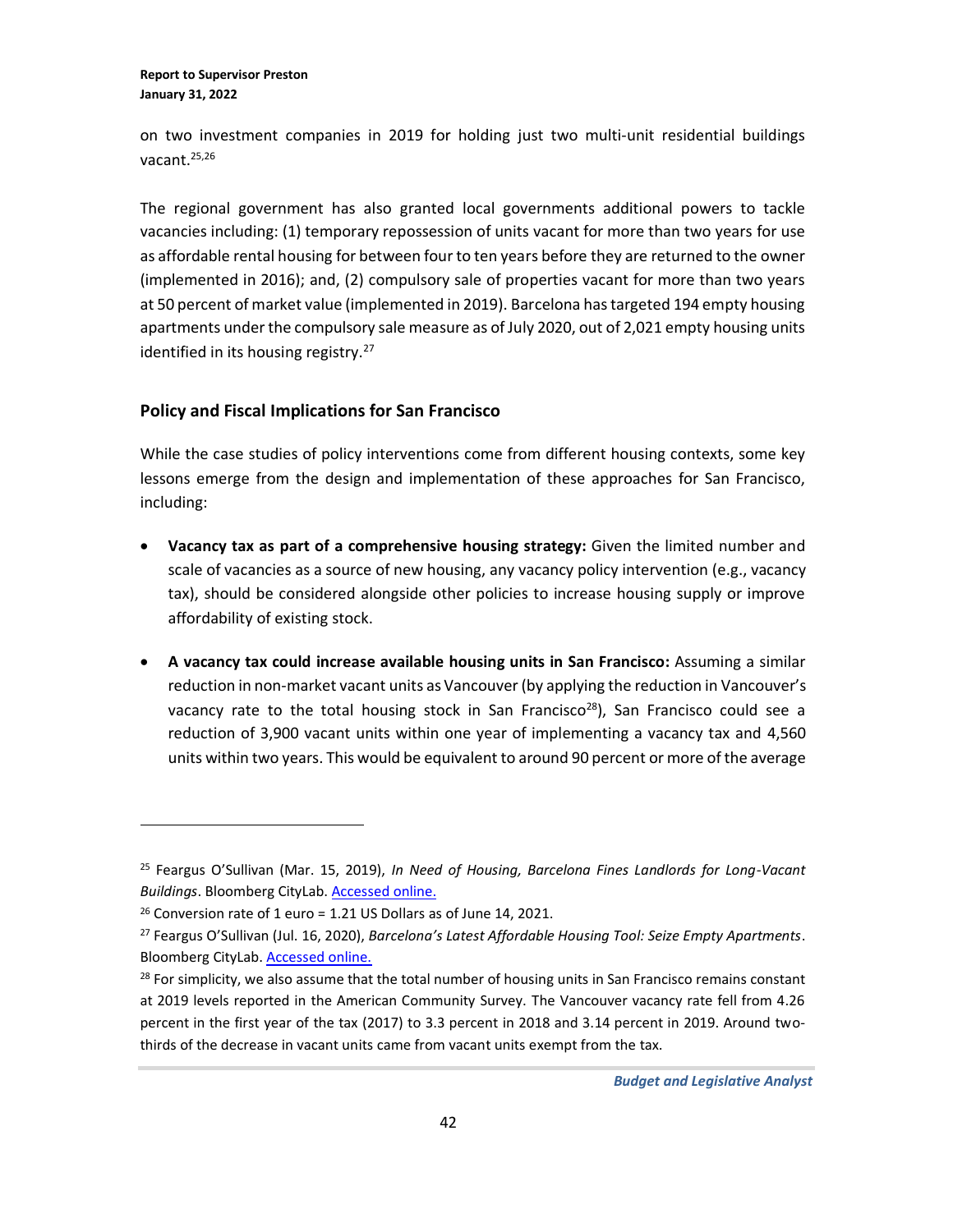on two investment companies in 2019 for holding just two multi-unit residential buildings vacant.[25,26]

The regional government has also granted local governments additional powers to tackle vacancies including: (1) temporary repossession of units vacant for more than two years for use as affordable rental housing for between four to ten years before they are returned to the owner (implemented in 2016); and, (2) compulsory sale of properties vacant for more than two years at 50 percent of market value (implemented in 2019). Barcelona has targeted 194 empty housing apartments under the compulsory sale measure as of July 2020, out of 2,021 empty housing units identified in its housing registry.[27]

### Policy and Fiscal Implications for San Francisco

While the case studies of policy interventions come from different housing contexts, some key lessons emerge from the design and implementation of these approaches for San Francisco, including:

- **Vacancy tax as part of a comprehensive housing strategy:** Given the limited number and scale of vacancies as a source of new housing, any vacancy policy intervention (e.g., vacancy tax), should be considered alongside other policies to increase housing supply or improve affordability of existing stock.

- **A vacancy tax could increase available housing units in San Francisco:** Assuming a similar reduction in non-market vacant units as Vancouver (by applying the reduction in Vancouver's vacancy rate to the total housing stock in San Francisco[28]), San Francisco could see a reduction of 3,900 vacant units within one year of implementing a vacancy tax and 4,560 units within two years. This would be equivalent to around 90 percent or more of the average

---

[25] Feargus O'Sullivan (Mar. 15, 2019), *In Need of Housing, Barcelona Fines Landlords for Long-Vacant Buildings*. Bloomberg CityLab. Accessed online.

[26] Conversion rate of 1 euro = 1.21 US Dollars as of June 14, 2021.

[27] Feargus O'Sullivan (Jul. 16, 2020), *Barcelona's Latest Affordable Housing Tool: Seize Empty Apartments*. Bloomberg CityLab. Accessed online.

[28] For simplicity, we also assume that the total number of housing units in San Francisco remains constant at 2019 levels reported in the American Community Survey. The Vancouver vacancy rate fell from 4.26 percent in the first year of the tax (2017) to 3.3 percent in 2018 and 3.14 percent in 2019. Around two-thirds of the decrease in vacant units came from vacant units exempt from the tax.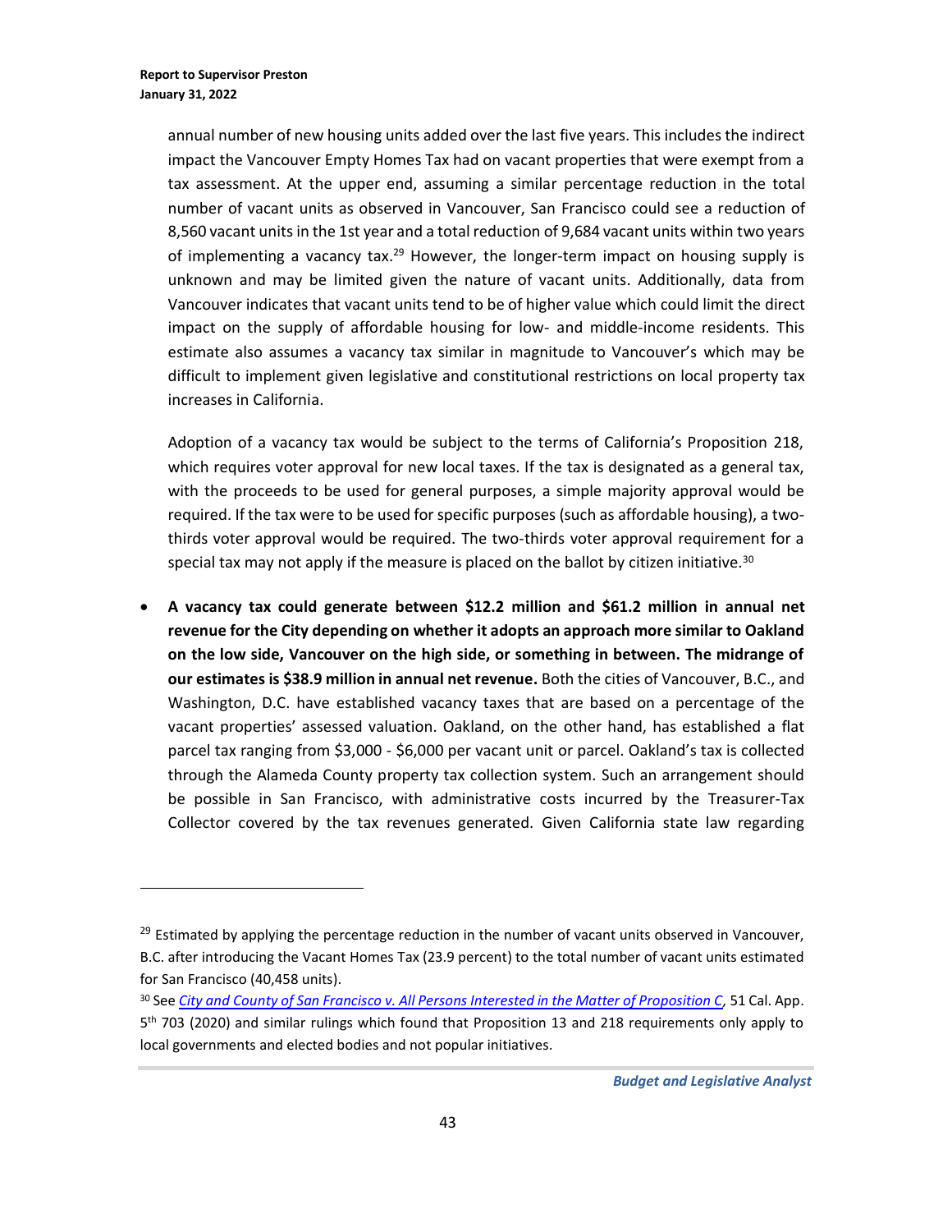annual number of new housing units added over the last five years. This includes the indirect impact the Vancouver Empty Homes Tax had on vacant properties that were exempt from a tax assessment. At the upper end, assuming a similar percentage reduction in the total number of vacant units as observed in Vancouver, San Francisco could see a reduction of 8,560 vacant units in the 1st year and a total reduction of 9,684 vacant units within two years of implementing a vacancy tax.[29] However, the longer-term impact on housing supply is unknown and may be limited given the nature of vacant units. Additionally, data from Vancouver indicates that vacant units tend to be of higher value which could limit the direct impact on the supply of affordable housing for low- and middle-income residents. This estimate also assumes a vacancy tax similar in magnitude to Vancouver's which may be difficult to implement given legislative and constitutional restrictions on local property tax increases in California.

Adoption of a vacancy tax would be subject to the terms of California's Proposition 218, which requires voter approval for new local taxes. If the tax is designated as a general tax, with the proceeds to be used for general purposes, a simple majority approval would be required. If the tax were to be used for specific purposes (such as affordable housing), a two-thirds voter approval would be required. The two-thirds voter approval requirement for a special tax may not apply if the measure is placed on the ballot by citizen initiative.[30]

- **A vacancy tax could generate between $12.2 million and $61.2 million in annual net revenue for the City depending on whether it adopts an approach more similar to Oakland on the low side, Vancouver on the high side, or something in between. The midrange of our estimates is $38.9 million in annual net revenue.** Both the cities of Vancouver, B.C., and Washington, D.C. have established vacancy taxes that are based on a percentage of the vacant properties' assessed valuation. Oakland, on the other hand, has established a flat parcel tax ranging from $3,000 - $6,000 per vacant unit or parcel. Oakland's tax is collected through the Alameda County property tax collection system. Such an arrangement should be possible in San Francisco, with administrative costs incurred by the Treasurer-Tax Collector covered by the tax revenues generated. Given California state law regarding

---

[29] Estimated by applying the percentage reduction in the number of vacant units observed in Vancouver, B.C. after introducing the Vacant Homes Tax (23.9 percent) to the total number of vacant units estimated for San Francisco (40,458 units).

[30] See *City and County of San Francisco v. All Persons Interested in the Matter of Proposition C*, 51 Cal. App. 5th 703 (2020) and similar rulings which found that Proposition 13 and 218 requirements only apply to local governments and elected bodies and not popular initiatives.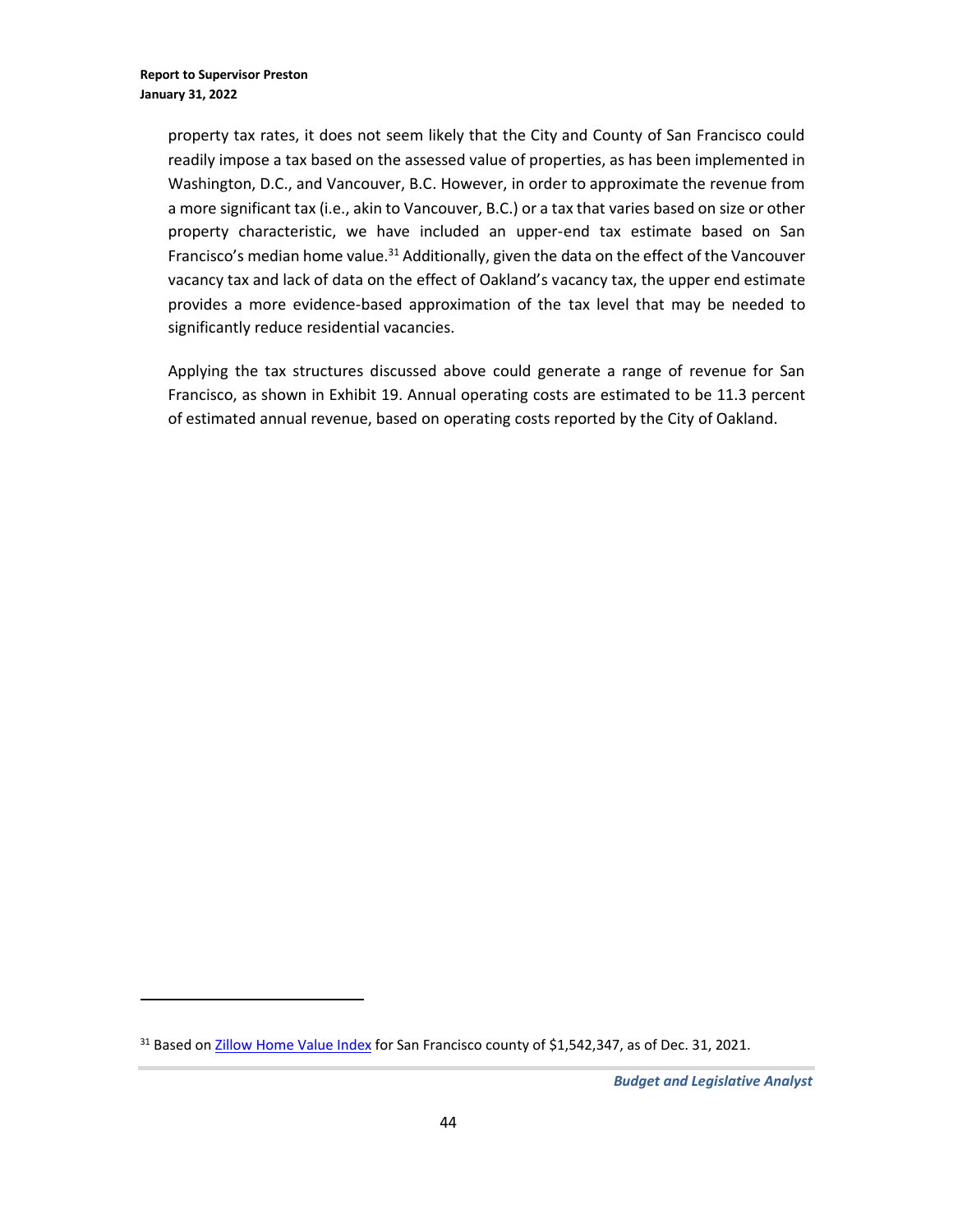property tax rates, it does not seem likely that the City and County of San Francisco could readily impose a tax based on the assessed value of properties, as has been implemented in Washington, D.C., and Vancouver, B.C. However, in order to approximate the revenue from a more significant tax (i.e., akin to Vancouver, B.C.) or a tax that varies based on size or other property characteristic, we have included an upper-end tax estimate based on San Francisco's median home value.[31] Additionally, given the data on the effect of the Vancouver vacancy tax and lack of data on the effect of Oakland's vacancy tax, the upper end estimate provides a more evidence-based approximation of the tax level that may be needed to significantly reduce residential vacancies.

Applying the tax structures discussed above could generate a range of revenue for San Francisco, as shown in Exhibit 19. Annual operating costs are estimated to be 11.3 percent of estimated annual revenue, based on operating costs reported by the City of Oakland.

---

[31] Based on [Zillow Home Value Index](Zillow Home Value Index) for San Francisco county of $1,542,347, as of Dec. 31, 2021.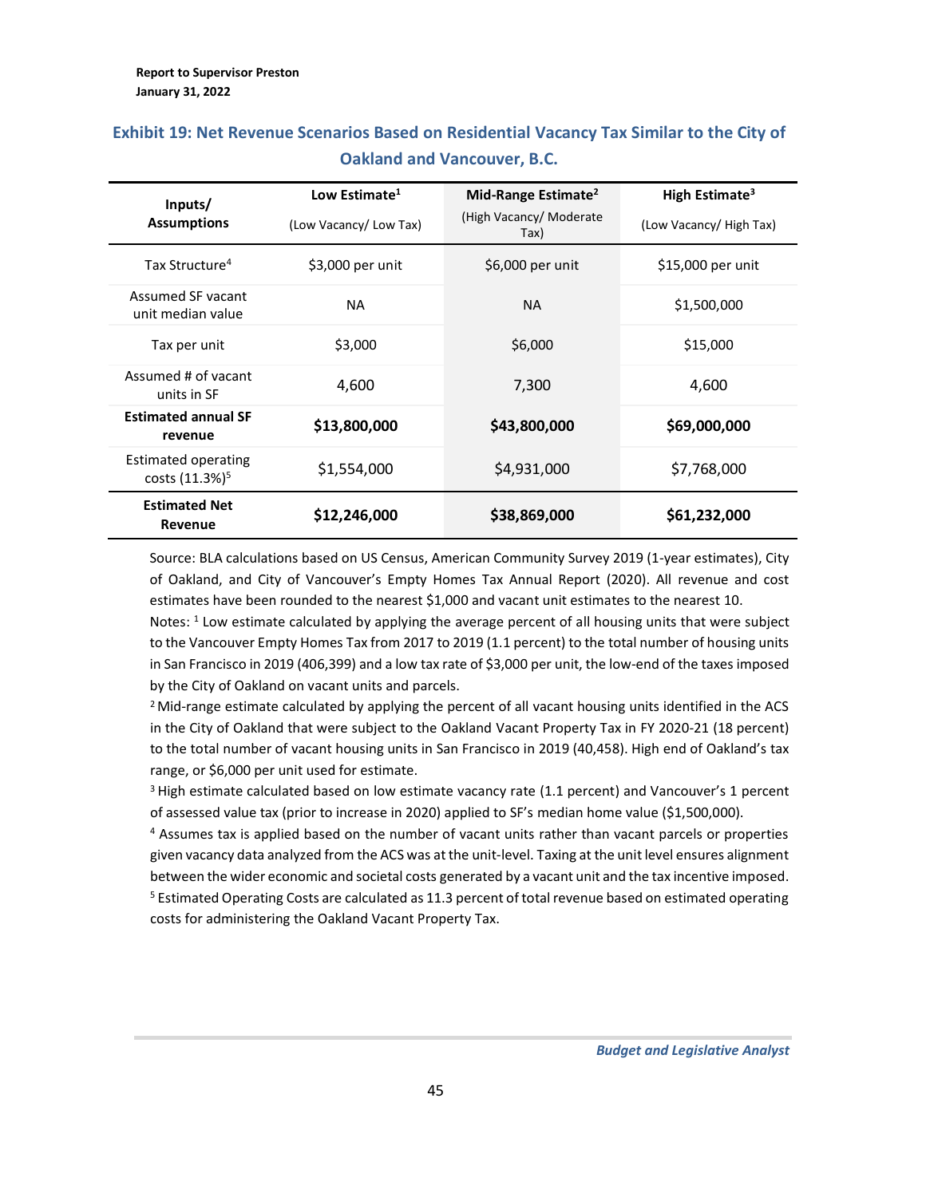### Exhibit 19: Net Revenue Scenarios Based on Residential Vacancy Tax Similar to the City of Oakland and Vancouver, B.C.

| Inputs/ Assumptions | Low Estimate[1] (Low Vacancy/ Low Tax) | Mid-Range Estimate[2] (High Vacancy/ Moderate Tax) | High Estimate[3] (Low Vacancy/ High Tax) |
|---|---|---|---|
| Tax Structure[4] | $3,000 per unit | $6,000 per unit | $15,000 per unit |
| Assumed SF vacant unit median value | NA | NA | $1,500,000 |
| Tax per unit | $3,000 | $6,000 | $15,000 |
| Assumed # of vacant units in SF | 4,600 | 7,300 | 4,600 |
| **Estimated annual SF revenue** | **$13,800,000** | **$43,800,000** | **$69,000,000** |
| Estimated operating costs (11.3%)[5] | $1,554,000 | $4,931,000 | $7,768,000 |
| **Estimated Net Revenue** | **$12,246,000** | **$38,869,000** | **$61,232,000** |

Source: BLA calculations based on US Census, American Community Survey 2019 (1-year estimates), City of Oakland, and City of Vancouver's Empty Homes Tax Annual Report (2020). All revenue and cost estimates have been rounded to the nearest $1,000 and vacant unit estimates to the nearest 10.

Notes: [1] Low estimate calculated by applying the average percent of all housing units that were subject to the Vancouver Empty Homes Tax from 2017 to 2019 (1.1 percent) to the total number of housing units in San Francisco in 2019 (406,399) and a low tax rate of $3,000 per unit, the low-end of the taxes imposed by the City of Oakland on vacant units and parcels.

[2] Mid-range estimate calculated by applying the percent of all vacant housing units identified in the ACS in the City of Oakland that were subject to the Oakland Vacant Property Tax in FY 2020-21 (18 percent) to the total number of vacant housing units in San Francisco in 2019 (40,458). High end of Oakland's tax range, or $6,000 per unit used for estimate.

[3] High estimate calculated based on low estimate vacancy rate (1.1 percent) and Vancouver's 1 percent of assessed value tax (prior to increase in 2020) applied to SF's median home value ($1,500,000).

[4] Assumes tax is applied based on the number of vacant units rather than vacant parcels or properties given vacancy data analyzed from the ACS was at the unit-level. Taxing at the unit level ensures alignment between the wider economic and societal costs generated by a vacant unit and the tax incentive imposed.

[5] Estimated Operating Costs are calculated as 11.3 percent of total revenue based on estimated operating costs for administering the Oakland Vacant Property Tax.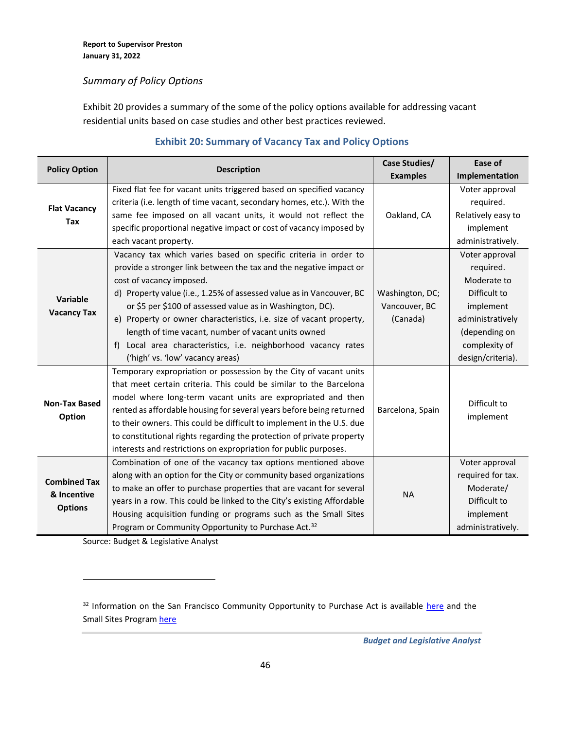### *Summary of Policy Options*

Exhibit 20 provides a summary of the some of the policy options available for addressing vacant residential units based on case studies and other best practices reviewed.

**Exhibit 20: Summary of Vacancy Tax and Policy Options**

| Policy Option | Description | Case Studies/ Examples | Ease of Implementation |
|---|---|---|---|
| **Flat Vacancy Tax** | Fixed flat fee for vacant units triggered based on specified vacancy criteria (i.e. length of time vacant, secondary homes, etc.). With the same fee imposed on all vacant units, it would not reflect the specific proportional negative impact or cost of vacancy imposed by each vacant property. | Oakland, CA | Voter approval required. Relatively easy to implement administratively. |
| **Variable Vacancy Tax** | Vacancy tax which varies based on specific criteria in order to provide a stronger link between the tax and the negative impact or cost of vacancy imposed.<br>d) Property value (i.e., 1.25% of assessed value as in Vancouver, BC or $5 per $100 of assessed value as in Washington, DC).<br>e) Property or owner characteristics, i.e. size of vacant property, length of time vacant, number of vacant units owned<br>f) Local area characteristics, i.e. neighborhood vacancy rates ('high' vs. 'low' vacancy areas) | Washington, DC; Vancouver, BC (Canada) | Voter approval required. Moderate to Difficult to implement administratively (depending on complexity of design/criteria). |
| **Non-Tax Based Option** | Temporary expropriation or possession by the City of vacant units that meet certain criteria. This could be similar to the Barcelona model where long-term vacant units are expropriated and then rented as affordable housing for several years before being returned to their owners. This could be difficult to implement in the U.S. due to constitutional rights regarding the protection of private property interests and restrictions on expropriation for public purposes. | Barcelona, Spain | Difficult to implement |
| **Combined Tax & Incentive Options** | Combination of one of the vacancy tax options mentioned above along with an option for the City or community based organizations to make an offer to purchase properties that are vacant for several years in a row. This could be linked to the City's existing Affordable Housing acquisition funding or programs such as the Small Sites Program or Community Opportunity to Purchase Act.[32] | NA | Voter approval required for tax. Moderate/ Difficult to implement administratively. |

Source: Budget & Legislative Analyst

[32] Information on the San Francisco Community Opportunity to Purchase Act is available here and the Small Sites Program here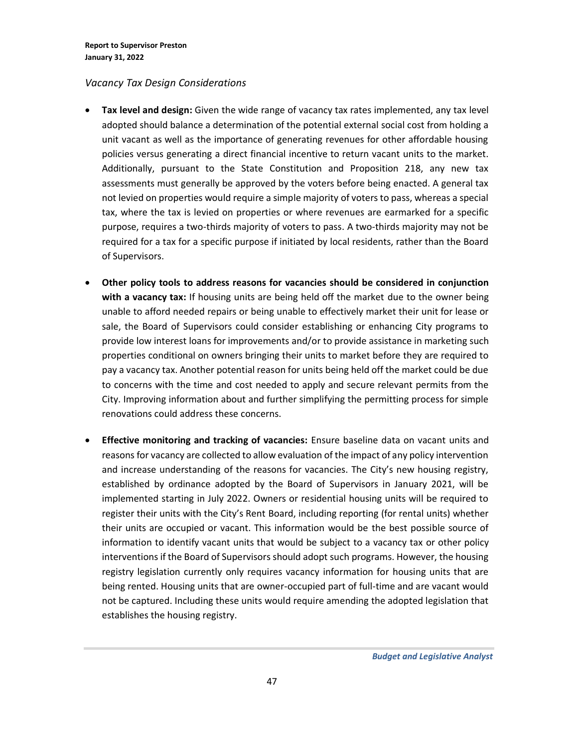*Vacancy Tax Design Considerations*

- **Tax level and design:** Given the wide range of vacancy tax rates implemented, any tax level adopted should balance a determination of the potential external social cost from holding a unit vacant as well as the importance of generating revenues for other affordable housing policies versus generating a direct financial incentive to return vacant units to the market. Additionally, pursuant to the State Constitution and Proposition 218, any new tax assessments must generally be approved by the voters before being enacted. A general tax not levied on properties would require a simple majority of voters to pass, whereas a special tax, where the tax is levied on properties or where revenues are earmarked for a specific purpose, requires a two-thirds majority of voters to pass. A two-thirds majority may not be required for a tax for a specific purpose if initiated by local residents, rather than the Board of Supervisors.

- **Other policy tools to address reasons for vacancies should be considered in conjunction with a vacancy tax:** If housing units are being held off the market due to the owner being unable to afford needed repairs or being unable to effectively market their unit for lease or sale, the Board of Supervisors could consider establishing or enhancing City programs to provide low interest loans for improvements and/or to provide assistance in marketing such properties conditional on owners bringing their units to market before they are required to pay a vacancy tax. Another potential reason for units being held off the market could be due to concerns with the time and cost needed to apply and secure relevant permits from the City. Improving information about and further simplifying the permitting process for simple renovations could address these concerns.

- **Effective monitoring and tracking of vacancies:** Ensure baseline data on vacant units and reasons for vacancy are collected to allow evaluation of the impact of any policy intervention and increase understanding of the reasons for vacancies. The City's new housing registry, established by ordinance adopted by the Board of Supervisors in January 2021, will be implemented starting in July 2022. Owners or residential housing units will be required to register their units with the City's Rent Board, including reporting (for rental units) whether their units are occupied or vacant. This information would be the best possible source of information to identify vacant units that would be subject to a vacancy tax or other policy interventions if the Board of Supervisors should adopt such programs. However, the housing registry legislation currently only requires vacancy information for housing units that are being rented. Housing units that are owner-occupied part of full-time and are vacant would not be captured. Including these units would require amending the adopted legislation that establishes the housing registry.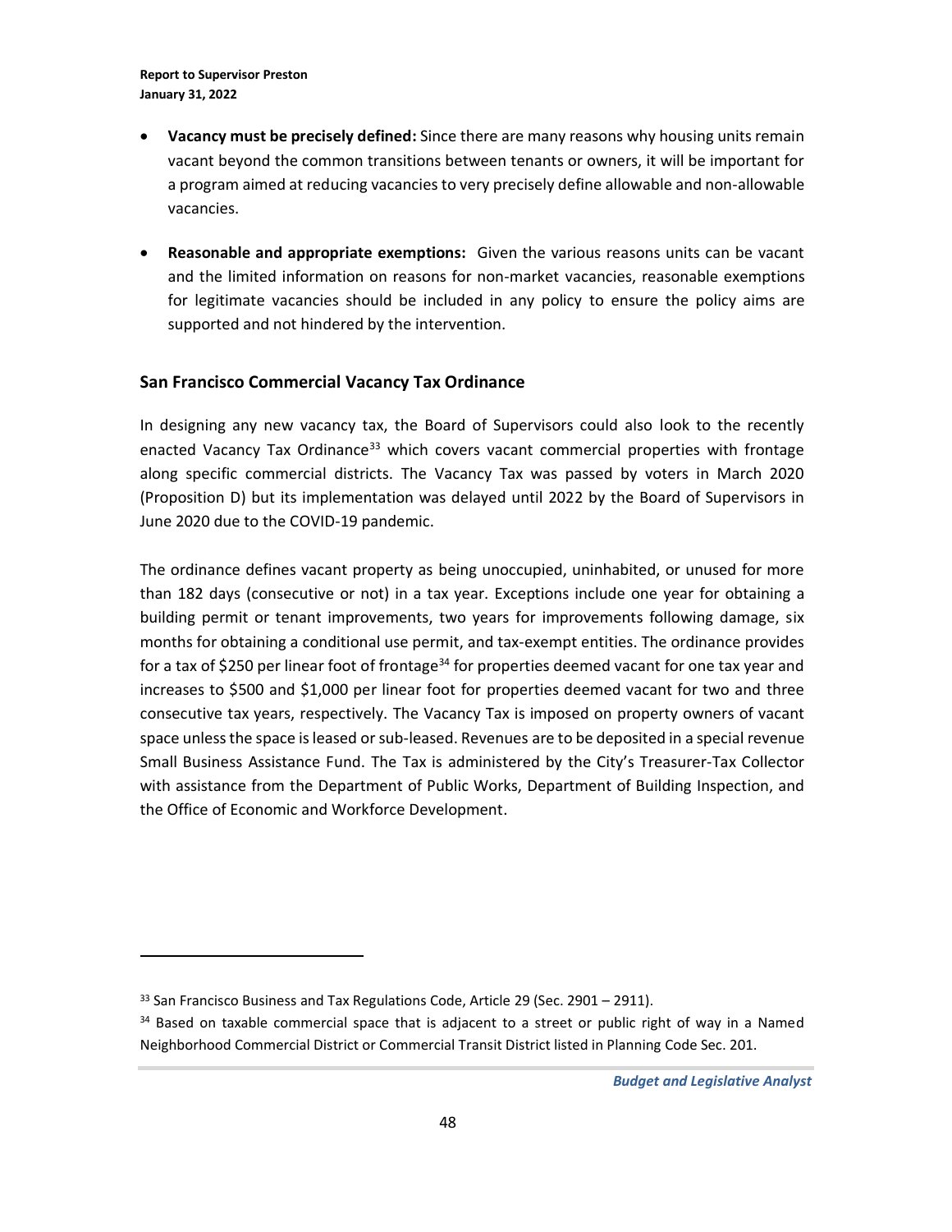- **Vacancy must be precisely defined:** Since there are many reasons why housing units remain vacant beyond the common transitions between tenants or owners, it will be important for a program aimed at reducing vacancies to very precisely define allowable and non-allowable vacancies.

- **Reasonable and appropriate exemptions:** Given the various reasons units can be vacant and the limited information on reasons for non-market vacancies, reasonable exemptions for legitimate vacancies should be included in any policy to ensure the policy aims are supported and not hindered by the intervention.

### San Francisco Commercial Vacancy Tax Ordinance

In designing any new vacancy tax, the Board of Supervisors could also look to the recently enacted Vacancy Tax Ordinance[33] which covers vacant commercial properties with frontage along specific commercial districts. The Vacancy Tax was passed by voters in March 2020 (Proposition D) but its implementation was delayed until 2022 by the Board of Supervisors in June 2020 due to the COVID-19 pandemic.

The ordinance defines vacant property as being unoccupied, uninhabited, or unused for more than 182 days (consecutive or not) in a tax year. Exceptions include one year for obtaining a building permit or tenant improvements, two years for improvements following damage, six months for obtaining a conditional use permit, and tax-exempt entities. The ordinance provides for a tax of $250 per linear foot of frontage[34] for properties deemed vacant for one tax year and increases to $500 and $1,000 per linear foot for properties deemed vacant for two and three consecutive tax years, respectively. The Vacancy Tax is imposed on property owners of vacant space unless the space is leased or sub-leased. Revenues are to be deposited in a special revenue Small Business Assistance Fund. The Tax is administered by the City's Treasurer-Tax Collector with assistance from the Department of Public Works, Department of Building Inspection, and the Office of Economic and Workforce Development.

---

[33] San Francisco Business and Tax Regulations Code, Article 29 (Sec. 2901 – 2911).

[34] Based on taxable commercial space that is adjacent to a street or public right of way in a Named Neighborhood Commercial District or Commercial Transit District listed in Planning Code Sec. 201.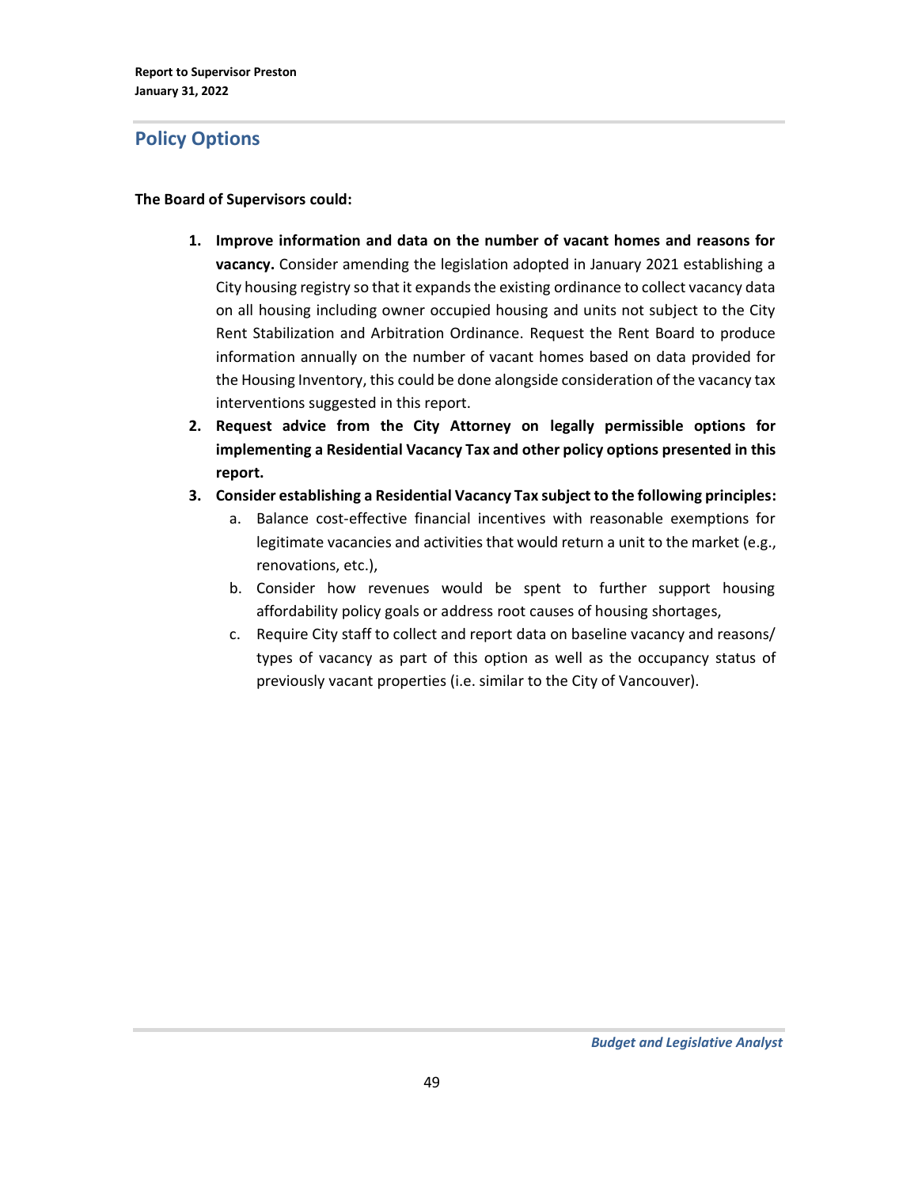## Policy Options

**The Board of Supervisors could:**

1. **Improve information and data on the number of vacant homes and reasons for vacancy.** Consider amending the legislation adopted in January 2021 establishing a City housing registry so that it expands the existing ordinance to collect vacancy data on all housing including owner occupied housing and units not subject to the City Rent Stabilization and Arbitration Ordinance. Request the Rent Board to produce information annually on the number of vacant homes based on data provided for the Housing Inventory, this could be done alongside consideration of the vacancy tax interventions suggested in this report.
2. **Request advice from the City Attorney on legally permissible options for implementing a Residential Vacancy Tax and other policy options presented in this report.**
3. **Consider establishing a Residential Vacancy Tax subject to the following principles:**
   a. Balance cost-effective financial incentives with reasonable exemptions for legitimate vacancies and activities that would return a unit to the market (e.g., renovations, etc.),
   b. Consider how revenues would be spent to further support housing affordability policy goals or address root causes of housing shortages,
   c. Require City staff to collect and report data on baseline vacancy and reasons/ types of vacancy as part of this option as well as the occupancy status of previously vacant properties (i.e. similar to the City of Vancouver).